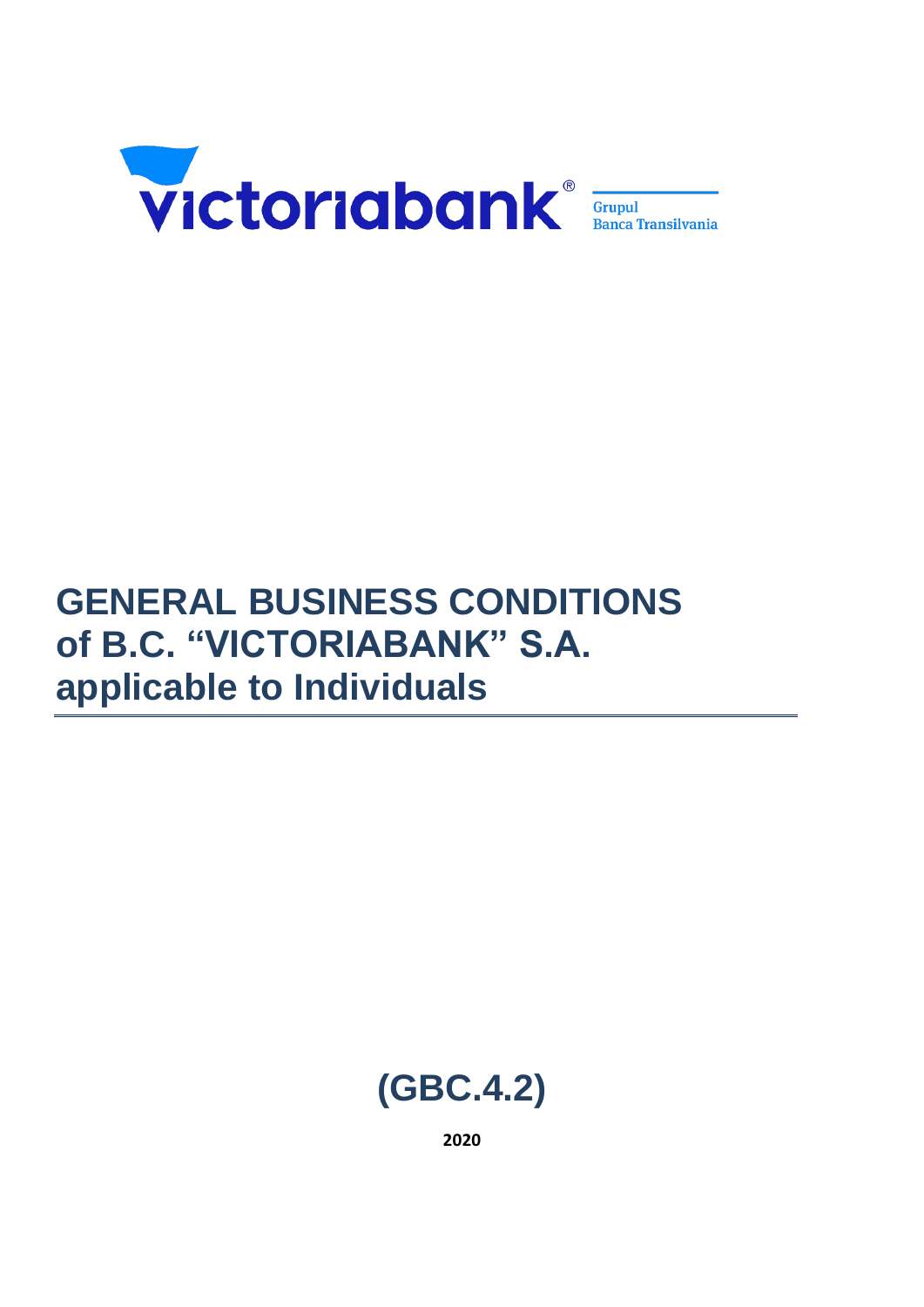victoriabank®

Grupul
Banca Transilvania

# GENERAL BUSINESS CONDITIONS of B.C. "VICTORIABANK" S.A. applicable to Individuals

**(GBC.4.2)**

**2020**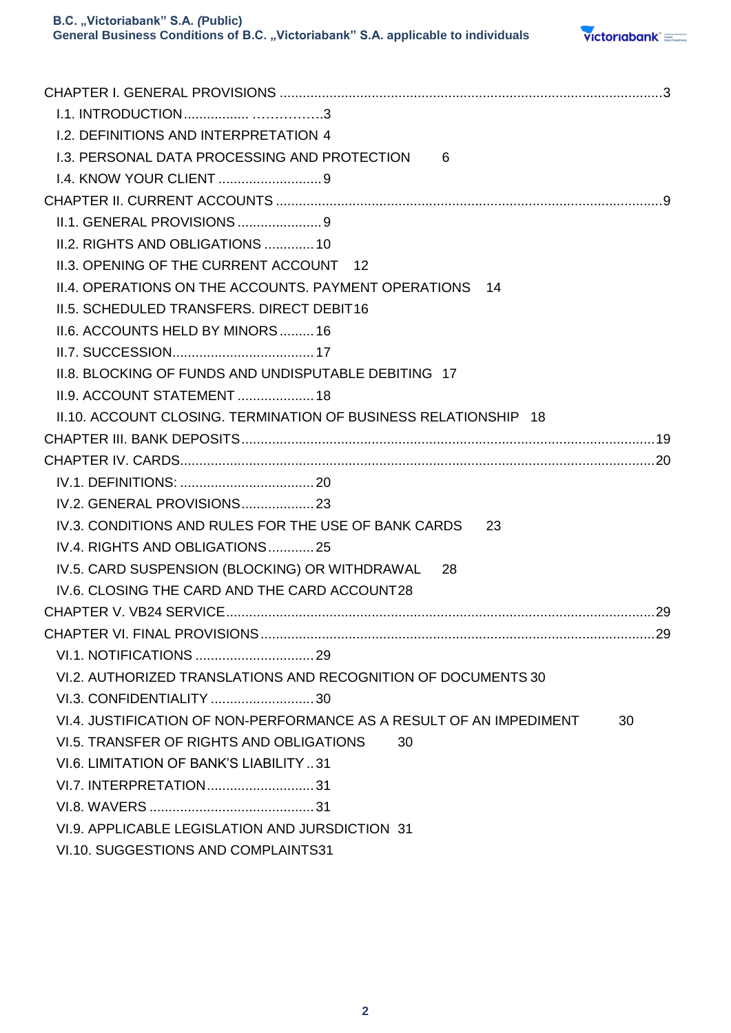CHAPTER I. GENERAL PROVISIONS ....................................................................................................3

- I.1. INTRODUCTION................. ……………3
- I.2. DEFINITIONS AND INTERPRETATION 4
- I.3. PERSONAL DATA PROCESSING AND PROTECTION 6
- I.4. KNOW YOUR CLIENT ............................ 9

CHAPTER II. CURRENT ACCOUNTS ....................................................................................................9

- II.1. GENERAL PROVISIONS ...................... 9
- II.2. RIGHTS AND OBLIGATIONS ............. 10
- II.3. OPENING OF THE CURRENT ACCOUNT 12
- II.4. OPERATIONS ON THE ACCOUNTS. PAYMENT OPERATIONS 14
- II.5. SCHEDULED TRANSFERS. DIRECT DEBIT16
- II.6. ACCOUNTS HELD BY MINORS ......... 16
- II.7. SUCCESSION..................................... 17
- II.8. BLOCKING OF FUNDS AND UNDISPUTABLE DEBITING 17
- II.9. ACCOUNT STATEMENT .................... 18
- II.10. ACCOUNT CLOSING. TERMINATION OF BUSINESS RELATIONSHIP 18

CHAPTER III. BANK DEPOSITS...........................................................................................................19

CHAPTER IV. CARDS...........................................................................................................................20

- IV.1. DEFINITIONS: ................................... 20
- IV.2. GENERAL PROVISIONS................... 23
- IV.3. CONDITIONS AND RULES FOR THE USE OF BANK CARDS 23
- IV.4. RIGHTS AND OBLIGATIONS............ 25
- IV.5. CARD SUSPENSION (BLOCKING) OR WITHDRAWAL 28
- IV.6. CLOSING THE CARD AND THE CARD ACCOUNT28

CHAPTER V. VB24 SERVICE...............................................................................................................29

CHAPTER VI. FINAL PROVISIONS......................................................................................................29

- VI.1. NOTIFICATIONS ............................... 29
- VI.2. AUTHORIZED TRANSLATIONS AND RECOGNITION OF DOCUMENTS 30
- VI.3. CONFIDENTIALITY ........................... 30
- VI.4. JUSTIFICATION OF NON-PERFORMANCE AS A RESULT OF AN IMPEDIMENT 30
- VI.5. TRANSFER OF RIGHTS AND OBLIGATIONS 30
- VI.6. LIMITATION OF BANK'S LIABILITY .. 31
- VI.7. INTERPRETATION............................ 31
- VI.8. WAVERS ........................................... 31
- VI.9. APPLICABLE LEGISLATION AND JURSDICTION 31
- VI.10. SUGGESTIONS AND COMPLAINTS31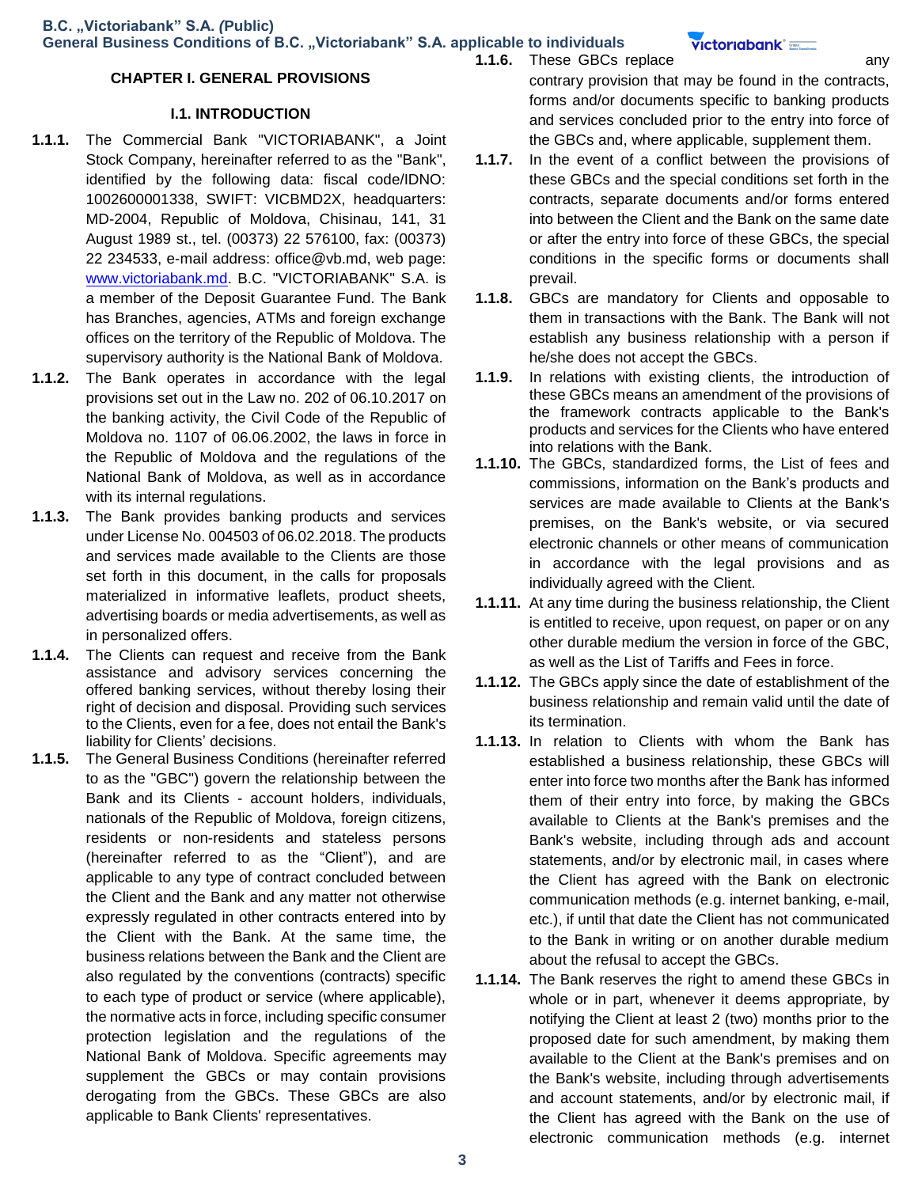# CHAPTER I. GENERAL PROVISIONS

## I.1. INTRODUCTION

**1.1.1.** The Commercial Bank "VICTORIABANK", a Joint Stock Company, hereinafter referred to as the "Bank", identified by the following data: fiscal code/IDNO: 1002600001338, SWIFT: VICBMD2X, headquarters: MD-2004, Republic of Moldova, Chisinau, 141, 31 August 1989 st., tel. (00373) 22 576100, fax: (00373) 22 234533, e-mail address: office@vb.md, web page: www.victoriabank.md. B.C. "VICTORIABANK" S.A. is a member of the Deposit Guarantee Fund. The Bank has Branches, agencies, ATMs and foreign exchange offices on the territory of the Republic of Moldova. The supervisory authority is the National Bank of Moldova.

**1.1.2.** The Bank operates in accordance with the legal provisions set out in the Law no. 202 of 06.10.2017 on the banking activity, the Civil Code of the Republic of Moldova no. 1107 of 06.06.2002, the laws in force in the Republic of Moldova and the regulations of the National Bank of Moldova, as well as in accordance with its internal regulations.

**1.1.3.** The Bank provides banking products and services under License No. 004503 of 06.02.2018. The products and services made available to the Clients are those set forth in this document, in the calls for proposals materialized in informative leaflets, product sheets, advertising boards or media advertisements, as well as in personalized offers.

**1.1.4.** The Clients can request and receive from the Bank assistance and advisory services concerning the offered banking services, without thereby losing their right of decision and disposal. Providing such services to the Clients, even for a fee, does not entail the Bank's liability for Clients' decisions.

**1.1.5.** The General Business Conditions (hereinafter referred to as the "GBC") govern the relationship between the Bank and its Clients - account holders, individuals, nationals of the Republic of Moldova, foreign citizens, residents or non-residents and stateless persons (hereinafter referred to as the "Client"), and are applicable to any type of contract concluded between the Client and the Bank and any matter not otherwise expressly regulated in other contracts entered into by the Client with the Bank. At the same time, the business relations between the Bank and the Client are also regulated by the conventions (contracts) specific to each type of product or service (where applicable), the normative acts in force, including specific consumer protection legislation and the regulations of the National Bank of Moldova. Specific agreements may supplement the GBCs or may contain provisions derogating from the GBCs. These GBCs are also applicable to Bank Clients' representatives.

**1.1.6.** These GBCs replace any contrary provision that may be found in the contracts, forms and/or documents specific to banking products and services concluded prior to the entry into force of the GBCs and, where applicable, supplement them.

**1.1.7.** In the event of a conflict between the provisions of these GBCs and the special conditions set forth in the contracts, separate documents and/or forms entered into between the Client and the Bank on the same date or after the entry into force of these GBCs, the special conditions in the specific forms or documents shall prevail.

**1.1.8.** GBCs are mandatory for Clients and opposable to them in transactions with the Bank. The Bank will not establish any business relationship with a person if he/she does not accept the GBCs.

**1.1.9.** In relations with existing clients, the introduction of these GBCs means an amendment of the provisions of the framework contracts applicable to the Bank's products and services for the Clients who have entered into relations with the Bank.

**1.1.10.** The GBCs, standardized forms, the List of fees and commissions, information on the Bank's products and services are made available to Clients at the Bank's premises, on the Bank's website, or via secured electronic channels or other means of communication in accordance with the legal provisions and as individually agreed with the Client.

**1.1.11.** At any time during the business relationship, the Client is entitled to receive, upon request, on paper or on any other durable medium the version in force of the GBC, as well as the List of Tariffs and Fees in force.

**1.1.12.** The GBCs apply since the date of establishment of the business relationship and remain valid until the date of its termination.

**1.1.13.** In relation to Clients with whom the Bank has established a business relationship, these GBCs will enter into force two months after the Bank has informed them of their entry into force, by making the GBCs available to Clients at the Bank's premises and the Bank's website, including through ads and account statements, and/or by electronic mail, in cases where the Client has agreed with the Bank on electronic communication methods (e.g. internet banking, e-mail, etc.), if until that date the Client has not communicated to the Bank in writing or on another durable medium about the refusal to accept the GBCs.

**1.1.14.** The Bank reserves the right to amend these GBCs in whole or in part, whenever it deems appropriate, by notifying the Client at least 2 (two) months prior to the proposed date for such amendment, by making them available to the Client at the Bank's premises and on the Bank's website, including through advertisements and account statements, and/or by electronic mail, if the Client has agreed with the Bank on the use of electronic communication methods (e.g. internet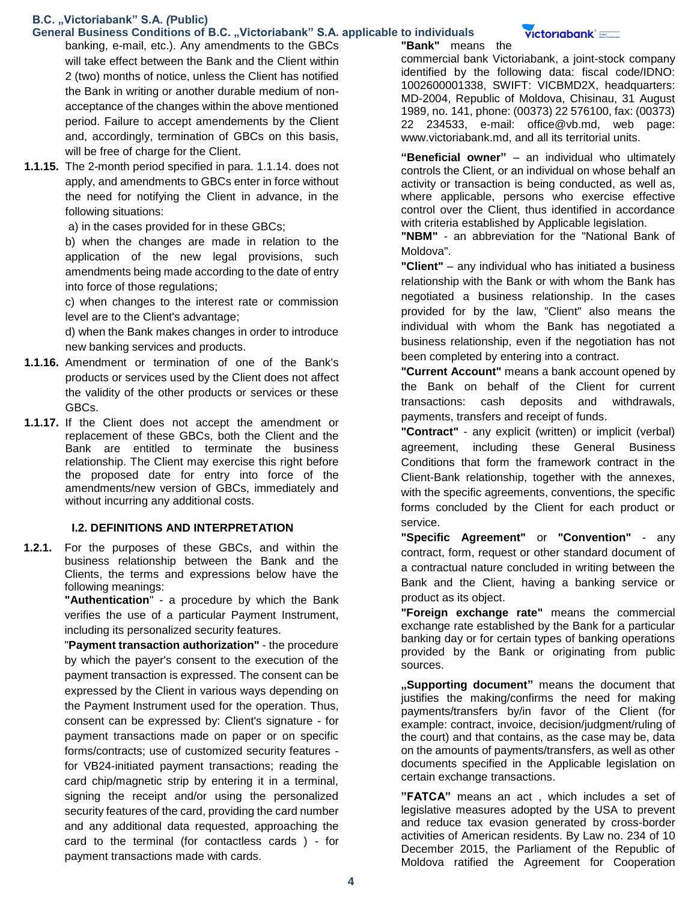banking, e-mail, etc.). Any amendments to the GBCs will take effect between the Bank and the Client within 2 (two) months of notice, unless the Client has notified the Bank in writing or another durable medium of non-acceptance of the changes within the above mentioned period. Failure to accept amendements by the Client and, accordingly, termination of GBCs on this basis, will be free of charge for the Client.

**1.1.15.** The 2-month period specified in para. 1.1.14. does not apply, and amendments to GBCs enter in force without the need for notifying the Client in advance, in the following situations:

a) in the cases provided for in these GBCs;

b) when the changes are made in relation to the application of the new legal provisions, such amendments being made according to the date of entry into force of those regulations;

c) when changes to the interest rate or commission level are to the Client's advantage;

d) when the Bank makes changes in order to introduce new banking services and products.

**1.1.16.** Amendment or termination of one of the Bank's products or services used by the Client does not affect the validity of the other products or services or these GBCs.

**1.1.17.** If the Client does not accept the amendment or replacement of these GBCs, both the Client and the Bank are entitled to terminate the business relationship. The Client may exercise this right before the proposed date for entry into force of the amendments/new version of GBCs, immediately and without incurring any additional costs.

### I.2. DEFINITIONS AND INTERPRETATION

**1.2.1.** For the purposes of these GBCs, and within the business relationship between the Bank and the Clients, the terms and expressions below have the following meanings:

**"Authentication**" - a procedure by which the Bank verifies the use of a particular Payment Instrument, including its personalized security features.

"**Payment transaction authorization"** - the procedure by which the payer's consent to the execution of the payment transaction is expressed. The consent can be expressed by the Client in various ways depending on the Payment Instrument used for the operation. Thus, consent can be expressed by: Client's signature - for payment transactions made on paper or on specific forms/contracts; use of customized security features - for VB24-initiated payment transactions; reading the card chip/magnetic strip by entering it in a terminal, signing the receipt and/or using the personalized security features of the card, providing the card number and any additional data requested, approaching the card to the terminal (for contactless cards ) - for payment transactions made with cards.

**"Bank"** means the commercial bank Victoriabank, a joint-stock company identified by the following data: fiscal code/IDNO: 1002600001338, SWIFT: VICBMD2X, headquarters: MD-2004, Republic of Moldova, Chisinau, 31 August 1989, no. 141, phone: (00373) 22 576100, fax: (00373) 22 234533, e-mail: office@vb.md, web page: www.victoriabank.md, and all its territorial units.

**"Beneficial owner"** – an individual who ultimately controls the Client, or an individual on whose behalf an activity or transaction is being conducted, as well as, where applicable, persons who exercise effective control over the Client, thus identified in accordance with criteria established by Applicable legislation.

**"NBM"** - an abbreviation for the "National Bank of Moldova".

**"Client"** – any individual who has initiated a business relationship with the Bank or with whom the Bank has negotiated a business relationship. In the cases provided for by the law, "Client" also means the individual with whom the Bank has negotiated a business relationship, even if the negotiation has not been completed by entering into a contract.

**"Current Account"** means a bank account opened by the Bank on behalf of the Client for current transactions: cash deposits and withdrawals, payments, transfers and receipt of funds.

**"Contract"** - any explicit (written) or implicit (verbal) agreement, including these General Business Conditions that form the framework contract in the Client-Bank relationship, together with the annexes, with the specific agreements, conventions, the specific forms concluded by the Client for each product or service.

**"Specific Agreement"** or **"Convention"** - any contract, form, request or other standard document of a contractual nature concluded in writing between the Bank and the Client, having a banking service or product as its object.

**"Foreign exchange rate"** means the commercial exchange rate established by the Bank for a particular banking day or for certain types of banking operations provided by the Bank or originating from public sources.

**„Supporting document"** means the document that justifies the making/confirms the need for making payments/transfers by/in favor of the Client (for example: contract, invoice, decision/judgment/ruling of the court) and that contains, as the case may be, data on the amounts of payments/transfers, as well as other documents specified in the Applicable legislation on certain exchange transactions.

**"FATCA"** means an act , which includes a set of legislative measures adopted by the USA to prevent and reduce tax evasion generated by cross-border activities of American residents. By Law no. 234 of 10 December 2015, the Parliament of the Republic of Moldova ratified the Agreement for Cooperation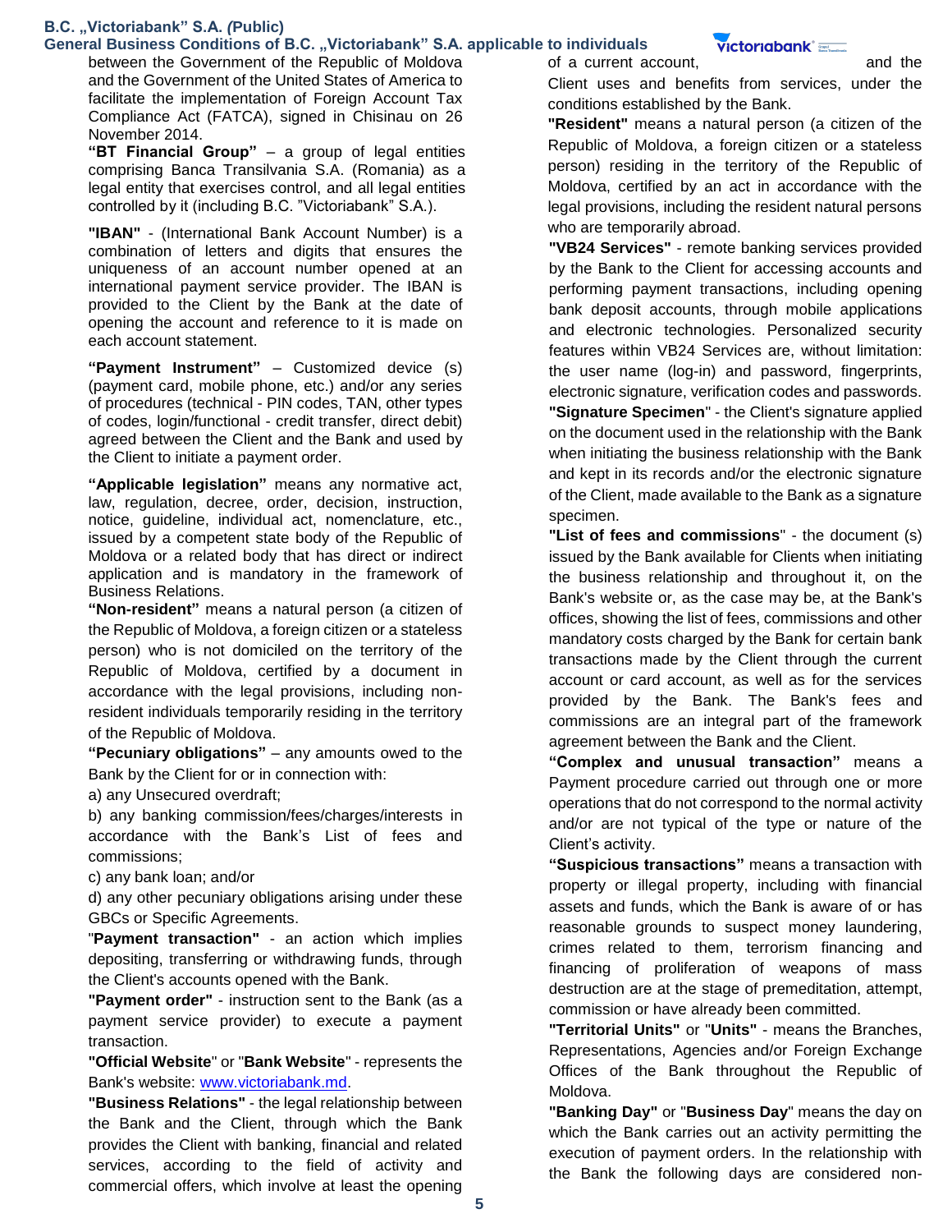between the Government of the Republic of Moldova and the Government of the United States of America to facilitate the implementation of Foreign Account Tax Compliance Act (FATCA), signed in Chisinau on 26 November 2014.

**"BT Financial Group"** – a group of legal entities comprising Banca Transilvania S.A. (Romania) as a legal entity that exercises control, and all legal entities controlled by it (including B.C. "Victoriabank" S.A.).

**"IBAN"** - (International Bank Account Number) is a combination of letters and digits that ensures the uniqueness of an account number opened at an international payment service provider. The IBAN is provided to the Client by the Bank at the date of opening the account and reference to it is made on each account statement.

**"Payment Instrument"** – Customized device (s) (payment card, mobile phone, etc.) and/or any series of procedures (technical - PIN codes, TAN, other types of codes, login/functional - credit transfer, direct debit) agreed between the Client and the Bank and used by the Client to initiate a payment order.

**"Applicable legislation"** means any normative act, law, regulation, decree, order, decision, instruction, notice, guideline, individual act, nomenclature, etc., issued by a competent state body of the Republic of Moldova or a related body that has direct or indirect application and is mandatory in the framework of Business Relations.

**"Non-resident"** means a natural person (a citizen of the Republic of Moldova, a foreign citizen or a stateless person) who is not domiciled on the territory of the Republic of Moldova, certified by a document in accordance with the legal provisions, including non-resident individuals temporarily residing in the territory of the Republic of Moldova.

**"Pecuniary obligations"** – any amounts owed to the Bank by the Client for or in connection with:

a) any Unsecured overdraft;

b) any banking commission/fees/charges/interests in accordance with the Bank's List of fees and commissions;

c) any bank loan; and/or

d) any other pecuniary obligations arising under these GBCs or Specific Agreements.

"**Payment transaction"** - an action which implies depositing, transferring or withdrawing funds, through the Client's accounts opened with the Bank.

**"Payment order"** - instruction sent to the Bank (as a payment service provider) to execute a payment transaction.

**"Official Website**" or "**Bank Website**" - represents the Bank's website: www.victoriabank.md.

**"Business Relations"** - the legal relationship between the Bank and the Client, through which the Bank provides the Client with banking, financial and related services, according to the field of activity and commercial offers, which involve at least the opening of a current account, and the Client uses and benefits from services, under the conditions established by the Bank.

**"Resident"** means a natural person (a citizen of the Republic of Moldova, a foreign citizen or a stateless person) residing in the territory of the Republic of Moldova, certified by an act in accordance with the legal provisions, including the resident natural persons who are temporarily abroad.

**"VB24 Services"** - remote banking services provided by the Bank to the Client for accessing accounts and performing payment transactions, including opening bank deposit accounts, through mobile applications and electronic technologies. Personalized security features within VB24 Services are, without limitation: the user name (log-in) and password, fingerprints, electronic signature, verification codes and passwords.

**"Signature Specimen**" - the Client's signature applied on the document used in the relationship with the Bank when initiating the business relationship with the Bank and kept in its records and/or the electronic signature of the Client, made available to the Bank as a signature specimen.

**"List of fees and commissions**" - the document (s) issued by the Bank available for Clients when initiating the business relationship and throughout it, on the Bank's website or, as the case may be, at the Bank's offices, showing the list of fees, commissions and other mandatory costs charged by the Bank for certain bank transactions made by the Client through the current account or card account, as well as for the services provided by the Bank. The Bank's fees and commissions are an integral part of the framework agreement between the Bank and the Client.

**"Complex and unusual transaction"** means a Payment procedure carried out through one or more operations that do not correspond to the normal activity and/or are not typical of the type or nature of the Client's activity.

**"Suspicious transactions"** means a transaction with property or illegal property, including with financial assets and funds, which the Bank is aware of or has reasonable grounds to suspect money laundering, crimes related to them, terrorism financing and financing of proliferation of weapons of mass destruction are at the stage of premeditation, attempt, commission or have already been committed.

**"Territorial Units"** or "**Units"** - means the Branches, Representations, Agencies and/or Foreign Exchange Offices of the Bank throughout the Republic of Moldova.

**"Banking Day"** or "**Business Day**" means the day on which the Bank carries out an activity permitting the execution of payment orders. In the relationship with the Bank the following days are considered non-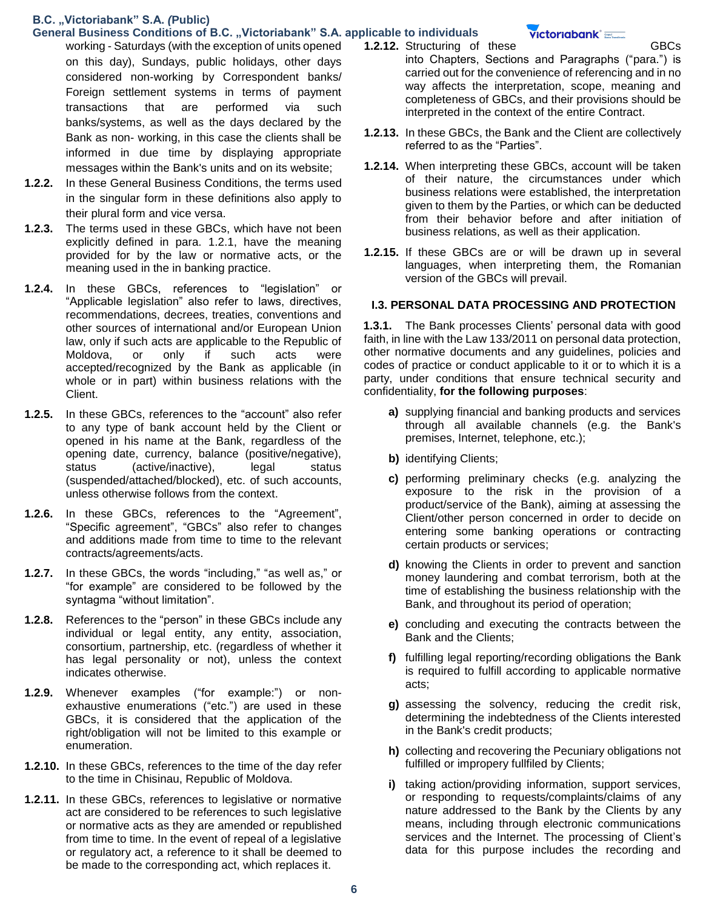working - Saturdays (with the exception of units opened on this day), Sundays, public holidays, other days considered non-working by Correspondent banks/ Foreign settlement systems in terms of payment transactions that are performed via such banks/systems, as well as the days declared by the Bank as non- working, in this case the clients shall be informed in due time by displaying appropriate messages within the Bank's units and on its website;

**1.2.2.** In these General Business Conditions, the terms used in the singular form in these definitions also apply to their plural form and vice versa.

**1.2.3.** The terms used in these GBCs, which have not been explicitly defined in para. 1.2.1, have the meaning provided for by the law or normative acts, or the meaning used in the in banking practice.

**1.2.4.** In these GBCs, references to "legislation" or "Applicable legislation" also refer to laws, directives, recommendations, decrees, treaties, conventions and other sources of international and/or European Union law, only if such acts are applicable to the Republic of Moldova, or only if such acts were accepted/recognized by the Bank as applicable (in whole or in part) within business relations with the Client.

**1.2.5.** In these GBCs, references to the "account" also refer to any type of bank account held by the Client or opened in his name at the Bank, regardless of the opening date, currency, balance (positive/negative), status (active/inactive), legal status (suspended/attached/blocked), etc. of such accounts, unless otherwise follows from the context.

**1.2.6.** In these GBCs, references to the "Agreement", "Specific agreement", "GBCs" also refer to changes and additions made from time to time to the relevant contracts/agreements/acts.

**1.2.7.** In these GBCs, the words "including," "as well as," or "for example" are considered to be followed by the syntagma "without limitation".

**1.2.8.** References to the "person" in these GBCs include any individual or legal entity, any entity, association, consortium, partnership, etc. (regardless of whether it has legal personality or not), unless the context indicates otherwise.

**1.2.9.** Whenever examples ("for example:") or non-exhaustive enumerations ("etc.") are used in these GBCs, it is considered that the application of the right/obligation will not be limited to this example or enumeration.

**1.2.10.** In these GBCs, references to the time of the day refer to the time in Chisinau, Republic of Moldova.

**1.2.11.** In these GBCs, references to legislative or normative act are considered to be references to such legislative or normative acts as they are amended or republished from time to time. In the event of repeal of a legislative or regulatory act, a reference to it shall be deemed to be made to the corresponding act, which replaces it.

**1.2.12.** Structuring of these GBCs into Chapters, Sections and Paragraphs ("para.") is carried out for the convenience of referencing and in no way affects the interpretation, scope, meaning and completeness of GBCs, and their provisions should be interpreted in the context of the entire Contract.

**1.2.13.** In these GBCs, the Bank and the Client are collectively referred to as the "Parties".

**1.2.14.** When interpreting these GBCs, account will be taken of their nature, the circumstances under which business relations were established, the interpretation given to them by the Parties, or which can be deducted from their behavior before and after initiation of business relations, as well as their application.

**1.2.15.** If these GBCs are or will be drawn up in several languages, when interpreting them, the Romanian version of the GBCs will prevail.

## I.3. PERSONAL DATA PROCESSING AND PROTECTION

**1.3.1.** The Bank processes Clients' personal data with good faith, in line with the Law 133/2011 on personal data protection, other normative documents and any guidelines, policies and codes of practice or conduct applicable to it or to which it is a party, under conditions that ensure technical security and confidentiality, **for the following purposes**:

- **a)** supplying financial and banking products and services through all available channels (e.g. the Bank's premises, Internet, telephone, etc.);
- **b)** identifying Clients;
- **c)** performing preliminary checks (e.g. analyzing the exposure to the risk in the provision of a product/service of the Bank), aiming at assessing the Client/other person concerned in order to decide on entering some banking operations or contracting certain products or services;
- **d)** knowing the Clients in order to prevent and sanction money laundering and combat terrorism, both at the time of establishing the business relationship with the Bank, and throughout its period of operation;
- **e)** concluding and executing the contracts between the Bank and the Clients;
- **f)** fulfilling legal reporting/recording obligations the Bank is required to fulfill according to applicable normative acts;
- **g)** assessing the solvency, reducing the credit risk, determining the indebtedness of the Clients interested in the Bank's credit products;
- **h)** collecting and recovering the Pecuniary obligations not fulfilled or impropery fullfiled by Clients;
- **i)** taking action/providing information, support services, or responding to requests/complaints/claims of any nature addressed to the Bank by the Clients by any means, including through electronic communications services and the Internet. The processing of Client's data for this purpose includes the recording and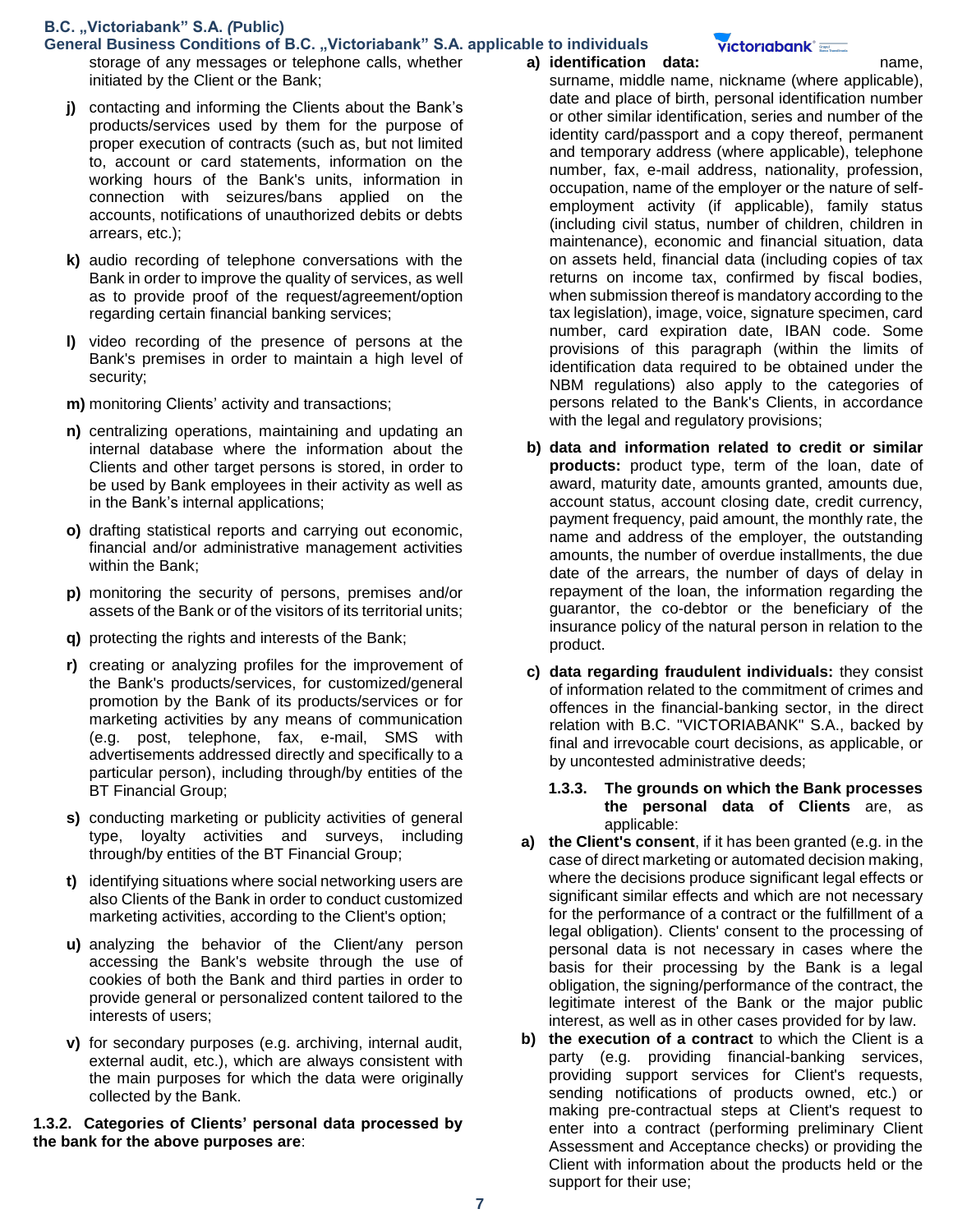storage of any messages or telephone calls, whether initiated by the Client or the Bank;

**j)** contacting and informing the Clients about the Bank's products/services used by them for the purpose of proper execution of contracts (such as, but not limited to, account or card statements, information on the working hours of the Bank's units, information in connection with seizures/bans applied on the accounts, notifications of unauthorized debits or debts arrears, etc.);

**k)** audio recording of telephone conversations with the Bank in order to improve the quality of services, as well as to provide proof of the request/agreement/option regarding certain financial banking services;

**l)** video recording of the presence of persons at the Bank's premises in order to maintain a high level of security;

**m)** monitoring Clients' activity and transactions;

**n)** centralizing operations, maintaining and updating an internal database where the information about the Clients and other target persons is stored, in order to be used by Bank employees in their activity as well as in the Bank's internal applications;

**o)** drafting statistical reports and carrying out economic, financial and/or administrative management activities within the Bank;

**p)** monitoring the security of persons, premises and/or assets of the Bank or of the visitors of its territorial units;

**q)** protecting the rights and interests of the Bank;

**r)** creating or analyzing profiles for the improvement of the Bank's products/services, for customized/general promotion by the Bank of its products/services or for marketing activities by any means of communication (e.g. post, telephone, fax, e-mail, SMS with advertisements addressed directly and specifically to a particular person), including through/by entities of the BT Financial Group;

**s)** conducting marketing or publicity activities of general type, loyalty activities and surveys, including through/by entities of the BT Financial Group;

**t)** identifying situations where social networking users are also Clients of the Bank in order to conduct customized marketing activities, according to the Client's option;

**u)** analyzing the behavior of the Client/any person accessing the Bank's website through the use of cookies of both the Bank and third parties in order to provide general or personalized content tailored to the interests of users;

**v)** for secondary purposes (e.g. archiving, internal audit, external audit, etc.), which are always consistent with the main purposes for which the data were originally collected by the Bank.

**1.3.2. Categories of Clients' personal data processed by the bank for the above purposes are**:

**a) identification data:** name, surname, middle name, nickname (where applicable), date and place of birth, personal identification number or other similar identification, series and number of the identity card/passport and a copy thereof, permanent and temporary address (where applicable), telephone number, fax, e-mail address, nationality, profession, occupation, name of the employer or the nature of self-employment activity (if applicable), family status (including civil status, number of children, children in maintenance), economic and financial situation, data on assets held, financial data (including copies of tax returns on income tax, confirmed by fiscal bodies, when submission thereof is mandatory according to the tax legislation), image, voice, signature specimen, card number, card expiration date, IBAN code. Some provisions of this paragraph (within the limits of identification data required to be obtained under the NBM regulations) also apply to the categories of persons related to the Bank's Clients, in accordance with the legal and regulatory provisions;

**b) data and information related to credit or similar products:** product type, term of the loan, date of award, maturity date, amounts granted, amounts due, account status, account closing date, credit currency, payment frequency, paid amount, the monthly rate, the name and address of the employer, the outstanding amounts, the number of overdue installments, the due date of the arrears, the number of days of delay in repayment of the loan, the information regarding the guarantor, the co-debtor or the beneficiary of the insurance policy of the natural person in relation to the product.

**c) data regarding fraudulent individuals:** they consist of information related to the commitment of crimes and offences in the financial-banking sector, in the direct relation with B.C. "VICTORIABANK" S.A., backed by final and irrevocable court decisions, as applicable, or by uncontested administrative deeds;

**1.3.3. The grounds on which the Bank processes the personal data of Clients** are, as applicable:

**a) the Client's consent**, if it has been granted (e.g. in the case of direct marketing or automated decision making, where the decisions produce significant legal effects or significant similar effects and which are not necessary for the performance of a contract or the fulfillment of a legal obligation). Clients' consent to the processing of personal data is not necessary in cases where the basis for their processing by the Bank is a legal obligation, the signing/performance of the contract, the legitimate interest of the Bank or the major public interest, as well as in other cases provided for by law.

**b) the execution of a contract** to which the Client is a party (e.g. providing financial-banking services, providing support services for Client's requests, sending notifications of products owned, etc.) or making pre-contractual steps at Client's request to enter into a contract (performing preliminary Client Assessment and Acceptance checks) or providing the Client with information about the products held or the support for their use;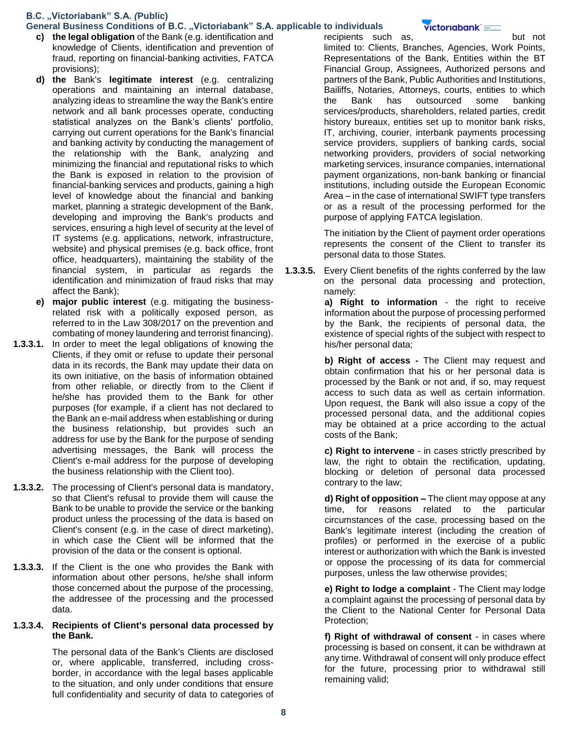- **c) the legal obligation** of the Bank (e.g. identification and knowledge of Clients, identification and prevention of fraud, reporting on financial-banking activities, FATCA provisions);
- **d) the** Bank's **legitimate interest** (e.g. centralizing operations and maintaining an internal database, analyzing ideas to streamline the way the Bank's entire network and all bank processes operate, conducting statistical analyzes on the Bank's clients' portfolio, carrying out current operations for the Bank's financial and banking activity by conducting the management of the relationship with the Bank, analyzing and minimizing the financial and reputational risks to which the Bank is exposed in relation to the provision of financial-banking services and products, gaining a high level of knowledge about the financial and banking market, planning a strategic development of the Bank, developing and improving the Bank's products and services, ensuring a high level of security at the level of IT systems (e.g. applications, network, infrastructure, website) and physical premises (e.g. back office, front office, headquarters), maintaining the stability of the financial system, in particular as regards the identification and minimization of fraud risks that may affect the Bank);
- **e) major public interest** (e.g. mitigating the business-related risk with a politically exposed person, as referred to in the Law 308/2017 on the prevention and combating of money laundering and terrorist financing).

**1.3.3.1.** In order to meet the legal obligations of knowing the Clients, if they omit or refuse to update their personal data in its records, the Bank may update their data on its own initiative, on the basis of information obtained from other reliable, or directly from to the Client if he/she has provided them to the Bank for other purposes (for example, if a client has not declared to the Bank an e-mail address when establishing or during the business relationship, but provides such an address for use by the Bank for the purpose of sending advertising messages, the Bank will process the Client's e-mail address for the purpose of developing the business relationship with the Client too).

**1.3.3.2.** The processing of Client's personal data is mandatory, so that Client's refusal to provide them will cause the Bank to be unable to provide the service or the banking product unless the processing of the data is based on Client's consent (e.g. in the case of direct marketing), in which case the Client will be informed that the provision of the data or the consent is optional.

**1.3.3.3.** If the Client is the one who provides the Bank with information about other persons, he/she shall inform those concerned about the purpose of the processing, the addressee of the processing and the processed data.

**1.3.3.4. Recipients of Client's personal data processed by the Bank.**

The personal data of the Bank's Clients are disclosed or, where applicable, transferred, including cross-border, in accordance with the legal bases applicable to the situation, and only under conditions that ensure full confidentiality and security of data to categories of recipients such as, but not limited to: Clients, Branches, Agencies, Work Points, Representations of the Bank, Entities within the BT Financial Group, Assignees, Authorized persons and partners of the Bank, Public Authorities and Institutions, Bailiffs, Notaries, Attorneys, courts, entities to which the Bank has outsourced some banking services/products, shareholders, related parties, credit history bureaux, entities set up to monitor bank risks, IT, archiving, courier, interbank payments processing service providers, suppliers of banking cards, social networking providers, providers of social networking marketing services, insurance companies, international payment organizations, non-bank banking or financial institutions, including outside the European Economic Area – in the case of international SWIFT type transfers or as a result of the processing performed for the purpose of applying FATCA legislation.

The initiation by the Client of payment order operations represents the consent of the Client to transfer its personal data to those States.

**1.3.3.5.** Every Client benefits of the rights conferred by the law on the personal data processing and protection, namely:

**a) Right to information** - the right to receive information about the purpose of processing performed by the Bank, the recipients of personal data, the existence of special rights of the subject with respect to his/her personal data;

**b) Right of access -** The Client may request and obtain confirmation that his or her personal data is processed by the Bank or not and, if so, may request access to such data as well as certain information. Upon request, the Bank will also issue a copy of the processed personal data, and the additional copies may be obtained at a price according to the actual costs of the Bank;

**c) Right to intervene** - in cases strictly prescribed by law, the right to obtain the rectification, updating, blocking or deletion of personal data processed contrary to the law;

**d) Right of opposition –** The client may oppose at any time, for reasons related to the particular circumstances of the case, processing based on the Bank's legitimate interest (including the creation of profiles) or performed in the exercise of a public interest or authorization with which the Bank is invested or oppose the processing of its data for commercial purposes, unless the law otherwise provides;

**e) Right to lodge a complaint** - The Client may lodge a complaint against the processing of personal data by the Client to the National Center for Personal Data Protection;

**f) Right of withdrawal of consent** - in cases where processing is based on consent, it can be withdrawn at any time. Withdrawal of consent will only produce effect for the future, processing prior to withdrawal still remaining valid;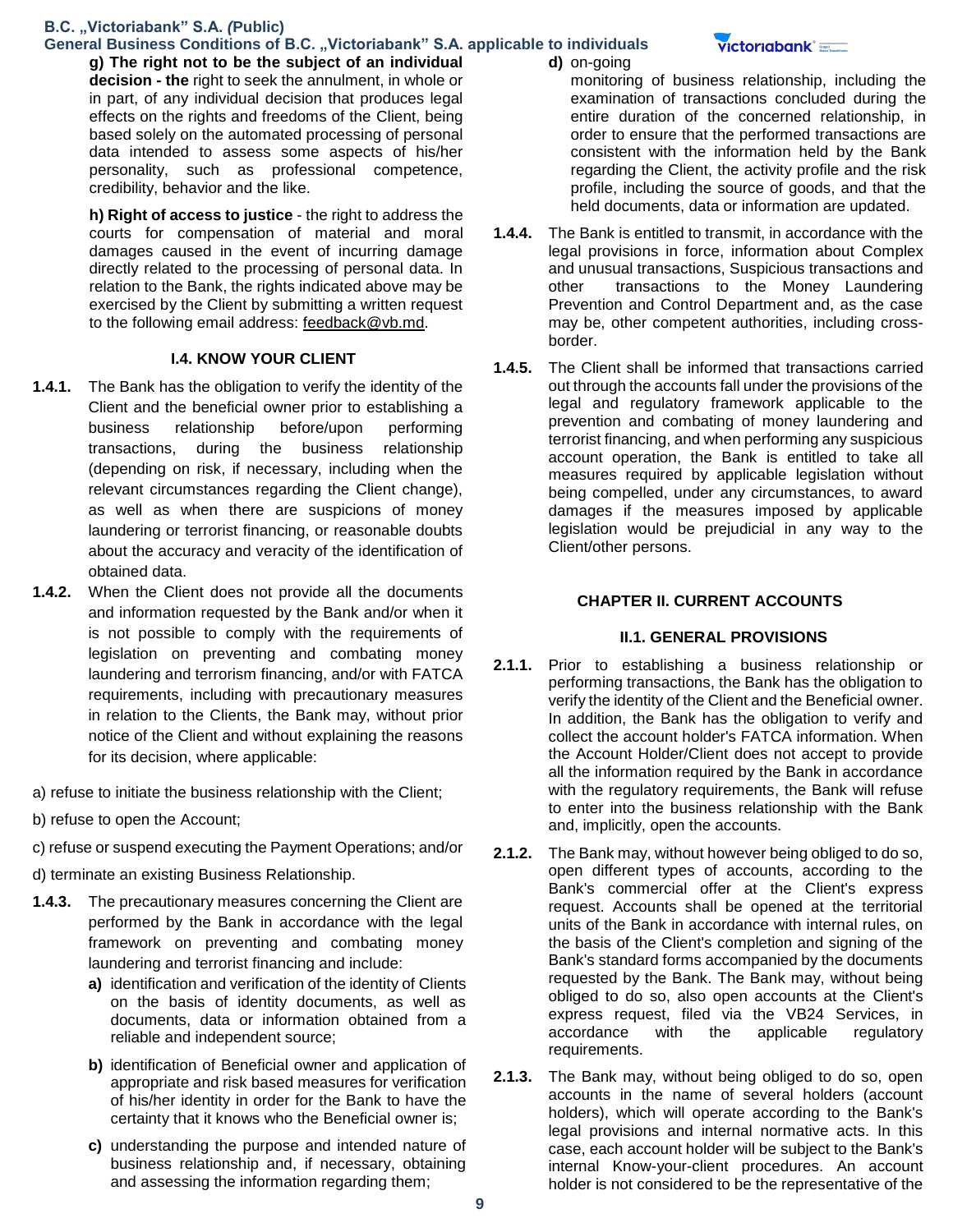**g) The right not to be the subject of an individual decision - the** right to seek the annulment, in whole or in part, of any individual decision that produces legal effects on the rights and freedoms of the Client, being based solely on the automated processing of personal data intended to assess some aspects of his/her personality, such as professional competence, credibility, behavior and the like.

**h) Right of access to justice** - the right to address the courts for compensation of material and moral damages caused in the event of incurring damage directly related to the processing of personal data. In relation to the Bank, the rights indicated above may be exercised by the Client by submitting a written request to the following email address: feedback@vb.md.

### I.4. KNOW YOUR CLIENT

**1.4.1.** The Bank has the obligation to verify the identity of the Client and the beneficial owner prior to establishing a business relationship before/upon performing transactions, during the business relationship (depending on risk, if necessary, including when the relevant circumstances regarding the Client change), as well as when there are suspicions of money laundering or terrorist financing, or reasonable doubts about the accuracy and veracity of the identification of obtained data.

**1.4.2.** When the Client does not provide all the documents and information requested by the Bank and/or when it is not possible to comply with the requirements of legislation on preventing and combating money laundering and terrorism financing, and/or with FATCA requirements, including with precautionary measures in relation to the Clients, the Bank may, without prior notice of the Client and without explaining the reasons for its decision, where applicable:

a) refuse to initiate the business relationship with the Client;

b) refuse to open the Account;

c) refuse or suspend executing the Payment Operations; and/or

d) terminate an existing Business Relationship.

**1.4.3.** The precautionary measures concerning the Client are performed by the Bank in accordance with the legal framework on preventing and combating money laundering and terrorist financing and include:

**a)** identification and verification of the identity of Clients on the basis of identity documents, as well as documents, data or information obtained from a reliable and independent source;

**b)** identification of Beneficial owner and application of appropriate and risk based measures for verification of his/her identity in order for the Bank to have the certainty that it knows who the Beneficial owner is;

**c)** understanding the purpose and intended nature of business relationship and, if necessary, obtaining and assessing the information regarding them;

**d)** on-going monitoring of business relationship, including the examination of transactions concluded during the entire duration of the concerned relationship, in order to ensure that the performed transactions are consistent with the information held by the Bank regarding the Client, the activity profile and the risk profile, including the source of goods, and that the held documents, data or information are updated.

**1.4.4.** The Bank is entitled to transmit, in accordance with the legal provisions in force, information about Complex and unusual transactions, Suspicious transactions and other transactions to the Money Laundering Prevention and Control Department and, as the case may be, other competent authorities, including cross-border.

**1.4.5.** The Client shall be informed that transactions carried out through the accounts fall under the provisions of the legal and regulatory framework applicable to the prevention and combating of money laundering and terrorist financing, and when performing any suspicious account operation, the Bank is entitled to take all measures required by applicable legislation without being compelled, under any circumstances, to award damages if the measures imposed by applicable legislation would be prejudicial in any way to the Client/other persons.

## CHAPTER II. CURRENT ACCOUNTS

### II.1. GENERAL PROVISIONS

**2.1.1.** Prior to establishing a business relationship or performing transactions, the Bank has the obligation to verify the identity of the Client and the Beneficial owner. In addition, the Bank has the obligation to verify and collect the account holder's FATCA information. When the Account Holder/Client does not accept to provide all the information required by the Bank in accordance with the regulatory requirements, the Bank will refuse to enter into the business relationship with the Bank and, implicitly, open the accounts.

**2.1.2.** The Bank may, without however being obliged to do so, open different types of accounts, according to the Bank's commercial offer at the Client's express request. Accounts shall be opened at the territorial units of the Bank in accordance with internal rules, on the basis of the Client's completion and signing of the Bank's standard forms accompanied by the documents requested by the Bank. The Bank may, without being obliged to do so, also open accounts at the Client's express request, filed via the VB24 Services, in accordance with the applicable regulatory requirements.

**2.1.3.** The Bank may, without being obliged to do so, open accounts in the name of several holders (account holders), which will operate according to the Bank's legal provisions and internal normative acts. In this case, each account holder will be subject to the Bank's internal Know-your-client procedures. An account holder is not considered to be the representative of the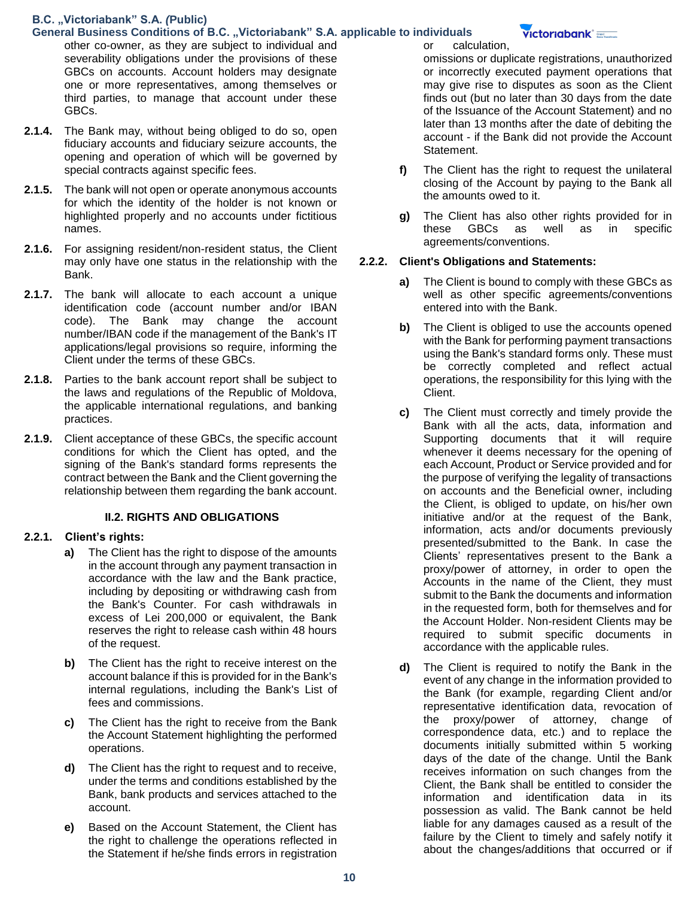other co-owner, as they are subject to individual and severability obligations under the provisions of these GBCs on accounts. Account holders may designate one or more representatives, among themselves or third parties, to manage that account under these GBCs.

**2.1.4.** The Bank may, without being obliged to do so, open fiduciary accounts and fiduciary seizure accounts, the opening and operation of which will be governed by special contracts against specific fees.

**2.1.5.** The bank will not open or operate anonymous accounts for which the identity of the holder is not known or highlighted properly and no accounts under fictitious names.

**2.1.6.** For assigning resident/non-resident status, the Client may only have one status in the relationship with the Bank.

**2.1.7.** The bank will allocate to each account a unique identification code (account number and/or IBAN code). The Bank may change the account number/IBAN code if the management of the Bank's IT applications/legal provisions so require, informing the Client under the terms of these GBCs.

**2.1.8.** Parties to the bank account report shall be subject to the laws and regulations of the Republic of Moldova, the applicable international regulations, and banking practices.

**2.1.9.** Client acceptance of these GBCs, the specific account conditions for which the Client has opted, and the signing of the Bank's standard forms represents the contract between the Bank and the Client governing the relationship between them regarding the bank account.

### II.2. RIGHTS AND OBLIGATIONS

**2.2.1. Client's rights:**

**a)** The Client has the right to dispose of the amounts in the account through any payment transaction in accordance with the law and the Bank practice, including by depositing or withdrawing cash from the Bank's Counter. For cash withdrawals in excess of Lei 200,000 or equivalent, the Bank reserves the right to release cash within 48 hours of the request.

**b)** The Client has the right to receive interest on the account balance if this is provided for in the Bank's internal regulations, including the Bank's List of fees and commissions.

**c)** The Client has the right to receive from the Bank the Account Statement highlighting the performed operations.

**d)** The Client has the right to request and to receive, under the terms and conditions established by the Bank, bank products and services attached to the account.

**e)** Based on the Account Statement, the Client has the right to challenge the operations reflected in the Statement if he/she finds errors in registration or calculation, omissions or duplicate registrations, unauthorized or incorrectly executed payment operations that may give rise to disputes as soon as the Client finds out (but no later than 30 days from the date of the Issuance of the Account Statement) and no later than 13 months after the date of debiting the account - if the Bank did not provide the Account Statement.

**f)** The Client has the right to request the unilateral closing of the Account by paying to the Bank all the amounts owed to it.

**g)** The Client has also other rights provided for in these GBCs as well as in specific agreements/conventions.

**2.2.2. Client's Obligations and Statements:**

**a)** The Client is bound to comply with these GBCs as well as other specific agreements/conventions entered into with the Bank.

**b)** The Client is obliged to use the accounts opened with the Bank for performing payment transactions using the Bank's standard forms only. These must be correctly completed and reflect actual operations, the responsibility for this lying with the Client.

**c)** The Client must correctly and timely provide the Bank with all the acts, data, information and Supporting documents that it will require whenever it deems necessary for the opening of each Account, Product or Service provided and for the purpose of verifying the legality of transactions on accounts and the Beneficial owner, including the Client, is obliged to update, on his/her own initiative and/or at the request of the Bank, information, acts and/or documents previously presented/submitted to the Bank. In case the Clients' representatives present to the Bank a proxy/power of attorney, in order to open the Accounts in the name of the Client, they must submit to the Bank the documents and information in the requested form, both for themselves and for the Account Holder. Non-resident Clients may be required to submit specific documents in accordance with the applicable rules.

**d)** The Client is required to notify the Bank in the event of any change in the information provided to the Bank (for example, regarding Client and/or representative identification data, revocation of the proxy/power of attorney, change of correspondence data, etc.) and to replace the documents initially submitted within 5 working days of the date of the change. Until the Bank receives information on such changes from the Client, the Bank shall be entitled to consider the information and identification data in its possession as valid. The Bank cannot be held liable for any damages caused as a result of the failure by the Client to timely and safely notify it about the changes/additions that occurred or if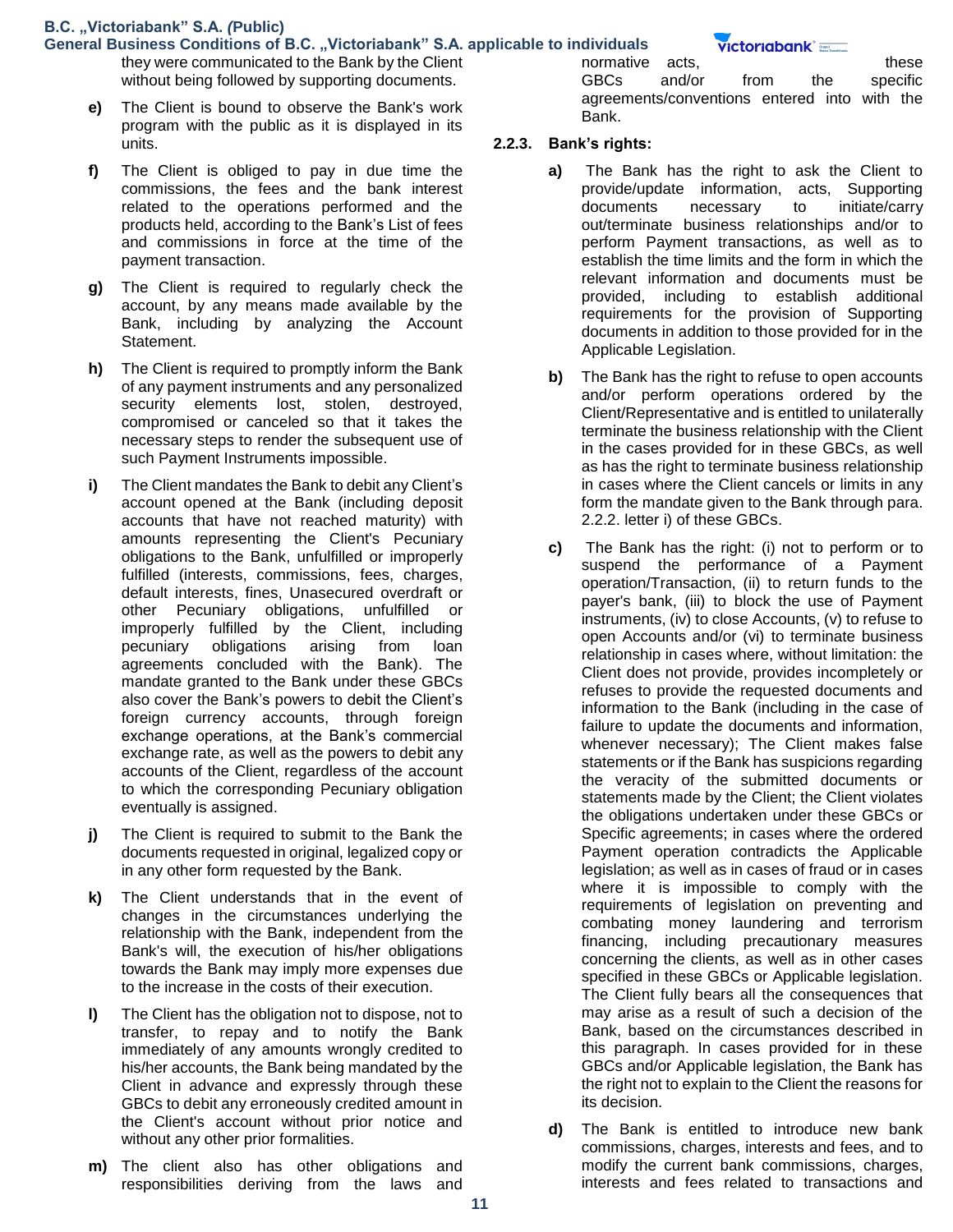they were communicated to the Bank by the Client without being followed by supporting documents.

**e)** The Client is bound to observe the Bank's work program with the public as it is displayed in its units.

**f)** The Client is obliged to pay in due time the commissions, the fees and the bank interest related to the operations performed and the products held, according to the Bank's List of fees and commissions in force at the time of the payment transaction.

**g)** The Client is required to regularly check the account, by any means made available by the Bank, including by analyzing the Account Statement.

**h)** The Client is required to promptly inform the Bank of any payment instruments and any personalized security elements lost, stolen, destroyed, compromised or canceled so that it takes the necessary steps to render the subsequent use of such Payment Instruments impossible.

**i)** The Client mandates the Bank to debit any Client's account opened at the Bank (including deposit accounts that have not reached maturity) with amounts representing the Client's Pecuniary obligations to the Bank, unfulfilled or improperly fulfilled (interests, commissions, fees, charges, default interests, fines, Unasecured overdraft or other Pecuniary obligations, unfulfilled or improperly fulfilled by the Client, including pecuniary obligations arising from loan agreements concluded with the Bank). The mandate granted to the Bank under these GBCs also cover the Bank's powers to debit the Client's foreign currency accounts, through foreign exchange operations, at the Bank's commercial exchange rate, as well as the powers to debit any accounts of the Client, regardless of the account to which the corresponding Pecuniary obligation eventually is assigned.

**j)** The Client is required to submit to the Bank the documents requested in original, legalized copy or in any other form requested by the Bank.

**k)** The Client understands that in the event of changes in the circumstances underlying the relationship with the Bank, independent from the Bank's will, the execution of his/her obligations towards the Bank may imply more expenses due to the increase in the costs of their execution.

**l)** The Client has the obligation not to dispose, not to transfer, to repay and to notify the Bank immediately of any amounts wrongly credited to his/her accounts, the Bank being mandated by the Client in advance and expressly through these GBCs to debit any erroneously credited amount in the Client's account without prior notice and without any other prior formalities.

**m)** The client also has other obligations and responsibilities deriving from the laws and normative acts, these GBCs and/or from the specific agreements/conventions entered into with the Bank.

**2.2.3. Bank's rights:**

**a)** The Bank has the right to ask the Client to provide/update information, acts, Supporting documents necessary to initiate/carry out/terminate business relationships and/or to perform Payment transactions, as well as to establish the time limits and the form in which the relevant information and documents must be provided, including to establish additional requirements for the provision of Supporting documents in addition to those provided for in the Applicable Legislation.

**b)** The Bank has the right to refuse to open accounts and/or perform operations ordered by the Client/Representative and is entitled to unilaterally terminate the business relationship with the Client in the cases provided for in these GBCs, as well as has the right to terminate business relationship in cases where the Client cancels or limits in any form the mandate given to the Bank through para. 2.2.2. letter i) of these GBCs.

**c)** The Bank has the right: (i) not to perform or to suspend the performance of a Payment operation/Transaction, (ii) to return funds to the payer's bank, (iii) to block the use of Payment instruments, (iv) to close Accounts, (v) to refuse to open Accounts and/or (vi) to terminate business relationship in cases where, without limitation: the Client does not provide, provides incompletely or refuses to provide the requested documents and information to the Bank (including in the case of failure to update the documents and information, whenever necessary); The Client makes false statements or if the Bank has suspicions regarding the veracity of the submitted documents or statements made by the Client; the Client violates the obligations undertaken under these GBCs or Specific agreements; in cases where the ordered Payment operation contradicts the Applicable legislation; as well as in cases of fraud or in cases where it is impossible to comply with the requirements of legislation on preventing and combating money laundering and terrorism financing, including precautionary measures concerning the clients, as well as in other cases specified in these GBCs or Applicable legislation. The Client fully bears all the consequences that may arise as a result of such a decision of the Bank, based on the circumstances described in this paragraph. In cases provided for in these GBCs and/or Applicable legislation, the Bank has the right not to explain to the Client the reasons for its decision.

**d)** The Bank is entitled to introduce new bank commissions, charges, interests and fees, and to modify the current bank commissions, charges, interests and fees related to transactions and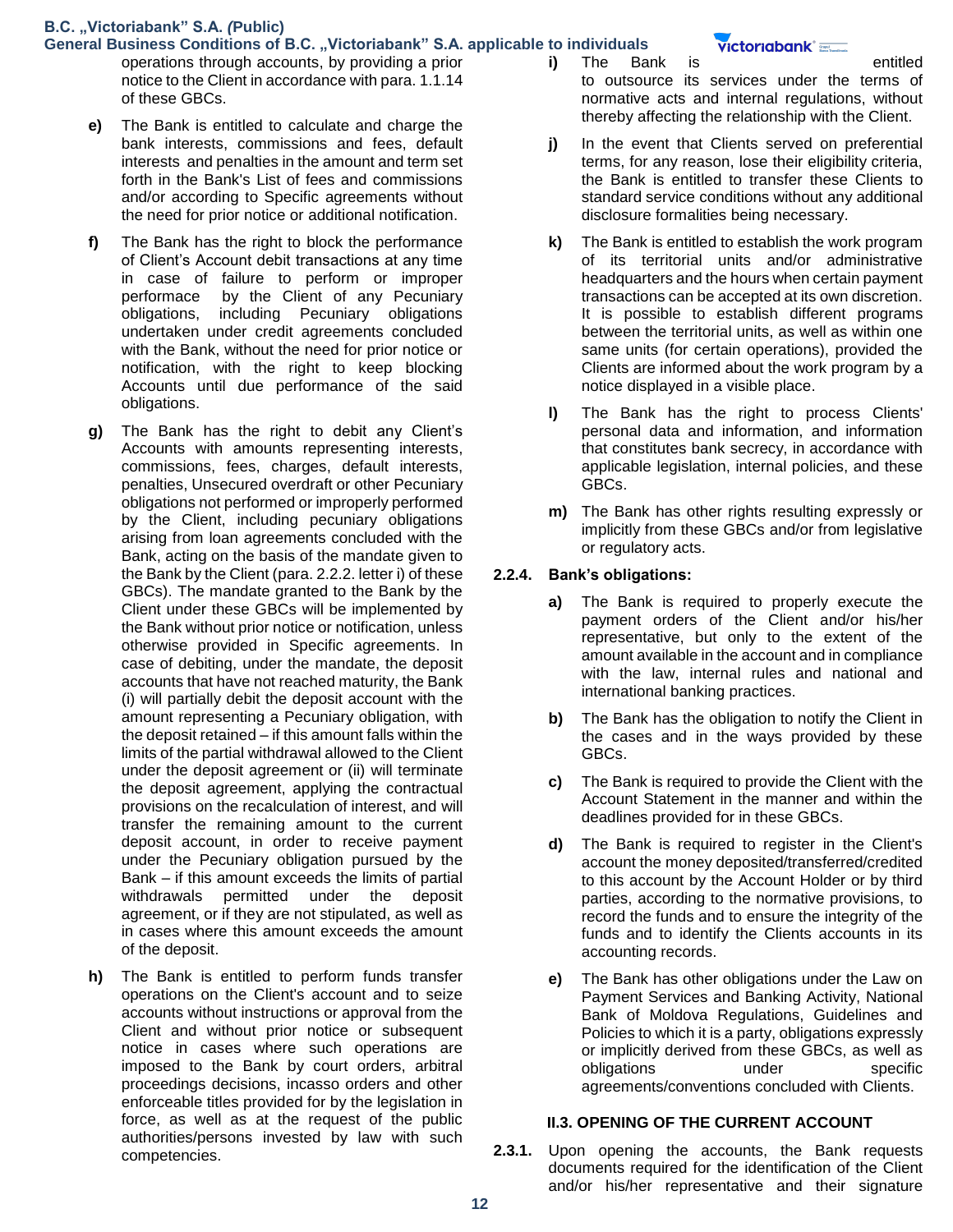operations through accounts, by providing a prior notice to the Client in accordance with para. 1.1.14 of these GBCs.

**e)** The Bank is entitled to calculate and charge the bank interests, commissions and fees, default interests and penalties in the amount and term set forth in the Bank's List of fees and commissions and/or according to Specific agreements without the need for prior notice or additional notification.

**f)** The Bank has the right to block the performance of Client's Account debit transactions at any time in case of failure to perform or improper performace by the Client of any Pecuniary obligations, including Pecuniary obligations undertaken under credit agreements concluded with the Bank, without the need for prior notice or notification, with the right to keep blocking Accounts until due performance of the said obligations.

**g)** The Bank has the right to debit any Client's Accounts with amounts representing interests, commissions, fees, charges, default interests, penalties, Unsecured overdraft or other Pecuniary obligations not performed or improperly performed by the Client, including pecuniary obligations arising from loan agreements concluded with the Bank, acting on the basis of the mandate given to the Bank by the Client (para. 2.2.2. letter i) of these GBCs). The mandate granted to the Bank by the Client under these GBCs will be implemented by the Bank without prior notice or notification, unless otherwise provided in Specific agreements. In case of debiting, under the mandate, the deposit accounts that have not reached maturity, the Bank (i) will partially debit the deposit account with the amount representing a Pecuniary obligation, with the deposit retained – if this amount falls within the limits of the partial withdrawal allowed to the Client under the deposit agreement or (ii) will terminate the deposit agreement, applying the contractual provisions on the recalculation of interest, and will transfer the remaining amount to the current deposit account, in order to receive payment under the Pecuniary obligation pursued by the Bank – if this amount exceeds the limits of partial withdrawals permitted under the deposit agreement, or if they are not stipulated, as well as in cases where this amount exceeds the amount of the deposit.

**h)** The Bank is entitled to perform funds transfer operations on the Client's account and to seize accounts without instructions or approval from the Client and without prior notice or subsequent notice in cases where such operations are imposed to the Bank by court orders, arbitral proceedings decisions, incasso orders and other enforceable titles provided for by the legislation in force, as well as at the request of the public authorities/persons invested by law with such competencies.

**i)** The Bank is entitled to outsource its services under the terms of normative acts and internal regulations, without thereby affecting the relationship with the Client.

**j)** In the event that Clients served on preferential terms, for any reason, lose their eligibility criteria, the Bank is entitled to transfer these Clients to standard service conditions without any additional disclosure formalities being necessary.

**k)** The Bank is entitled to establish the work program of its territorial units and/or administrative headquarters and the hours when certain payment transactions can be accepted at its own discretion. It is possible to establish different programs between the territorial units, as well as within one same units (for certain operations), provided the Clients are informed about the work program by a notice displayed in a visible place.

**l)** The Bank has the right to process Clients' personal data and information, and information that constitutes bank secrecy, in accordance with applicable legislation, internal policies, and these GBCs.

**m)** The Bank has other rights resulting expressly or implicitly from these GBCs and/or from legislative or regulatory acts.

**2.2.4. Bank's obligations:**

**a)** The Bank is required to properly execute the payment orders of the Client and/or his/her representative, but only to the extent of the amount available in the account and in compliance with the law, internal rules and national and international banking practices.

**b)** The Bank has the obligation to notify the Client in the cases and in the ways provided by these GBCs.

**c)** The Bank is required to provide the Client with the Account Statement in the manner and within the deadlines provided for in these GBCs.

**d)** The Bank is required to register in the Client's account the money deposited/transferred/credited to this account by the Account Holder or by third parties, according to the normative provisions, to record the funds and to ensure the integrity of the funds and to identify the Clients accounts in its accounting records.

**e)** The Bank has other obligations under the Law on Payment Services and Banking Activity, National Bank of Moldova Regulations, Guidelines and Policies to which it is a party, obligations expressly or implicitly derived from these GBCs, as well as obligations under specific agreements/conventions concluded with Clients.

## II.3. OPENING OF THE CURRENT ACCOUNT

**2.3.1.** Upon opening the accounts, the Bank requests documents required for the identification of the Client and/or his/her representative and their signature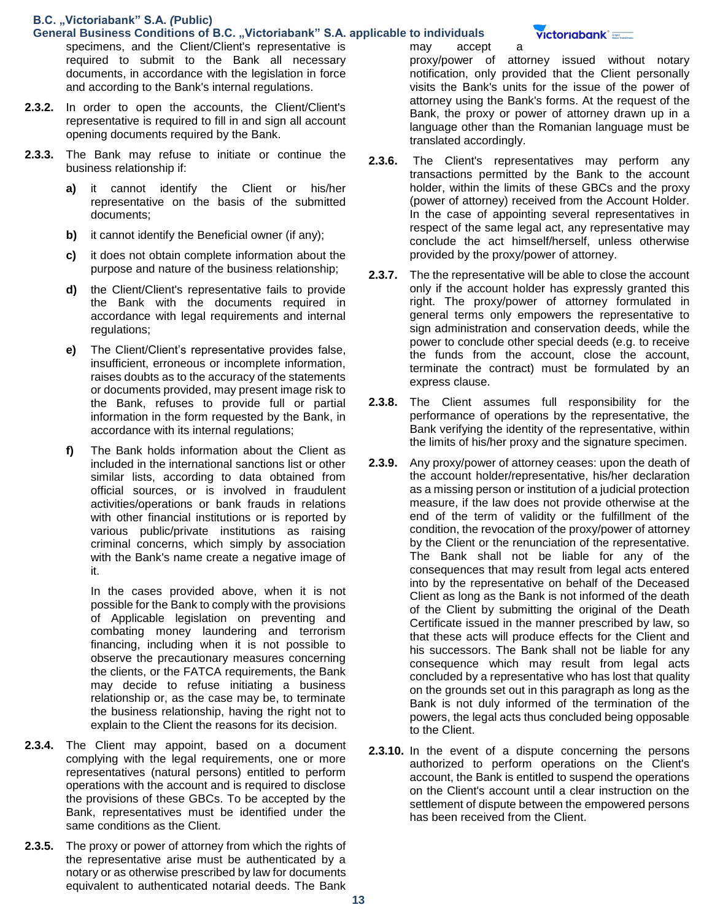specimens, and the Client/Client's representative is required to submit to the Bank all necessary documents, in accordance with the legislation in force and according to the Bank's internal regulations.

**2.3.2.** In order to open the accounts, the Client/Client's representative is required to fill in and sign all account opening documents required by the Bank.

**2.3.3.** The Bank may refuse to initiate or continue the business relationship if:

**a)** it cannot identify the Client or his/her representative on the basis of the submitted documents;

**b)** it cannot identify the Beneficial owner (if any);

**c)** it does not obtain complete information about the purpose and nature of the business relationship;

**d)** the Client/Client's representative fails to provide the Bank with the documents required in accordance with legal requirements and internal regulations;

**e)** The Client/Client's representative provides false, insufficient, erroneous or incomplete information, raises doubts as to the accuracy of the statements or documents provided, may present image risk to the Bank, refuses to provide full or partial information in the form requested by the Bank, in accordance with its internal regulations;

**f)** The Bank holds information about the Client as included in the international sanctions list or other similar lists, according to data obtained from official sources, or is involved in fraudulent activities/operations or bank frauds in relations with other financial institutions or is reported by various public/private institutions as raising criminal concerns, which simply by association with the Bank's name create a negative image of it.

In the cases provided above, when it is not possible for the Bank to comply with the provisions of Applicable legislation on preventing and combating money laundering and terrorism financing, including when it is not possible to observe the precautionary measures concerning the clients, or the FATCA requirements, the Bank may decide to refuse initiating a business relationship or, as the case may be, to terminate the business relationship, having the right not to explain to the Client the reasons for its decision.

**2.3.4.** The Client may appoint, based on a document complying with the legal requirements, one or more representatives (natural persons) entitled to perform operations with the account and is required to disclose the provisions of these GBCs. To be accepted by the Bank, representatives must be identified under the same conditions as the Client.

**2.3.5.** The proxy or power of attorney from which the rights of the representative arise must be authenticated by a notary or as otherwise prescribed by law for documents equivalent to authenticated notarial deeds. The Bank may accept a proxy/power of attorney issued without notary notification, only provided that the Client personally visits the Bank's units for the issue of the power of attorney using the Bank's forms. At the request of the Bank, the proxy or power of attorney drawn up in a language other than the Romanian language must be translated accordingly.

**2.3.6.** The Client's representatives may perform any transactions permitted by the Bank to the account holder, within the limits of these GBCs and the proxy (power of attorney) received from the Account Holder. In the case of appointing several representatives in respect of the same legal act, any representative may conclude the act himself/herself, unless otherwise provided by the proxy/power of attorney.

**2.3.7.** The the representative will be able to close the account only if the account holder has expressly granted this right. The proxy/power of attorney formulated in general terms only empowers the representative to sign administration and conservation deeds, while the power to conclude other special deeds (e.g. to receive the funds from the account, close the account, terminate the contract) must be formulated by an express clause.

**2.3.8.** The Client assumes full responsibility for the performance of operations by the representative, the Bank verifying the identity of the representative, within the limits of his/her proxy and the signature specimen.

**2.3.9.** Any proxy/power of attorney ceases: upon the death of the account holder/representative, his/her declaration as a missing person or institution of a judicial protection measure, if the law does not provide otherwise at the end of the term of validity or the fulfillment of the condition, the revocation of the proxy/power of attorney by the Client or the renunciation of the representative. The Bank shall not be liable for any of the consequences that may result from legal acts entered into by the representative on behalf of the Deceased Client as long as the Bank is not informed of the death of the Client by submitting the original of the Death Certificate issued in the manner prescribed by law, so that these acts will produce effects for the Client and his successors. The Bank shall not be liable for any consequence which may result from legal acts concluded by a representative who has lost that quality on the grounds set out in this paragraph as long as the Bank is not duly informed of the termination of the powers, the legal acts thus concluded being opposable to the Client.

**2.3.10.** In the event of a dispute concerning the persons authorized to perform operations on the Client's account, the Bank is entitled to suspend the operations on the Client's account until a clear instruction on the settlement of dispute between the empowered persons has been received from the Client.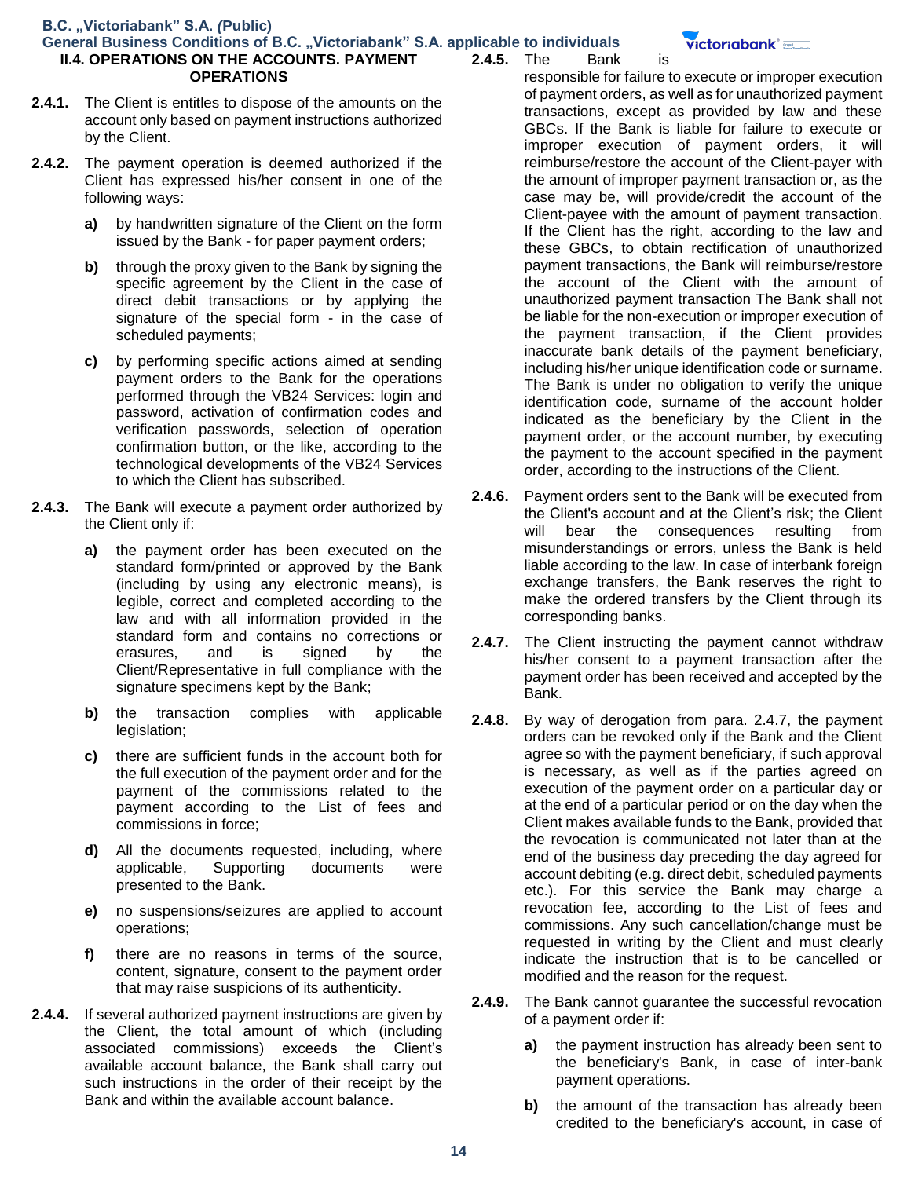## II.4. OPERATIONS ON THE ACCOUNTS. PAYMENT OPERATIONS

**2.4.1.** The Client is entites to dispose of the amounts on the account only based on payment instructions authorized by the Client.

**2.4.2.** The payment operation is deemed authorized if the Client has expressed his/her consent in one of the following ways:

- **a)** by handwritten signature of the Client on the form issued by the Bank - for paper payment orders;
- **b)** through the proxy given to the Bank by signing the specific agreement by the Client in the case of direct debit transactions or by applying the signature of the special form - in the case of scheduled payments;
- **c)** by performing specific actions aimed at sending payment orders to the Bank for the operations performed through the VB24 Services: login and password, activation of confirmation codes and verification passwords, selection of operation confirmation button, or the like, according to the technological developments of the VB24 Services to which the Client has subscribed.

**2.4.3.** The Bank will execute a payment order authorized by the Client only if:

- **a)** the payment order has been executed on the standard form/printed or approved by the Bank (including by using any electronic means), is legible, correct and completed according to the law and with all information provided in the standard form and contains no corrections or erasures, and is signed by the Client/Representative in full compliance with the signature specimens kept by the Bank;
- **b)** the transaction complies with applicable legislation;
- **c)** there are sufficient funds in the account both for the full execution of the payment order and for the payment of the commissions related to the payment according to the List of fees and commissions in force;
- **d)** All the documents requested, including, where applicable, Supporting documents were presented to the Bank.
- **e)** no suspensions/seizures are applied to account operations;
- **f)** there are no reasons in terms of the source, content, signature, consent to the payment order that may raise suspicions of its authenticity.

**2.4.4.** If several authorized payment instructions are given by the Client, the total amount of which (including associated commissions) exceeds the Client's available account balance, the Bank shall carry out such instructions in the order of their receipt by the Bank and within the available account balance.

**2.4.5.** The Bank is responsible for failure to execute or improper execution of payment orders, as well as for unauthorized payment transactions, except as provided by law and these GBCs. If the Bank is liable for failure to execute or improper execution of payment orders, it will reimburse/restore the account of the Client-payer with the amount of improper payment transaction or, as the case may be, will provide/credit the account of the Client-payee with the amount of payment transaction. If the Client has the right, according to the law and these GBCs, to obtain rectification of unauthorized payment transactions, the Bank will reimburse/restore the account of the Client with the amount of unauthorized payment transaction The Bank shall not be liable for the non-execution or improper execution of the payment transaction, if the Client provides inaccurate bank details of the payment beneficiary, including his/her unique identification code or surname. The Bank is under no obligation to verify the unique identification code, surname of the account holder indicated as the beneficiary by the Client in the payment order, or the account number, by executing the payment to the account specified in the payment order, according to the instructions of the Client.

**2.4.6.** Payment orders sent to the Bank will be executed from the Client's account and at the Client's risk; the Client will bear the consequences resulting from misunderstandings or errors, unless the Bank is held liable according to the law. In case of interbank foreign exchange transfers, the Bank reserves the right to make the ordered transfers by the Client through its corresponding banks.

**2.4.7.** The Client instructing the payment cannot withdraw his/her consent to a payment transaction after the payment order has been received and accepted by the Bank.

**2.4.8.** By way of derogation from para. 2.4.7, the payment orders can be revoked only if the Bank and the Client agree so with the payment beneficiary, if such approval is necessary, as well as if the parties agreed on execution of the payment order on a particular day or at the end of a particular period or on the day when the Client makes available funds to the Bank, provided that the revocation is communicated not later than at the end of the business day preceding the day agreed for account debiting (e.g. direct debit, scheduled payments etc.). For this service the Bank may charge a revocation fee, according to the List of fees and commissions. Any such cancellation/change must be requested in writing by the Client and must clearly indicate the instruction that is to be cancelled or modified and the reason for the request.

**2.4.9.** The Bank cannot guarantee the successful revocation of a payment order if:

- **a)** the payment instruction has already been sent to the beneficiary's Bank, in case of inter-bank payment operations.
- **b)** the amount of the transaction has already been credited to the beneficiary's account, in case of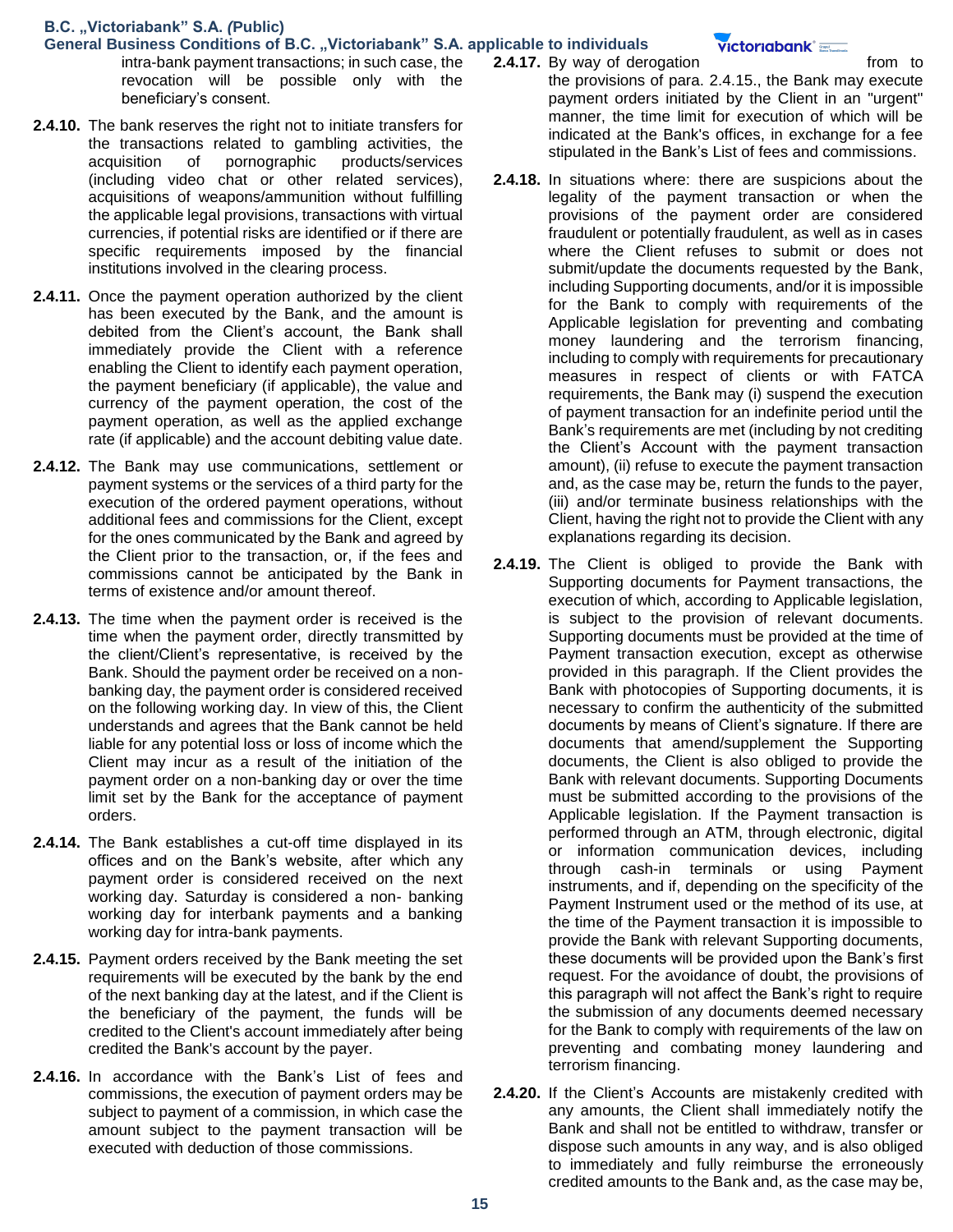intra-bank payment transactions; in such case, the revocation will be possible only with the beneficiary's consent.

**2.4.10.** The bank reserves the right not to initiate transfers for the transactions related to gambling activities, the acquisition of pornographic products/services (including video chat or other related services), acquisitions of weapons/ammunition without fulfilling the applicable legal provisions, transactions with virtual currencies, if potential risks are identified or if there are specific requirements imposed by the financial institutions involved in the clearing process.

**2.4.11.** Once the payment operation authorized by the client has been executed by the Bank, and the amount is debited from the Client's account, the Bank shall immediately provide the Client with a reference enabling the Client to identify each payment operation, the payment beneficiary (if applicable), the value and currency of the payment operation, the cost of the payment operation, as well as the applied exchange rate (if applicable) and the account debiting value date.

**2.4.12.** The Bank may use communications, settlement or payment systems or the services of a third party for the execution of the ordered payment operations, without additional fees and commissions for the Client, except for the ones communicated by the Bank and agreed by the Client prior to the transaction, or, if the fees and commissions cannot be anticipated by the Bank in terms of existence and/or amount thereof.

**2.4.13.** The time when the payment order is received is the time when the payment order, directly transmitted by the client/Client's representative, is received by the Bank. Should the payment order be received on a non-banking day, the payment order is considered received on the following working day. In view of this, the Client understands and agrees that the Bank cannot be held liable for any potential loss or loss of income which the Client may incur as a result of the initiation of the payment order on a non-banking day or over the time limit set by the Bank for the acceptance of payment orders.

**2.4.14.** The Bank establishes a cut-off time displayed in its offices and on the Bank's website, after which any payment order is considered received on the next working day. Saturday is considered a non- banking working day for interbank payments and a banking working day for intra-bank payments.

**2.4.15.** Payment orders received by the Bank meeting the set requirements will be executed by the bank by the end of the next banking day at the latest, and if the Client is the beneficiary of the payment, the funds will be credited to the Client's account immediately after being credited the Bank's account by the payer.

**2.4.16.** In accordance with the Bank's List of fees and commissions, the execution of payment orders may be subject to payment of a commission, in which case the amount subject to the payment transaction will be executed with deduction of those commissions.

**2.4.17.** By way of derogation from to the provisions of para. 2.4.15., the Bank may execute payment orders initiated by the Client in an "urgent" manner, the time limit for execution of which will be indicated at the Bank's offices, in exchange for a fee stipulated in the Bank's List of fees and commissions.

**2.4.18.** In situations where: there are suspicions about the legality of the payment transaction or when the provisions of the payment order are considered fraudulent or potentially fraudulent, as well as in cases where the Client refuses to submit or does not submit/update the documents requested by the Bank, including Supporting documents, and/or it is impossible for the Bank to comply with requirements of the Applicable legislation for preventing and combating money laundering and the terrorism financing, including to comply with requirements for precautionary measures in respect of clients or with FATCA requirements, the Bank may (i) suspend the execution of payment transaction for an indefinite period until the Bank's requirements are met (including by not crediting the Client's Account with the payment transaction amount), (ii) refuse to execute the payment transaction and, as the case may be, return the funds to the payer, (iii) and/or terminate business relationships with the Client, having the right not to provide the Client with any explanations regarding its decision.

**2.4.19.** The Client is obliged to provide the Bank with Supporting documents for Payment transactions, the execution of which, according to Applicable legislation, is subject to the provision of relevant documents. Supporting documents must be provided at the time of Payment transaction execution, except as otherwise provided in this paragraph. If the Client provides the Bank with photocopies of Supporting documents, it is necessary to confirm the authenticity of the submitted documents by means of Client's signature. If there are documents that amend/supplement the Supporting documents, the Client is also obliged to provide the Bank with relevant documents. Supporting Documents must be submitted according to the provisions of the Applicable legislation. If the Payment transaction is performed through an ATM, through electronic, digital or information communication devices, including through cash-in terminals or using Payment instruments, and if, depending on the specificity of the Payment Instrument used or the method of its use, at the time of the Payment transaction it is impossible to provide the Bank with relevant Supporting documents, these documents will be provided upon the Bank's first request. For the avoidance of doubt, the provisions of this paragraph will not affect the Bank's right to require the submission of any documents deemed necessary for the Bank to comply with requirements of the law on preventing and combating money laundering and terrorism financing.

**2.4.20.** If the Client's Accounts are mistakenly credited with any amounts, the Client shall immediately notify the Bank and shall not be entitled to withdraw, transfer or dispose such amounts in any way, and is also obliged to immediately and fully reimburse the erroneously credited amounts to the Bank and, as the case may be,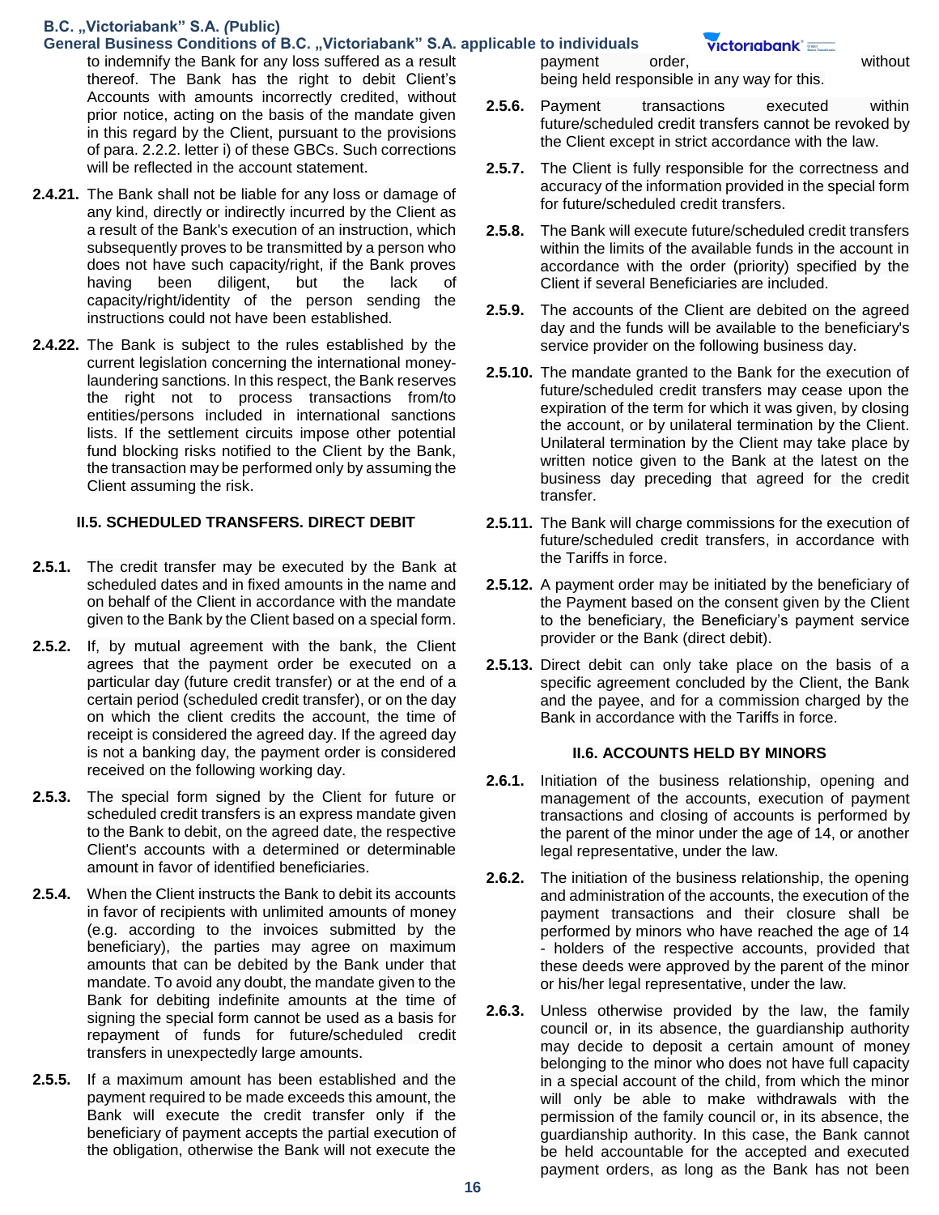to indemnify the Bank for any loss suffered as a result thereof. The Bank has the right to debit Client's Accounts with amounts incorrectly credited, without prior notice, acting on the basis of the mandate given in this regard by the Client, pursuant to the provisions of para. 2.2.2. letter i) of these GBCs. Such corrections will be reflected in the account statement.

**2.4.21.** The Bank shall not be liable for any loss or damage of any kind, directly or indirectly incurred by the Client as a result of the Bank's execution of an instruction, which subsequently proves to be transmitted by a person who does not have such capacity/right, if the Bank proves having been diligent, but the lack of capacity/right/identity of the person sending the instructions could not have been established.

**2.4.22.** The Bank is subject to the rules established by the current legislation concerning the international money-laundering sanctions. In this respect, the Bank reserves the right not to process transactions from/to entities/persons included in international sanctions lists. If the settlement circuits impose other potential fund blocking risks notified to the Client by the Bank, the transaction may be performed only by assuming the Client assuming the risk.

### II.5. SCHEDULED TRANSFERS. DIRECT DEBIT

**2.5.1.** The credit transfer may be executed by the Bank at scheduled dates and in fixed amounts in the name and on behalf of the Client in accordance with the mandate given to the Bank by the Client based on a special form.

**2.5.2.** If, by mutual agreement with the bank, the Client agrees that the payment order be executed on a particular day (future credit transfer) or at the end of a certain period (scheduled credit transfer), or on the day on which the client credits the account, the time of receipt is considered the agreed day. If the agreed day is not a banking day, the payment order is considered received on the following working day.

**2.5.3.** The special form signed by the Client for future or scheduled credit transfers is an express mandate given to the Bank to debit, on the agreed date, the respective Client's accounts with a determined or determinable amount in favor of identified beneficiaries.

**2.5.4.** When the Client instructs the Bank to debit its accounts in favor of recipients with unlimited amounts of money (e.g. according to the invoices submitted by the beneficiary), the parties may agree on maximum amounts that can be debited by the Bank under that mandate. To avoid any doubt, the mandate given to the Bank for debiting indefinite amounts at the time of signing the special form cannot be used as a basis for repayment of funds for future/scheduled credit transfers in unexpectedly large amounts.

**2.5.5.** If a maximum amount has been established and the payment required to be made exceeds this amount, the Bank will execute the credit transfer only if the beneficiary of payment accepts the partial execution of the obligation, otherwise the Bank will not execute the payment order, without being held responsible in any way for this.

**2.5.6.** Payment transactions executed within future/scheduled credit transfers cannot be revoked by the Client except in strict accordance with the law.

**2.5.7.** The Client is fully responsible for the correctness and accuracy of the information provided in the special form for future/scheduled credit transfers.

**2.5.8.** The Bank will execute future/scheduled credit transfers within the limits of the available funds in the account in accordance with the order (priority) specified by the Client if several Beneficiaries are included.

**2.5.9.** The accounts of the Client are debited on the agreed day and the funds will be available to the beneficiary's service provider on the following business day.

**2.5.10.** The mandate granted to the Bank for the execution of future/scheduled credit transfers may cease upon the expiration of the term for which it was given, by closing the account, or by unilateral termination by the Client. Unilateral termination by the Client may take place by written notice given to the Bank at the latest on the business day preceding that agreed for the credit transfer.

**2.5.11.** The Bank will charge commissions for the execution of future/scheduled credit transfers, in accordance with the Tariffs in force.

**2.5.12.** A payment order may be initiated by the beneficiary of the Payment based on the consent given by the Client to the beneficiary, the Beneficiary's payment service provider or the Bank (direct debit).

**2.5.13.** Direct debit can only take place on the basis of a specific agreement concluded by the Client, the Bank and the payee, and for a commission charged by the Bank in accordance with the Tariffs in force.

### II.6. ACCOUNTS HELD BY MINORS

**2.6.1.** Initiation of the business relationship, opening and management of the accounts, execution of payment transactions and closing of accounts is performed by the parent of the minor under the age of 14, or another legal representative, under the law.

**2.6.2.** The initiation of the business relationship, the opening and administration of the accounts, the execution of the payment transactions and their closure shall be performed by minors who have reached the age of 14 - holders of the respective accounts, provided that these deeds were approved by the parent of the minor or his/her legal representative, under the law.

**2.6.3.** Unless otherwise provided by the law, the family council or, in its absence, the guardianship authority may decide to deposit a certain amount of money belonging to the minor who does not have full capacity in a special account of the child, from which the minor will only be able to make withdrawals with the permission of the family council or, in its absence, the guardianship authority. In this case, the Bank cannot be held accountable for the accepted and executed payment orders, as long as the Bank has not been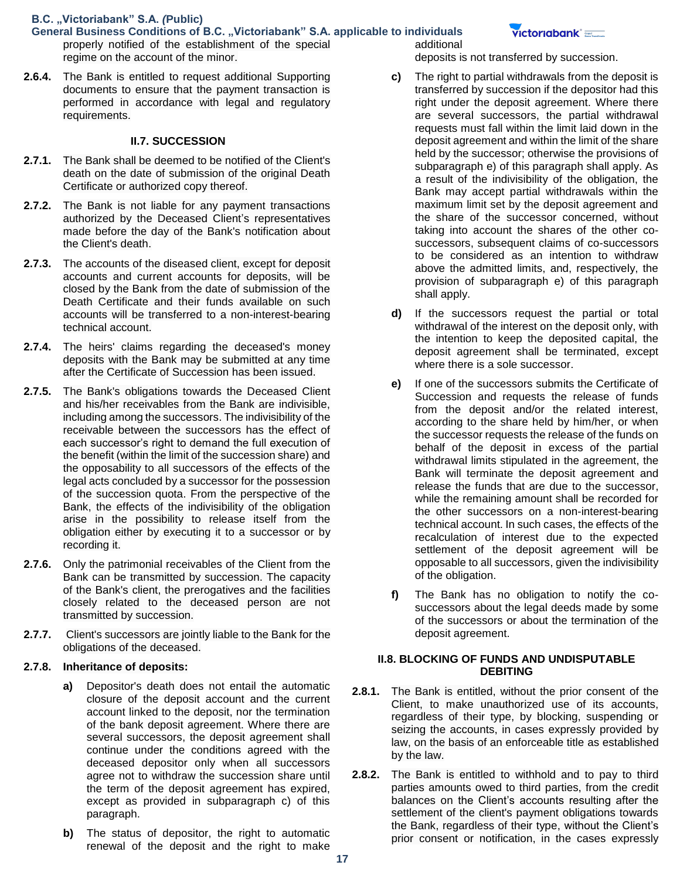properly notified of the establishment of the special regime on the account of the minor.

**2.6.4.** The Bank is entitled to request additional Supporting documents to ensure that the payment transaction is performed in accordance with legal and regulatory requirements.

### II.7. SUCCESSION

**2.7.1.** The Bank shall be deemed to be notified of the Client's death on the date of submission of the original Death Certificate or authorized copy thereof.

**2.7.2.** The Bank is not liable for any payment transactions authorized by the Deceased Client's representatives made before the day of the Bank's notification about the Client's death.

**2.7.3.** The accounts of the diseased client, except for deposit accounts and current accounts for deposits, will be closed by the Bank from the date of submission of the Death Certificate and their funds available on such accounts will be transferred to a non-interest-bearing technical account.

**2.7.4.** The heirs' claims regarding the deceased's money deposits with the Bank may be submitted at any time after the Certificate of Succession has been issued.

**2.7.5.** The Bank's obligations towards the Deceased Client and his/her receivables from the Bank are indivisible, including among the successors. The indivisibility of the receivable between the successors has the effect of each successor's right to demand the full execution of the benefit (within the limit of the succession share) and the opposability to all successors of the effects of the legal acts concluded by a successor for the possession of the succession quota. From the perspective of the Bank, the effects of the indivisibility of the obligation arise in the possibility to release itself from the obligation either by executing it to a successor or by recording it.

**2.7.6.** Only the patrimonial receivables of the Client from the Bank can be transmitted by succession. The capacity of the Bank's client, the prerogatives and the facilities closely related to the deceased person are not transmitted by succession.

**2.7.7.** Client's successors are jointly liable to the Bank for the obligations of the deceased.

**2.7.8.** **Inheritance of deposits:**

- **a)** Depositor's death does not entail the automatic closure of the deposit account and the current account linked to the deposit, nor the termination of the bank deposit agreement. Where there are several successors, the deposit agreement shall continue under the conditions agreed with the deceased depositor only when all successors agree not to withdraw the succession share until the term of the deposit agreement has expired, except as provided in subparagraph c) of this paragraph.
- **b)** The status of depositor, the right to automatic renewal of the deposit and the right to make additional deposits is not transferred by succession.
- **c)** The right to partial withdrawals from the deposit is transferred by succession if the depositor had this right under the deposit agreement. Where there are several successors, the partial withdrawal requests must fall within the limit laid down in the deposit agreement and within the limit of the share held by the successor; otherwise the provisions of subparagraph e) of this paragraph shall apply. As a result of the indivisibility of the obligation, the Bank may accept partial withdrawals within the maximum limit set by the deposit agreement and the share of the successor concerned, without taking into account the shares of the other co-successors, subsequent claims of co-successors to be considered as an intention to withdraw above the admitted limits, and, respectively, the provision of subparagraph e) of this paragraph shall apply.
- **d)** If the successors request the partial or total withdrawal of the interest on the deposit only, with the intention to keep the deposited capital, the deposit agreement shall be terminated, except where there is a sole successor.
- **e)** If one of the successors submits the Certificate of Succession and requests the release of funds from the deposit and/or the related interest, according to the share held by him/her, or when the successor requests the release of the funds on behalf of the deposit in excess of the partial withdrawal limits stipulated in the agreement, the Bank will terminate the deposit agreement and release the funds that are due to the successor, while the remaining amount shall be recorded for the other successors on a non-interest-bearing technical account. In such cases, the effects of the recalculation of interest due to the expected settlement of the deposit agreement will be opposable to all successors, given the indivisibility of the obligation.
- **f)** The Bank has no obligation to notify the co-successors about the legal deeds made by some of the successors or about the termination of the deposit agreement.

### II.8. BLOCKING OF FUNDS AND UNDISPUTABLE DEBITING

**2.8.1.** The Bank is entitled, without the prior consent of the Client, to make unauthorized use of its accounts, regardless of their type, by blocking, suspending or seizing the accounts, in cases expressly provided by law, on the basis of an enforceable title as established by the law.

**2.8.2.** The Bank is entitled to withhold and to pay to third parties amounts owed to third parties, from the credit balances on the Client's accounts resulting after the settlement of the client's payment obligations towards the Bank, regardless of their type, without the Client's prior consent or notification, in the cases expressly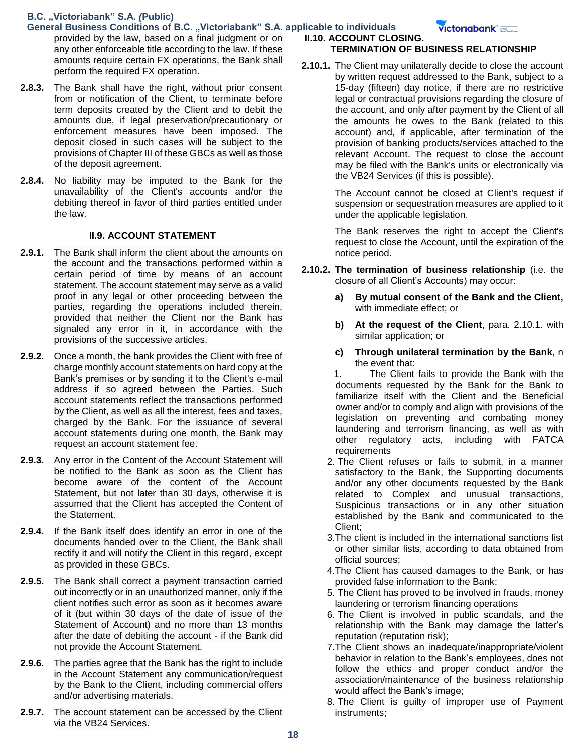provided by the law, based on a final judgment or on any other enforceable title according to the law. If these amounts require certain FX operations, the Bank shall perform the required FX operation.

**2.8.3.** The Bank shall have the right, without prior consent from or notification of the Client, to terminate before term deposits created by the Client and to debit the amounts due, if legal preservation/precautionary or enforcement measures have been imposed. The deposit closed in such cases will be subject to the provisions of Chapter III of these GBCs as well as those of the deposit agreement.

**2.8.4.** No liability may be imputed to the Bank for the unavailability of the Client's accounts and/or the debiting thereof in favor of third parties entitled under the law.

### II.9. ACCOUNT STATEMENT

**2.9.1.** The Bank shall inform the client about the amounts on the account and the transactions performed within a certain period of time by means of an account statement. The account statement may serve as a valid proof in any legal or other proceeding between the parties, regarding the operations included therein, provided that neither the Client nor the Bank has signaled any error in it, in accordance with the provisions of the successive articles.

**2.9.2.** Once a month, the bank provides the Client with free of charge monthly account statements on hard copy at the Bank's premises or by sending it to the Client's e-mail address if so agreed between the Parties. Such account statements reflect the transactions performed by the Client, as well as all the interest, fees and taxes, charged by the Bank. For the issuance of several account statements during one month, the Bank may request an account statement fee.

**2.9.3.** Any error in the Content of the Account Statement will be notified to the Bank as soon as the Client has become aware of the content of the Account Statement, but not later than 30 days, otherwise it is assumed that the Client has accepted the Content of the Statement.

**2.9.4.** If the Bank itself does identify an error in one of the documents handed over to the Client, the Bank shall rectify it and will notify the Client in this regard, except as provided in these GBCs.

**2.9.5.** The Bank shall correct a payment transaction carried out incorrectly or in an unauthorized manner, only if the client notifies such error as soon as it becomes aware of it (but within 30 days of the date of issue of the Statement of Account) and no more than 13 months after the date of debiting the account - if the Bank did not provide the Account Statement.

**2.9.6.** The parties agree that the Bank has the right to include in the Account Statement any communication/request by the Bank to the Client, including commercial offers and/or advertising materials.

**2.9.7.** The account statement can be accessed by the Client via the VB24 Services.

### II.10. ACCOUNT CLOSING. TERMINATION OF BUSINESS RELATIONSHIP

**2.10.1.** The Client may unilaterally decide to close the account by written request addressed to the Bank, subject to a 15-day (fifteen) day notice, if there are no restrictive legal or contractual provisions regarding the closure of the account, and only after payment by the Client of all the amounts he owes to the Bank (related to this account) and, if applicable, after termination of the provision of banking products/services attached to the relevant Account. The request to close the account may be filed with the Bank's units or electronically via the VB24 Services (if this is possible).

The Account cannot be closed at Client's request if suspension or sequestration measures are applied to it under the applicable legislation.

The Bank reserves the right to accept the Client's request to close the Account, until the expiration of the notice period.

**2.10.2. The termination of business relationship** (i.e. the closure of all Client's Accounts) may occur:

a) **By mutual consent of the Bank and the Client,** with immediate effect; or

b) **At the request of the Client**, para. 2.10.1. with similar application; or

c) **Through unilateral termination by the Bank**, n the event that:

1. The Client fails to provide the Bank with the documents requested by the Bank for the Bank to familiarize itself with the Client and the Beneficial owner and/or to comply and align with provisions of the legislation on preventing and combating money laundering and terrorism financing, as well as with other regulatory acts, including with FATCA requirements
2. The Client refuses or fails to submit, in a manner satisfactory to the Bank, the Supporting documents and/or any other documents requested by the Bank related to Complex and unusual transactions, Suspicious transactions or in any other situation established by the Bank and communicated to the Client;
3. The client is included in the international sanctions list or other similar lists, according to data obtained from official sources;
4. The Client has caused damages to the Bank, or has provided false information to the Bank;
5. The Client has proved to be involved in frauds, money laundering or terrorism financing operations
6. The Client is involved in public scandals, and the relationship with the Bank may damage the latter's reputation (reputation risk);
7. The Client shows an inadequate/inappropriate/violent behavior in relation to the Bank's employees, does not follow the ethics and proper conduct and/or the association/maintenance of the business relationship would affect the Bank's image;
8. The Client is guilty of improper use of Payment instruments;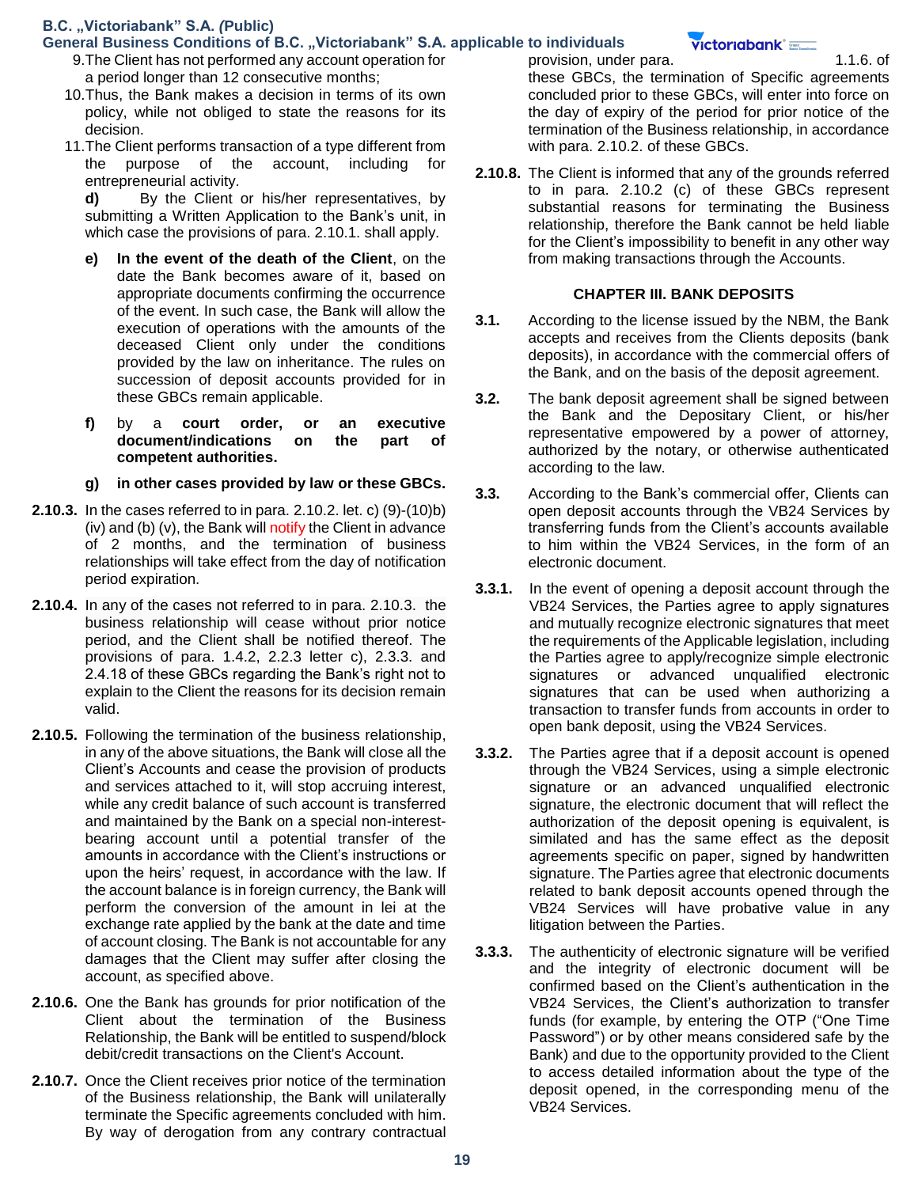9. The Client has not performed any account operation for a period longer than 12 consecutive months;
10. Thus, the Bank makes a decision in terms of its own policy, while not obliged to state the reasons for its decision.
11. The Client performs transaction of a type different from the purpose of the account, including for entrepreneurial activity.

**d)** By the Client or his/her representatives, by submitting a Written Application to the Bank's unit, in which case the provisions of para. 2.10.1. shall apply.

**e)** **In the event of the death of the Client**, on the date the Bank becomes aware of it, based on appropriate documents confirming the occurrence of the event. In such case, the Bank will allow the execution of operations with the amounts of the deceased Client only under the conditions provided by the law on inheritance. The rules on succession of deposit accounts provided for in these GBCs remain applicable.

**f)** by a **court order, or an executive document/indications on the part of competent authorities.**

**g)** **in other cases provided by law or these GBCs.**

**2.10.3.** In the cases referred to in para. 2.10.2. let. c) (9)-(10)b) (iv) and (b) (v), the Bank will notify the Client in advance of 2 months, and the termination of business relationships will take effect from the day of notification period expiration.

**2.10.4.** In any of the cases not referred to in para. 2.10.3. the business relationship will cease without prior notice period, and the Client shall be notified thereof. The provisions of para. 1.4.2, 2.2.3 letter c), 2.3.3. and 2.4.18 of these GBCs regarding the Bank's right not to explain to the Client the reasons for its decision remain valid.

**2.10.5.** Following the termination of the business relationship, in any of the above situations, the Bank will close all the Client's Accounts and cease the provision of products and services attached to it, will stop accruing interest, while any credit balance of such account is transferred and maintained by the Bank on a special non-interest-bearing account until a potential transfer of the amounts in accordance with the Client's instructions or upon the heirs' request, in accordance with the law. If the account balance is in foreign currency, the Bank will perform the conversion of the amount in lei at the exchange rate applied by the bank at the date and time of account closing. The Bank is not accountable for any damages that the Client may suffer after closing the account, as specified above.

**2.10.6.** One the Bank has grounds for prior notification of the Client about the termination of the Business Relationship, the Bank will be entitled to suspend/block debit/credit transactions on the Client's Account.

**2.10.7.** Once the Client receives prior notice of the termination of the Business relationship, the Bank will unilaterally terminate the Specific agreements concluded with him. By way of derogation from any contrary contractual provision, under para. 1.1.6. of these GBCs, the termination of Specific agreements concluded prior to these GBCs, will enter into force on the day of expiry of the period for prior notice of the termination of the Business relationship, in accordance with para. 2.10.2. of these GBCs.

**2.10.8.** The Client is informed that any of the grounds referred to in para. 2.10.2 (c) of these GBCs represent substantial reasons for terminating the Business relationship, therefore the Bank cannot be held liable for the Client's impossibility to benefit in any other way from making transactions through the Accounts.

## CHAPTER III. BANK DEPOSITS

**3.1.** According to the license issued by the NBM, the Bank accepts and receives from the Clients deposits (bank deposits), in accordance with the commercial offers of the Bank, and on the basis of the deposit agreement.

**3.2.** The bank deposit agreement shall be signed between the Bank and the Depositary Client, or his/her representative empowered by a power of attorney, authorized by the notary, or otherwise authenticated according to the law.

**3.3.** According to the Bank's commercial offer, Clients can open deposit accounts through the VB24 Services by transferring funds from the Client's accounts available to him within the VB24 Services, in the form of an electronic document.

**3.3.1.** In the event of opening a deposit account through the VB24 Services, the Parties agree to apply signatures and mutually recognize electronic signatures that meet the requirements of the Applicable legislation, including the Parties agree to apply/recognize simple electronic signatures or advanced unqualified electronic signatures that can be used when authorizing a transaction to transfer funds from accounts in order to open bank deposit, using the VB24 Services.

**3.3.2.** The Parties agree that if a deposit account is opened through the VB24 Services, using a simple electronic signature or an advanced unqualified electronic signature, the electronic document that will reflect the authorization of the deposit opening is equivalent, is similated and has the same effect as the deposit agreements specific on paper, signed by handwritten signature. The Parties agree that electronic documents related to bank deposit accounts opened through the VB24 Services will have probative value in any litigation between the Parties.

**3.3.3.** The authenticity of electronic signature will be verified and the integrity of electronic document will be confirmed based on the Client's authentication in the VB24 Services, the Client's authorization to transfer funds (for example, by entering the OTP ("One Time Password") or by other means considered safe by the Bank) and due to the opportunity provided to the Client to access detailed information about the type of the deposit opened, in the corresponding menu of the VB24 Services.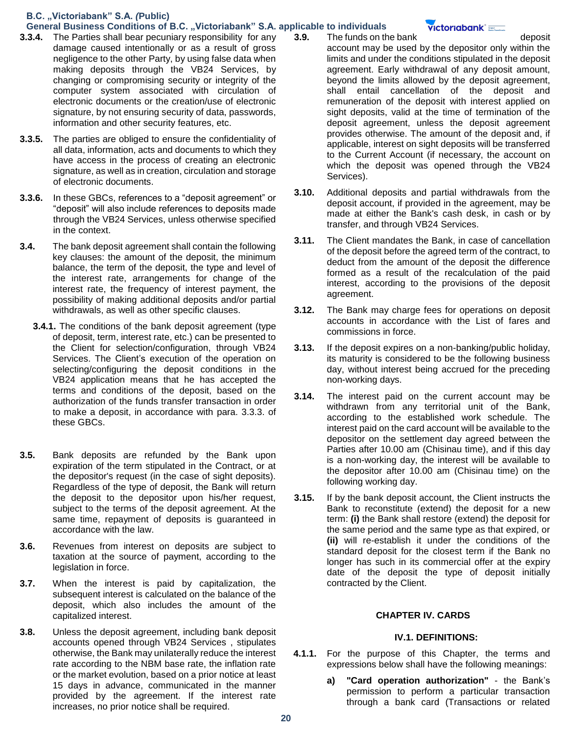**3.3.4.** The Parties shall bear pecuniary responsibility for any damage caused intentionally or as a result of gross negligence to the other Party, by using false data when making deposits through the VB24 Services, by changing or compromising security or integrity of the computer system associated with circulation of electronic documents or the creation/use of electronic signature, by not ensuring security of data, passwords, information and other security features, etc.

**3.3.5.** The parties are obliged to ensure the confidentiality of all data, information, acts and documents to which they have access in the process of creating an electronic signature, as well as in creation, circulation and storage of electronic documents.

**3.3.6.** In these GBCs, references to a "deposit agreement" or "deposit" will also include references to deposits made through the VB24 Services, unless otherwise specified in the context.

**3.4.** The bank deposit agreement shall contain the following key clauses: the amount of the deposit, the minimum balance, the term of the deposit, the type and level of the interest rate, arrangements for change of the interest rate, the frequency of interest payment, the possibility of making additional deposits and/or partial withdrawals, as well as other specific clauses.

**3.4.1.** The conditions of the bank deposit agreement (type of deposit, term, interest rate, etc.) can be presented to the Client for selection/configuration, through VB24 Services. The Client's execution of the operation on selecting/configuring the deposit conditions in the VB24 application means that he has accepted the terms and conditions of the deposit, based on the authorization of the funds transfer transaction in order to make a deposit, in accordance with para. 3.3.3. of these GBCs.

**3.5.** Bank deposits are refunded by the Bank upon expiration of the term stipulated in the Contract, or at the depositor's request (in the case of sight deposits). Regardless of the type of deposit, the Bank will return the deposit to the depositor upon his/her request, subject to the terms of the deposit agreement. At the same time, repayment of deposits is guaranteed in accordance with the law.

**3.6.** Revenues from interest on deposits are subject to taxation at the source of payment, according to the legislation in force.

**3.7.** When the interest is paid by capitalization, the subsequent interest is calculated on the balance of the deposit, which also includes the amount of the capitalized interest.

**3.8.** Unless the deposit agreement, including bank deposit accounts opened through VB24 Services , stipulates otherwise, the Bank may unilaterally reduce the interest rate according to the NBM base rate, the inflation rate or the market evolution, based on a prior notice at least 15 days in advance, communicated in the manner provided by the agreement. If the interest rate increases, no prior notice shall be required.

**3.9.** The funds on the bank deposit account may be used by the depositor only within the limits and under the conditions stipulated in the deposit agreement. Early withdrawal of any deposit amount, beyond the limits allowed by the deposit agreement, shall entail cancellation of the deposit and remuneration of the deposit with interest applied on sight deposits, valid at the time of termination of the deposit agreement, unless the deposit agreement provides otherwise. The amount of the deposit and, if applicable, interest on sight deposits will be transferred to the Current Account (if necessary, the account on which the deposit was opened through the VB24 Services).

**3.10.** Additional deposits and partial withdrawals from the deposit account, if provided in the agreement, may be made at either the Bank's cash desk, in cash or by transfer, and through VB24 Services.

**3.11.** The Client mandates the Bank, in case of cancellation of the deposit before the agreed term of the contract, to deduct from the amount of the deposit the difference formed as a result of the recalculation of the paid interest, according to the provisions of the deposit agreement.

**3.12.** The Bank may charge fees for operations on deposit accounts in accordance with the List of fares and commissions in force.

**3.13.** If the deposit expires on a non-banking/public holiday, its maturity is considered to be the following business day, without interest being accrued for the preceding non-working days.

**3.14.** The interest paid on the current account may be withdrawn from any territorial unit of the Bank, according to the established work schedule. The interest paid on the card account will be available to the depositor on the settlement day agreed between the Parties after 10.00 am (Chisinau time), and if this day is a non-working day, the interest will be available to the depositor after 10.00 am (Chisinau time) on the following working day.

**3.15.** If by the bank deposit account, the Client instructs the Bank to reconstitute (extend) the deposit for a new term: **(i)** the Bank shall restore (extend) the deposit for the same period and the same type as that expired, or **(ii)** will re-establish it under the conditions of the standard deposit for the closest term if the Bank no longer has such in its commercial offer at the expiry date of the deposit the type of deposit initially contracted by the Client.

## CHAPTER IV. CARDS

### IV.1. DEFINITIONS:

**4.1.1.** For the purpose of this Chapter, the terms and expressions below shall have the following meanings:

a) **"Card operation authorization"** - the Bank's permission to perform a particular transaction through a bank card (Transactions or related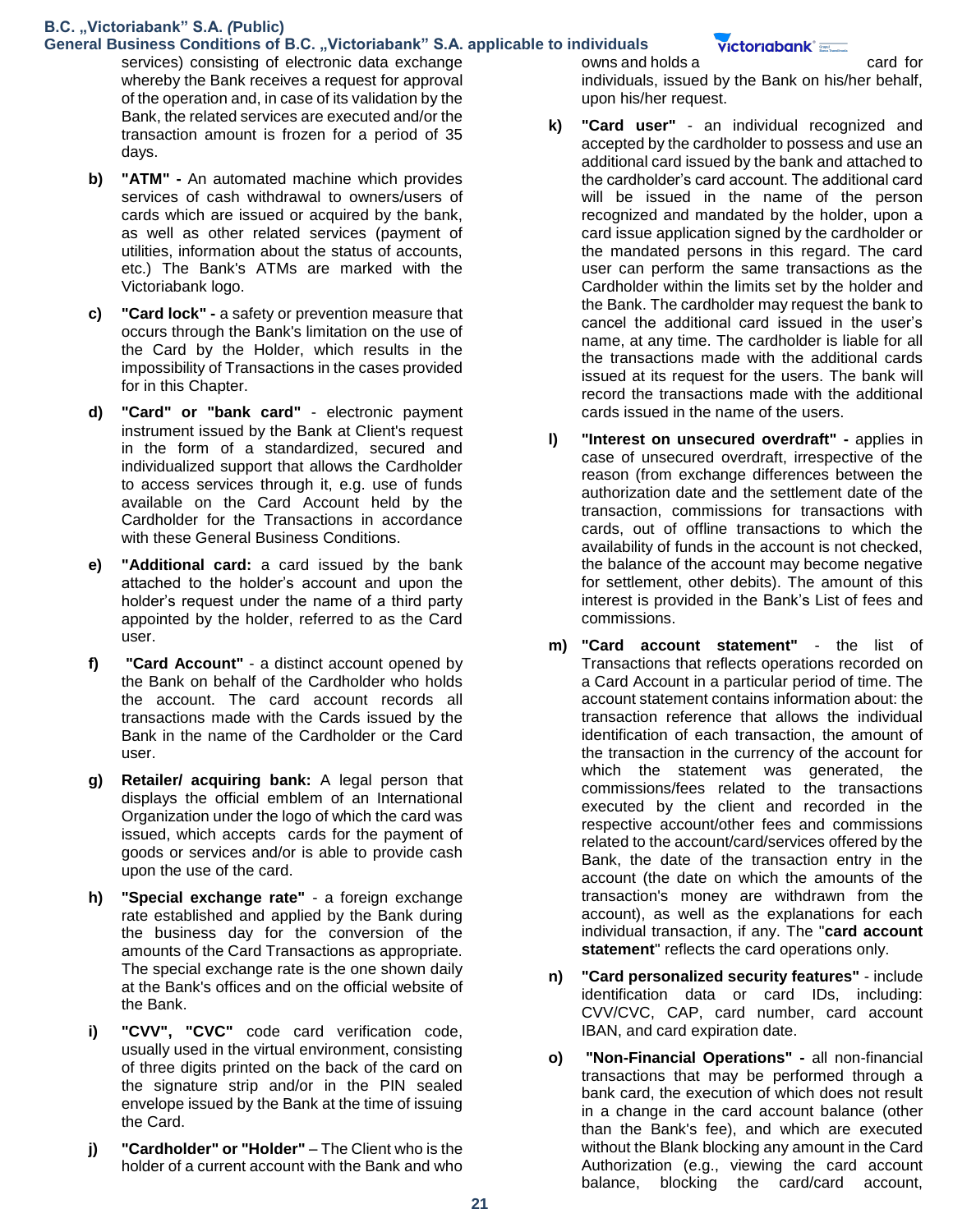services) consisting of electronic data exchange whereby the Bank receives a request for approval of the operation and, in case of its validation by the Bank, the related services are executed and/or the transaction amount is frozen for a period of 35 days.

**b)** **"ATM" -** An automated machine which provides services of cash withdrawal to owners/users of cards which are issued or acquired by the bank, as well as other related services (payment of utilities, information about the status of accounts, etc.) The Bank's ATMs are marked with the Victoriabank logo.

**c)** **"Card lock" -** a safety or prevention measure that occurs through the Bank's limitation on the use of the Card by the Holder, which results in the impossibility of Transactions in the cases provided for in this Chapter.

**d)** **"Card" or "bank card"** - electronic payment instrument issued by the Bank at Client's request in the form of a standardized, secured and individualized support that allows the Cardholder to access services through it, e.g. use of funds available on the Card Account held by the Cardholder for the Transactions in accordance with these General Business Conditions.

**e)** **"Additional card:** a card issued by the bank attached to the holder's account and upon the holder's request under the name of a third party appointed by the holder, referred to as the Card user.

**f)** **"Card Account"** - a distinct account opened by the Bank on behalf of the Cardholder who holds the account. The card account records all transactions made with the Cards issued by the Bank in the name of the Cardholder or the Card user.

**g)** **Retailer/ acquiring bank:** A legal person that displays the official emblem of an International Organization under the logo of which the card was issued, which accepts cards for the payment of goods or services and/or is able to provide cash upon the use of the card.

**h)** **"Special exchange rate"** - a foreign exchange rate established and applied by the Bank during the business day for the conversion of the amounts of the Card Transactions as appropriate. The special exchange rate is the one shown daily at the Bank's offices and on the official website of the Bank.

**i)** **"CVV", "CVC"** code card verification code, usually used in the virtual environment, consisting of three digits printed on the back of the card on the signature strip and/or in the PIN sealed envelope issued by the Bank at the time of issuing the Card.

**j)** **"Cardholder" or "Holder"** – The Client who is the holder of a current account with the Bank and who owns and holds a card for individuals, issued by the Bank on his/her behalf, upon his/her request.

**k)** **"Card user"** - an individual recognized and accepted by the cardholder to possess and use an additional card issued by the bank and attached to the cardholder's card account. The additional card will be issued in the name of the person recognized and mandated by the holder, upon a card issue application signed by the cardholder or the mandated persons in this regard. The card user can perform the same transactions as the Cardholder within the limits set by the holder and the Bank. The cardholder may request the bank to cancel the additional card issued in the user's name, at any time. The cardholder is liable for all the transactions made with the additional cards issued at its request for the users. The bank will record the transactions made with the additional cards issued in the name of the users.

**l)** **"Interest on unsecured overdraft" -** applies in case of unsecured overdraft, irrespective of the reason (from exchange differences between the authorization date and the settlement date of the transaction, commissions for transactions with cards, out of offline transactions to which the availability of funds in the account is not checked, the balance of the account may become negative for settlement, other debits). The amount of this interest is provided in the Bank's List of fees and commissions.

**m)** **"Card account statement"** - the list of Transactions that reflects operations recorded on a Card Account in a particular period of time. The account statement contains information about: the transaction reference that allows the individual identification of each transaction, the amount of the transaction in the currency of the account for which the statement was generated, the commissions/fees related to the transactions executed by the client and recorded in the respective account/other fees and commissions related to the account/card/services offered by the Bank, the date of the transaction entry in the account (the date on which the amounts of the transaction's money are withdrawn from the account), as well as the explanations for each individual transaction, if any. The "**card account statement**" reflects the card operations only.

**n)** **"Card personalized security features"** - include identification data or card IDs, including: CVV/CVC, CAP, card number, card account IBAN, and card expiration date.

**o)** **"Non-Financial Operations" -** all non-financial transactions that may be performed through a bank card, the execution of which does not result in a change in the card account balance (other than the Bank's fee), and which are executed without the Blank blocking any amount in the Card Authorization (e.g., viewing the card account balance, blocking the card/card account,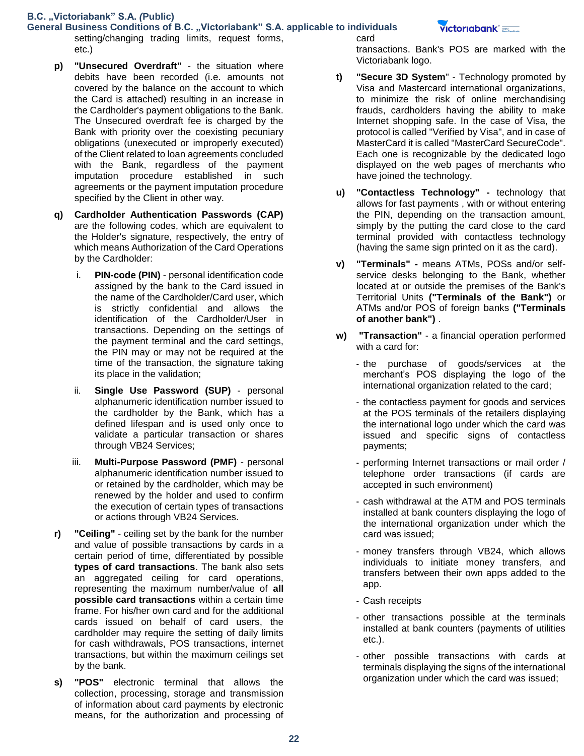setting/changing trading limits, request forms, etc.)

**p) "Unsecured Overdraft"** - the situation where debits have been recorded (i.e. amounts not covered by the balance on the account to which the Card is attached) resulting in an increase in the Cardholder's payment obligations to the Bank. The Unsecured overdraft fee is charged by the Bank with priority over the coexisting pecuniary obligations (unexecuted or improperly executed) of the Client related to loan agreements concluded with the Bank, regardless of the payment imputation procedure established in such agreements or the payment imputation procedure specified by the Client in other way.

**q) Cardholder Authentication Passwords (CAP)** are the following codes, which are equivalent to the Holder's signature, respectively, the entry of which means Authorization of the Card Operations by the Cardholder:

i. **PIN-code (PIN)** - personal identification code assigned by the bank to the Card issued in the name of the Cardholder/Card user, which is strictly confidential and allows the identification of the Cardholder/User in transactions. Depending on the settings of the payment terminal and the card settings, the PIN may or may not be required at the time of the transaction, the signature taking its place in the validation;

ii. **Single Use Password (SUP)** - personal alphanumeric identification number issued to the cardholder by the Bank, which has a defined lifespan and is used once to validate a particular transaction or shares through VB24 Services;

iii. **Multi-Purpose Password (PMF)** - personal alphanumeric identification number issued to or retained by the cardholder, which may be renewed by the holder and used to confirm the execution of certain types of transactions or actions through VB24 Services.

**r) "Ceiling"** - ceiling set by the bank for the number and value of possible transactions by cards in a certain period of time, differentiated by possible **types of card transactions**. The bank also sets an aggregated ceiling for card operations, representing the maximum number/value of **all possible card transactions** within a certain time frame. For his/her own card and for the additional cards issued on behalf of card users, the cardholder may require the setting of daily limits for cash withdrawals, POS transactions, internet transactions, but within the maximum ceilings set by the bank.

**s) "POS"** electronic terminal that allows the collection, processing, storage and transmission of information about card payments by electronic means, for the authorization and processing of card transactions. Bank's POS are marked with the Victoriabank logo.

**t) "Secure 3D System"** - Technology promoted by Visa and Mastercard international organizations, to minimize the risk of online merchandising frauds, cardholders having the ability to make Internet shopping safe. In the case of Visa, the protocol is called "Verified by Visa", and in case of MasterCard it is called "MasterCard SecureCode". Each one is recognizable by the dedicated logo displayed on the web pages of merchants who have joined the technology.

**u) "Contactless Technology" -** technology that allows for fast payments , with or without entering the PIN, depending on the transaction amount, simply by the putting the card close to the card terminal provided with contactless technology (having the same sign printed on it as the card).

**v) "Terminals" -** means ATMs, POSs and/or self-service desks belonging to the Bank, whether located at or outside the premises of the Bank's Territorial Units **("Terminals of the Bank")** or ATMs and/or POS of foreign banks **("Terminals of another bank")** .

**w) "Transaction"** - a financial operation performed with a card for:

- the purchase of goods/services at the merchant's POS displaying the logo of the international organization related to the card;
- the contactless payment for goods and services at the POS terminals of the retailers displaying the international logo under which the card was issued and specific signs of contactless payments;
- performing Internet transactions or mail order / telephone order transactions (if cards are accepted in such environment)
- cash withdrawal at the ATM and POS terminals installed at bank counters displaying the logo of the international organization under which the card was issued;
- money transfers through VB24, which allows individuals to initiate money transfers, and transfers between their own apps added to the app.
- Cash receipts
- other transactions possible at the terminals installed at bank counters (payments of utilities etc.).
- other possible transactions with cards at terminals displaying the signs of the international organization under which the card was issued;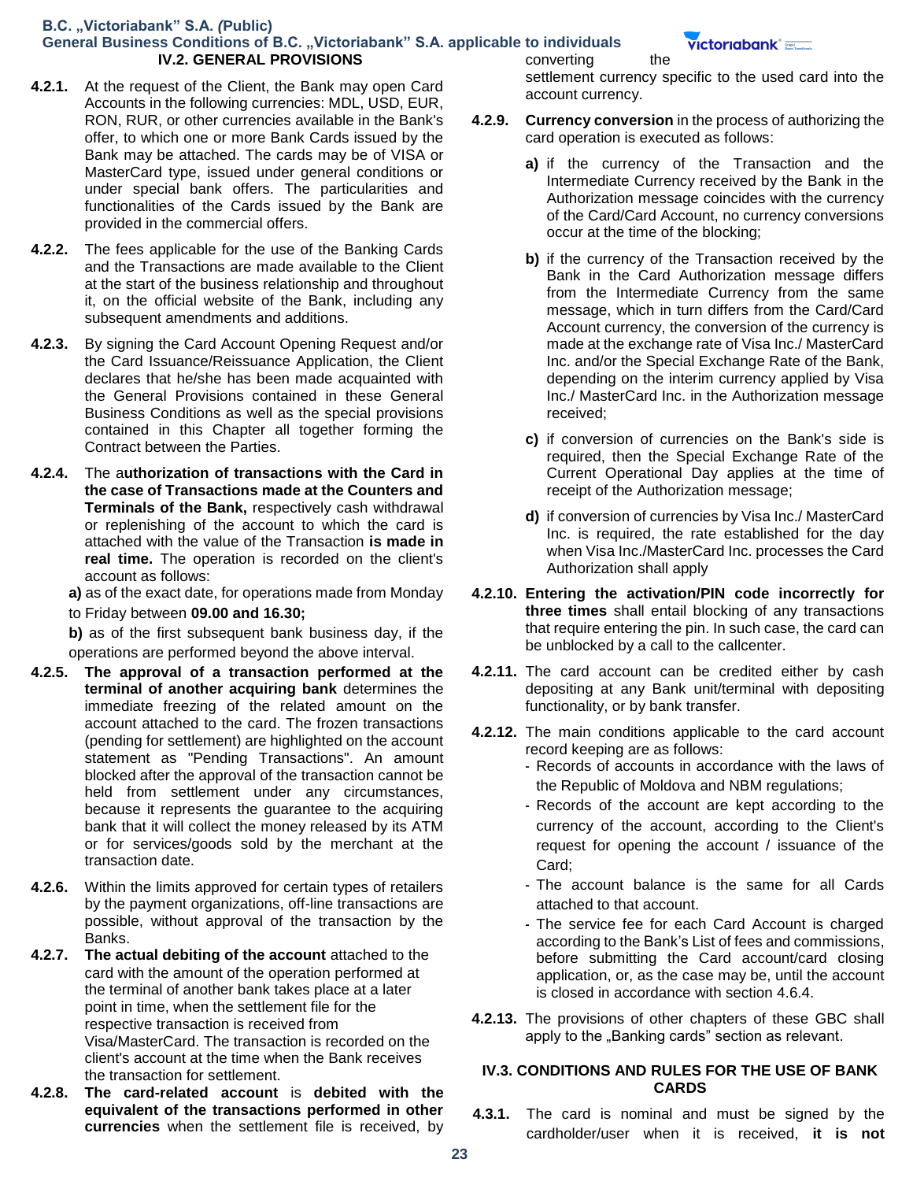## IV.2. GENERAL PROVISIONS

**4.2.1.** At the request of the Client, the Bank may open Card Accounts in the following currencies: MDL, USD, EUR, RON, RUR, or other currencies available in the Bank's offer, to which one or more Bank Cards issued by the Bank may be attached. The cards may be of VISA or MasterCard type, issued under general conditions or under special bank offers. The particularities and functionalities of the Cards issued by the Bank are provided in the commercial offers.

**4.2.2.** The fees applicable for the use of the Banking Cards and the Transactions are made available to the Client at the start of the business relationship and throughout it, on the official website of the Bank, including any subsequent amendments and additions.

**4.2.3.** By signing the Card Account Opening Request and/or the Card Issuance/Reissuance Application, the Client declares that he/she has been made acquainted with the General Provisions contained in these General Business Conditions as well as the special provisions contained in this Chapter all together forming the Contract between the Parties.

**4.2.4.** The a**uthorization of transactions with the Card in the case of Transactions made at the Counters and Terminals of the Bank,** respectively cash withdrawal or replenishing of the account to which the card is attached with the value of the Transaction **is made in real time.** The operation is recorded on the client's account as follows:

**a)** as of the exact date, for operations made from Monday to Friday between **09.00 and 16.30;**

**b)** as of the first subsequent bank business day, if the operations are performed beyond the above interval.

**4.2.5.** **The approval of a transaction performed at the terminal of another acquiring bank** determines the immediate freezing of the related amount on the account attached to the card. The frozen transactions (pending for settlement) are highlighted on the account statement as "Pending Transactions". An amount blocked after the approval of the transaction cannot be held from settlement under any circumstances, because it represents the guarantee to the acquiring bank that it will collect the money released by its ATM or for services/goods sold by the merchant at the transaction date.

**4.2.6.** Within the limits approved for certain types of retailers by the payment organizations, off-line transactions are possible, without approval of the transaction by the Banks.

**4.2.7.** **The actual debiting of the account** attached to the card with the amount of the operation performed at the terminal of another bank takes place at a later point in time, when the settlement file for the respective transaction is received from Visa/MasterCard. The transaction is recorded on the client's account at the time when the Bank receives the transaction for settlement.

**4.2.8.** **The card-related account** is **debited with the equivalent of the transactions performed in other currencies** when the settlement file is received, by converting the settlement currency specific to the used card into the account currency.

**4.2.9.** **Currency conversion** in the process of authorizing the card operation is executed as follows:

- **a)** if the currency of the Transaction and the Intermediate Currency received by the Bank in the Authorization message coincides with the currency of the Card/Card Account, no currency conversions occur at the time of the blocking;
- **b)** if the currency of the Transaction received by the Bank in the Card Authorization message differs from the Intermediate Currency from the same message, which in turn differs from the Card/Card Account currency, the conversion of the currency is made at the exchange rate of Visa Inc./ MasterCard Inc. and/or the Special Exchange Rate of the Bank, depending on the interim currency applied by Visa Inc./ MasterCard Inc. in the Authorization message received;
- **c)** if conversion of currencies on the Bank's side is required, then the Special Exchange Rate of the Current Operational Day applies at the time of receipt of the Authorization message;
- **d)** if conversion of currencies by Visa Inc./ MasterCard Inc. is required, the rate established for the day when Visa Inc./MasterCard Inc. processes the Card Authorization shall apply

**4.2.10.** **Entering the activation/PIN code incorrectly for three times** shall entail blocking of any transactions that require entering the pin. In such case, the card can be unblocked by a call to the callcenter.

**4.2.11.** The card account can be credited either by cash depositing at any Bank unit/terminal with depositing functionality, or by bank transfer.

**4.2.12.** The main conditions applicable to the card account record keeping are as follows:

- Records of accounts in accordance with the laws of the Republic of Moldova and NBM regulations;
- Records of the account are kept according to the currency of the account, according to the Client's request for opening the account / issuance of the Card;
- The account balance is the same for all Cards attached to that account.
- The service fee for each Card Account is charged according to the Bank's List of fees and commissions, before submitting the Card account/card closing application, or, as the case may be, until the account is closed in accordance with section 4.6.4.

**4.2.13.** The provisions of other chapters of these GBC shall apply to the „Banking cards" section as relevant.

## IV.3. CONDITIONS AND RULES FOR THE USE OF BANK CARDS

**4.3.1.** The card is nominal and must be signed by the cardholder/user when it is received, **it is not**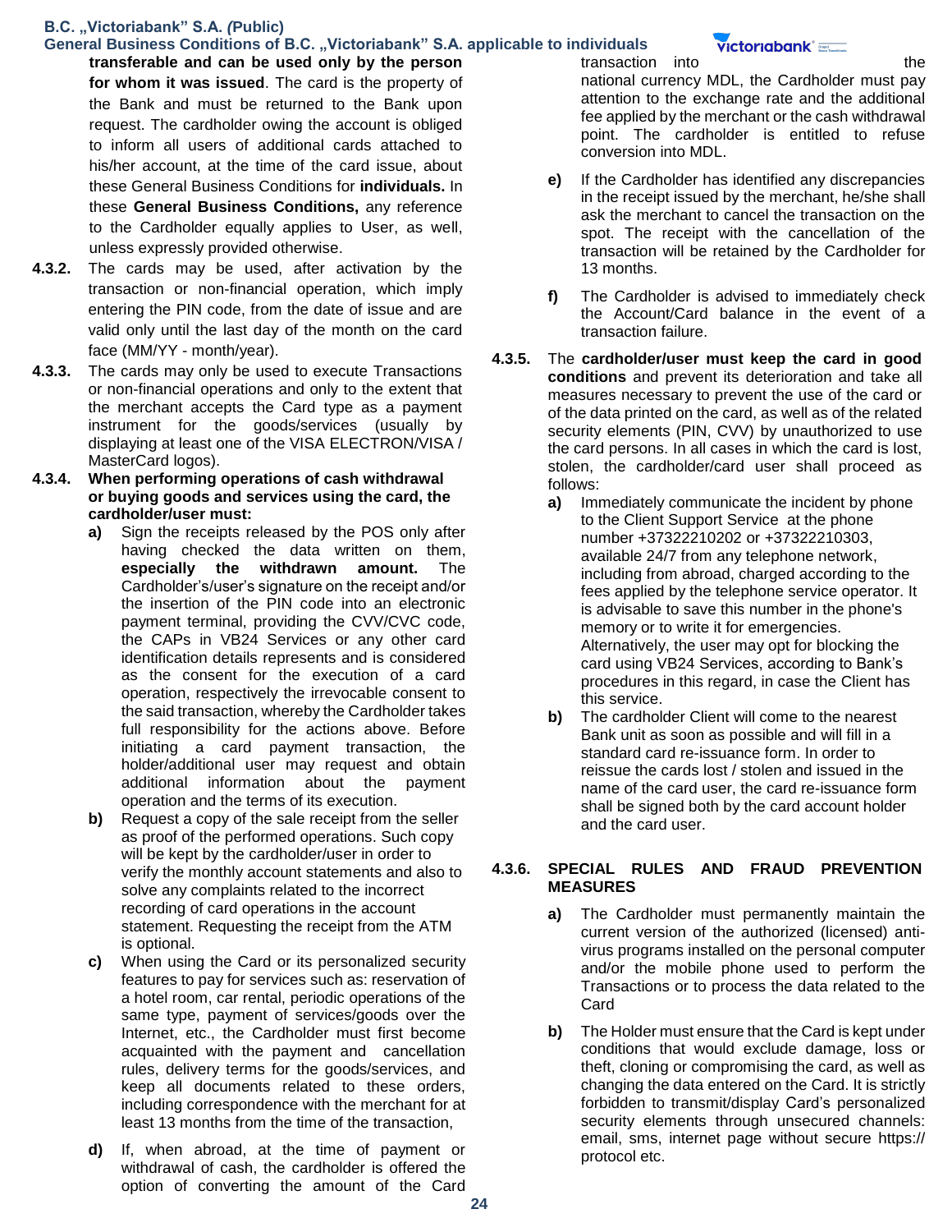**transferable and can be used only by the person for whom it was issued**. The card is the property of the Bank and must be returned to the Bank upon request. The cardholder owing the account is obliged to inform all users of additional cards attached to his/her account, at the time of the card issue, about these General Business Conditions for **individuals.** In these **General Business Conditions,** any reference to the Cardholder equally applies to User, as well, unless expressly provided otherwise.

**4.3.2.** The cards may be used, after activation by the transaction or non-financial operation, which imply entering the PIN code, from the date of issue and are valid only until the last day of the month on the card face (MM/YY - month/year).

**4.3.3.** The cards may only be used to execute Transactions or non-financial operations and only to the extent that the merchant accepts the Card type as a payment instrument for the goods/services (usually by displaying at least one of the VISA ELECTRON/VISA / MasterCard logos).

**4.3.4. When performing operations of cash withdrawal or buying goods and services using the card, the cardholder/user must:**

- **a)** Sign the receipts released by the POS only after having checked the data written on them, **especially the withdrawn amount.** The Cardholder's/user's signature on the receipt and/or the insertion of the PIN code into an electronic payment terminal, providing the CVV/CVC code, the CAPs in VB24 Services or any other card identification details represents and is considered as the consent for the execution of a card operation, respectively the irrevocable consent to the said transaction, whereby the Cardholder takes full responsibility for the actions above. Before initiating a card payment transaction, the holder/additional user may request and obtain additional information about the payment operation and the terms of its execution.
- **b)** Request a copy of the sale receipt from the seller as proof of the performed operations. Such copy will be kept by the cardholder/user in order to verify the monthly account statements and also to solve any complaints related to the incorrect recording of card operations in the account statement. Requesting the receipt from the ATM is optional.
- **c)** When using the Card or its personalized security features to pay for services such as: reservation of a hotel room, car rental, periodic operations of the same type, payment of services/goods over the Internet, etc., the Cardholder must first become acquainted with the payment and cancellation rules, delivery terms for the goods/services, and keep all documents related to these orders, including correspondence with the merchant for at least 13 months from the time of the transaction,
- **d)** If, when abroad, at the time of payment or withdrawal of cash, the cardholder is offered the option of converting the amount of the Card transaction into the national currency MDL, the Cardholder must pay attention to the exchange rate and the additional fee applied by the merchant or the cash withdrawal point. The cardholder is entitled to refuse conversion into MDL.
- **e)** If the Cardholder has identified any discrepancies in the receipt issued by the merchant, he/she shall ask the merchant to cancel the transaction on the spot. The receipt with the cancellation of the transaction will be retained by the Cardholder for 13 months.
- **f)** The Cardholder is advised to immediately check the Account/Card balance in the event of a transaction failure.

**4.3.5.** The **cardholder/user must keep the card in good conditions** and prevent its deterioration and take all measures necessary to prevent the use of the card or of the data printed on the card, as well as of the related security elements (PIN, CVV) by unauthorized to use the card persons. In all cases in which the card is lost, stolen, the cardholder/card user shall proceed as follows:

- **a)** Immediately communicate the incident by phone to the Client Support Service at the phone number +37322210202 or +37322210303, available 24/7 from any telephone network, including from abroad, charged according to the fees applied by the telephone service operator. It is advisable to save this number in the phone's memory or to write it for emergencies. Alternatively, the user may opt for blocking the card using VB24 Services, according to Bank's procedures in this regard, in case the Client has this service.
- **b)** The cardholder Client will come to the nearest Bank unit as soon as possible and will fill in a standard card re-issuance form. In order to reissue the cards lost / stolen and issued in the name of the card user, the card re-issuance form shall be signed both by the card account holder and the card user.

**4.3.6. SPECIAL RULES AND FRAUD PREVENTION MEASURES**

- **a)** The Cardholder must permanently maintain the current version of the authorized (licensed) anti-virus programs installed on the personal computer and/or the mobile phone used to perform the Transactions or to process the data related to the Card
- **b)** The Holder must ensure that the Card is kept under conditions that would exclude damage, loss or theft, cloning or compromising the card, as well as changing the data entered on the Card. It is strictly forbidden to transmit/display Card's personalized security elements through unsecured channels: email, sms, internet page without secure https:// protocol etc.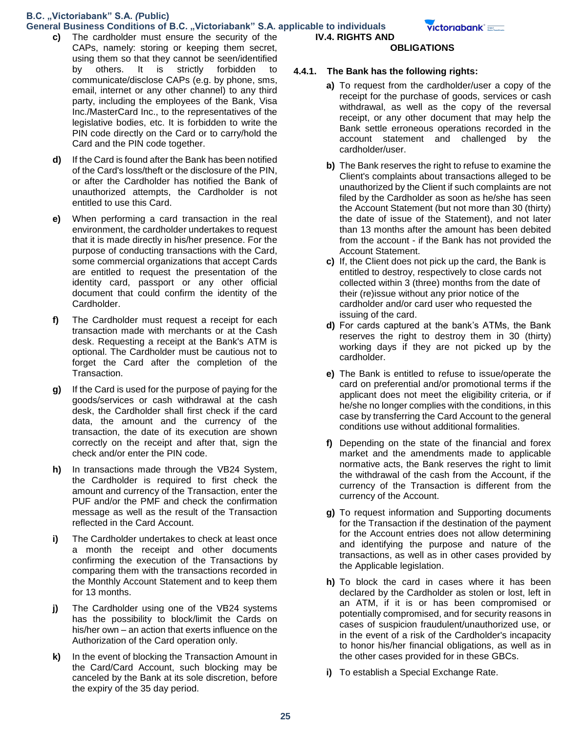c) The cardholder must ensure the security of the CAPs, namely: storing or keeping them secret, using them so that they cannot be seen/identified by others. It is strictly forbidden to communicate/disclose CAPs (e.g. by phone, sms, email, internet or any other channel) to any third party, including the employees of the Bank, Visa Inc./MasterCard Inc., to the representatives of the legislative bodies, etc. It is forbidden to write the PIN code directly on the Card or to carry/hold the Card and the PIN code together.

d) If the Card is found after the Bank has been notified of the Card's loss/theft or the disclosure of the PIN, or after the Cardholder has notified the Bank of unauthorized attempts, the Cardholder is not entitled to use this Card.

e) When performing a card transaction in the real environment, the cardholder undertakes to request that it is made directly in his/her presence. For the purpose of conducting transactions with the Card, some commercial organizations that accept Cards are entitled to request the presentation of the identity card, passport or any other official document that could confirm the identity of the Cardholder.

f) The Cardholder must request a receipt for each transaction made with merchants or at the Cash desk. Requesting a receipt at the Bank's ATM is optional. The Cardholder must be cautious not to forget the Card after the completion of the Transaction.

g) If the Card is used for the purpose of paying for the goods/services or cash withdrawal at the cash desk, the Cardholder shall first check if the card data, the amount and the currency of the transaction, the date of its execution are shown correctly on the receipt and after that, sign the check and/or enter the PIN code.

h) In transactions made through the VB24 System, the Cardholder is required to first check the amount and currency of the Transaction, enter the PUF and/or the PMF and check the confirmation message as well as the result of the Transaction reflected in the Card Account.

i) The Cardholder undertakes to check at least once a month the receipt and other documents confirming the execution of the Transactions by comparing them with the transactions recorded in the Monthly Account Statement and to keep them for 13 months.

j) The Cardholder using one of the VB24 systems has the possibility to block/limit the Cards on his/her own – an action that exerts influence on the Authorization of the Card operation only.

k) In the event of blocking the Transaction Amount in the Card/Card Account, such blocking may be canceled by the Bank at its sole discretion, before the expiry of the 35 day period.

### IV.4. RIGHTS AND OBLIGATIONS

**4.4.1. The Bank has the following rights:**

a) To request from the cardholder/user a copy of the receipt for the purchase of goods, services or cash withdrawal, as well as the copy of the reversal receipt, or any other document that may help the Bank settle erroneous operations recorded in the account statement and challenged by the cardholder/user.

b) The Bank reserves the right to refuse to examine the Client's complaints about transactions alleged to be unauthorized by the Client if such complaints are not filed by the Cardholder as soon as he/she has seen the Account Statement (but not more than 30 (thirty) the date of issue of the Statement), and not later than 13 months after the amount has been debited from the account - if the Bank has not provided the Account Statement.

c) If, the Client does not pick up the card, the Bank is entitled to destroy, respectively to close cards not collected within 3 (three) months from the date of their (re)issue without any prior notice of the cardholder and/or card user who requested the issuing of the card.

d) For cards captured at the bank's ATMs, the Bank reserves the right to destroy them in 30 (thirty) working days if they are not picked up by the cardholder.

e) The Bank is entitled to refuse to issue/operate the card on preferential and/or promotional terms if the applicant does not meet the eligibility criteria, or if he/she no longer complies with the conditions, in this case by transferring the Card Account to the general conditions use without additional formalities.

f) Depending on the state of the financial and forex market and the amendments made to applicable normative acts, the Bank reserves the right to limit the withdrawal of the cash from the Account, if the currency of the Transaction is different from the currency of the Account.

g) To request information and Supporting documents for the Transaction if the destination of the payment for the Account entries does not allow determining and identifying the purpose and nature of the transactions, as well as in other cases provided by the Applicable legislation.

h) To block the card in cases where it has been declared by the Cardholder as stolen or lost, left in an ATM, if it is or has been compromised or potentially compromised, and for security reasons in cases of suspicion fraudulent/unauthorized use, or in the event of a risk of the Cardholder's incapacity to honor his/her financial obligations, as well as in the other cases provided for in these GBCs.

i) To establish a Special Exchange Rate.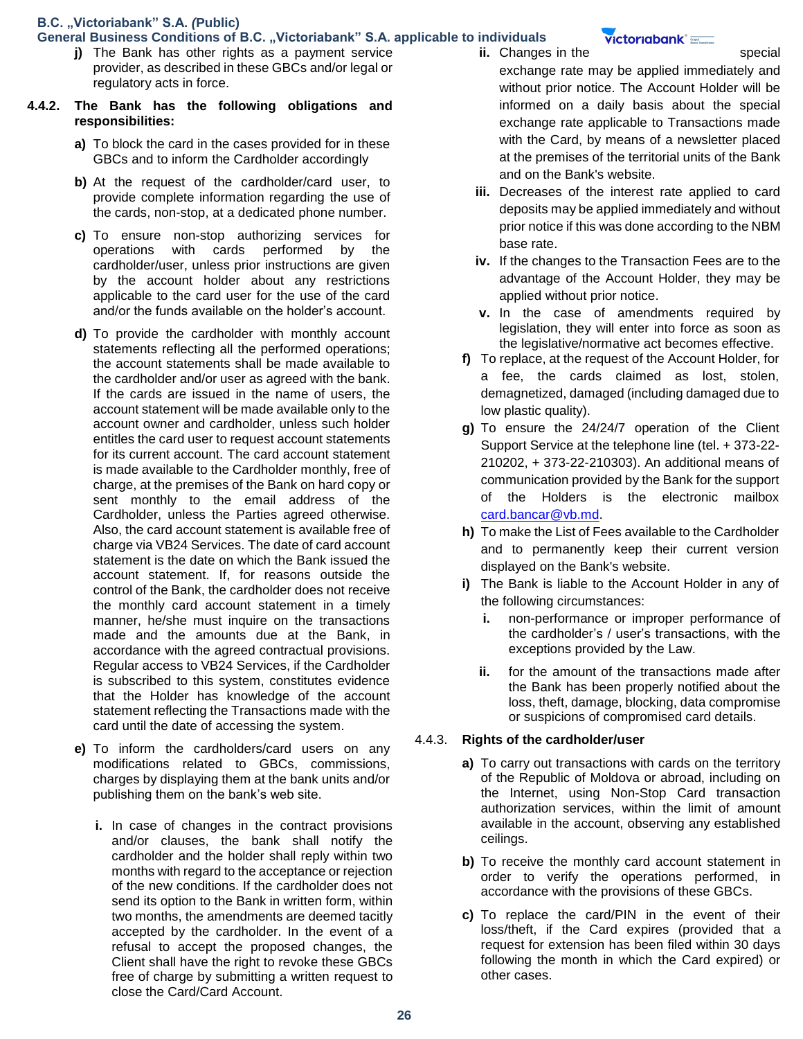**j)** The Bank has other rights as a payment service provider, as described in these GBCs and/or legal or regulatory acts in force.

**4.4.2. The Bank has the following obligations and responsibilities:**

**a)** To block the card in the cases provided for in these GBCs and to inform the Cardholder accordingly

**b)** At the request of the cardholder/card user, to provide complete information regarding the use of the cards, non-stop, at a dedicated phone number.

**c)** To ensure non-stop authorizing services for operations with cards performed by the cardholder/user, unless prior instructions are given by the account holder about any restrictions applicable to the card user for the use of the card and/or the funds available on the holder's account.

**d)** To provide the cardholder with monthly account statements reflecting all the performed operations; the account statements shall be made available to the cardholder and/or user as agreed with the bank. If the cards are issued in the name of users, the account statement will be made available only to the account owner and cardholder, unless such holder entitles the card user to request account statements for its current account. The card account statement is made available to the Cardholder monthly, free of charge, at the premises of the Bank on hard copy or sent monthly to the email address of the Cardholder, unless the Parties agreed otherwise. Also, the card account statement is available free of charge via VB24 Services. The date of card account statement is the date on which the Bank issued the account statement. If, for reasons outside the control of the Bank, the cardholder does not receive the monthly card account statement in a timely manner, he/she must inquire on the transactions made and the amounts due at the Bank, in accordance with the agreed contractual provisions. Regular access to VB24 Services, if the Cardholder is subscribed to this system, constitutes evidence that the Holder has knowledge of the account statement reflecting the Transactions made with the card until the date of accessing the system.

**e)** To inform the cardholders/card users on any modifications related to GBCs, commissions, charges by displaying them at the bank units and/or publishing them on the bank's web site.

**i.** In case of changes in the contract provisions and/or clauses, the bank shall notify the cardholder and the holder shall reply within two months with regard to the acceptance or rejection of the new conditions. If the cardholder does not send its option to the Bank in written form, within two months, the amendments are deemed tacitly accepted by the cardholder. In the event of a refusal to accept the proposed changes, the Client shall have the right to revoke these GBCs free of charge by submitting a written request to close the Card/Card Account.

**ii.** Changes in the special exchange rate may be applied immediately and without prior notice. The Account Holder will be informed on a daily basis about the special exchange rate applicable to Transactions made with the Card, by means of a newsletter placed at the premises of the territorial units of the Bank and on the Bank's website.

**iii.** Decreases of the interest rate applied to card deposits may be applied immediately and without prior notice if this was done according to the NBM base rate.

**iv.** If the changes to the Transaction Fees are to the advantage of the Account Holder, they may be applied without prior notice.

**v.** In the case of amendments required by legislation, they will enter into force as soon as the legislative/normative act becomes effective.

**f)** To replace, at the request of the Account Holder, for a fee, the cards claimed as lost, stolen, demagnetized, damaged (including damaged due to low plastic quality).

**g)** To ensure the 24/24/7 operation of the Client Support Service at the telephone line (tel. + 373-22-210202, + 373-22-210303). An additional means of communication provided by the Bank for the support of the Holders is the electronic mailbox card.bancar@vb.md.

**h)** To make the List of Fees available to the Cardholder and to permanently keep their current version displayed on the Bank's website.

**i)** The Bank is liable to the Account Holder in any of the following circumstances:

**i.** non-performance or improper performance of the cardholder's / user's transactions, with the exceptions provided by the Law.

**ii.** for the amount of the transactions made after the Bank has been properly notified about the loss, theft, damage, data compromise blocking, or suspicions of compromised card details.

**4.4.3. Rights of the cardholder/user**

**a)** To carry out transactions with cards on the territory of the Republic of Moldova or abroad, including on the Internet, using Non-Stop Card transaction authorization services, within the limit of amount available in the account, observing any established ceilings.

**b)** To receive the monthly card account statement in order to verify the operations performed, in accordance with the provisions of these GBCs.

**c)** To replace the card/PIN in the event of their loss/theft, if the Card expires (provided that a request for extension has been filed within 30 days following the month in which the Card expired) or other cases.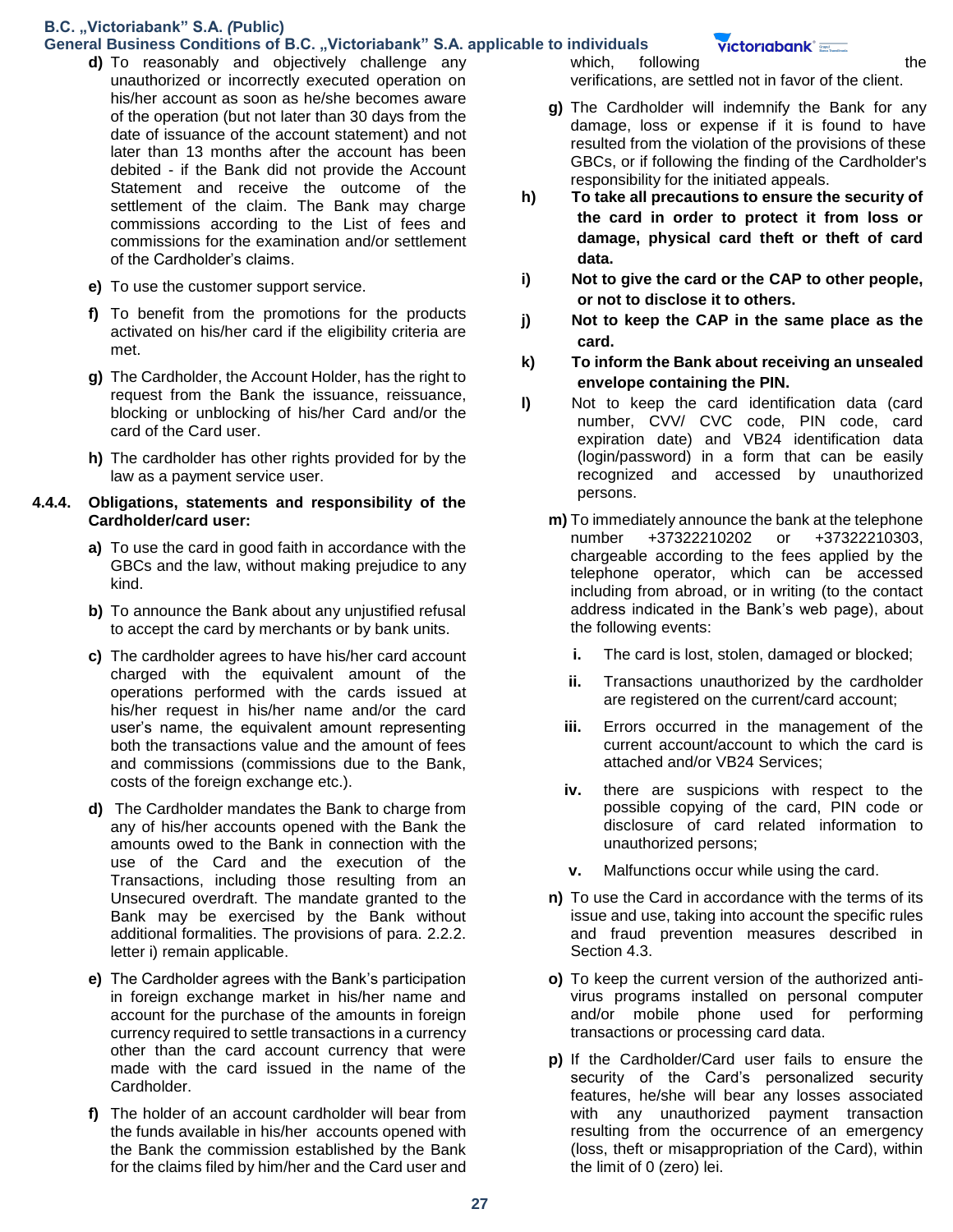**d)** To reasonably and objectively challenge any unauthorized or incorrectly executed operation on his/her account as soon as he/she becomes aware of the operation (but not later than 30 days from the date of issuance of the account statement) and not later than 13 months after the account has been debited - if the Bank did not provide the Account Statement and receive the outcome of the settlement of the claim. The Bank may charge commissions according to the List of fees and commissions for the examination and/or settlement of the Cardholder's claims.

**e)** To use the customer support service.

**f)** To benefit from the promotions for the products activated on his/her card if the eligibility criteria are met.

**g)** The Cardholder, the Account Holder, has the right to request from the Bank the issuance, reissuance, blocking or unblocking of his/her Card and/or the card of the Card user.

**h)** The cardholder has other rights provided for by the law as a payment service user.

**4.4.4. Obligations, statements and responsibility of the Cardholder/card user:**

**a)** To use the card in good faith in accordance with the GBCs and the law, without making prejudice to any kind.

**b)** To announce the Bank about any unjustified refusal to accept the card by merchants or by bank units.

**c)** The cardholder agrees to have his/her card account charged with the equivalent amount of the operations performed with the cards issued at his/her request in his/her name and/or the card user's name, the equivalent amount representing both the transactions value and the amount of fees and commissions (commissions due to the Bank, costs of the foreign exchange etc.).

**d)** The Cardholder mandates the Bank to charge from any of his/her accounts opened with the Bank the amounts owed to the Bank in connection with the use of the Card and the execution of the Transactions, including those resulting from an Unsecured overdraft. The mandate granted to the Bank may be exercised by the Bank without additional formalities. The provisions of para. 2.2.2. letter i) remain applicable.

**e)** The Cardholder agrees with the Bank's participation in foreign exchange market in his/her name and account for the purchase of the amounts in foreign currency required to settle transactions in a currency other than the card account currency that were made with the card issued in the name of the Cardholder.

**f)** The holder of an account cardholder will bear from the funds available in his/her accounts opened with the Bank the commission established by the Bank for the claims filed by him/her and the Card user and which, following the verifications, are settled not in favor of the client.

**g)** The Cardholder will indemnify the Bank for any damage, loss or expense if it is found to have resulted from the violation of the provisions of these GBCs, or if following the finding of the Cardholder's responsibility for the initiated appeals.

**h) To take all precautions to ensure the security of the card in order to protect it from loss or damage, physical card theft or theft of card data.**

**i) Not to give the card or the CAP to other people, or not to disclose it to others.**

**j) Not to keep the CAP in the same place as the card.**

**k) To inform the Bank about receiving an unsealed envelope containing the PIN.**

**l)** Not to keep the card identification data (card number, CVV/ CVC code, PIN code, card expiration date) and VB24 identification data (login/password) in a form that can be easily recognized and accessed by unauthorized persons.

**m)** To immediately announce the bank at the telephone number +37322210202 or +37322210303, chargeable according to the fees applied by the telephone operator, which can be accessed including from abroad, or in writing (to the contact address indicated in the Bank's web page), about the following events:

- **i.** The card is lost, stolen, damaged or blocked;
- **ii.** Transactions unauthorized by the cardholder are registered on the current/card account;
- **iii.** Errors occurred in the management of the current account/account to which the card is attached and/or VB24 Services;
- **iv.** there are suspicions with respect to the possible copying of the card, PIN code or disclosure of card related information to unauthorized persons;
- **v.** Malfunctions occur while using the card.

**n)** To use the Card in accordance with the terms of its issue and use, taking into account the specific rules and fraud prevention measures described in Section 4.3.

**o)** To keep the current version of the authorized anti-virus programs installed on personal computer and/or mobile phone used for performing transactions or processing card data.

**p)** If the Cardholder/Card user fails to ensure the security of the Card's personalized security features, he/she will bear any losses associated with any unauthorized payment transaction resulting from the occurrence of an emergency (loss, theft or misappropriation of the Card), within the limit of 0 (zero) lei.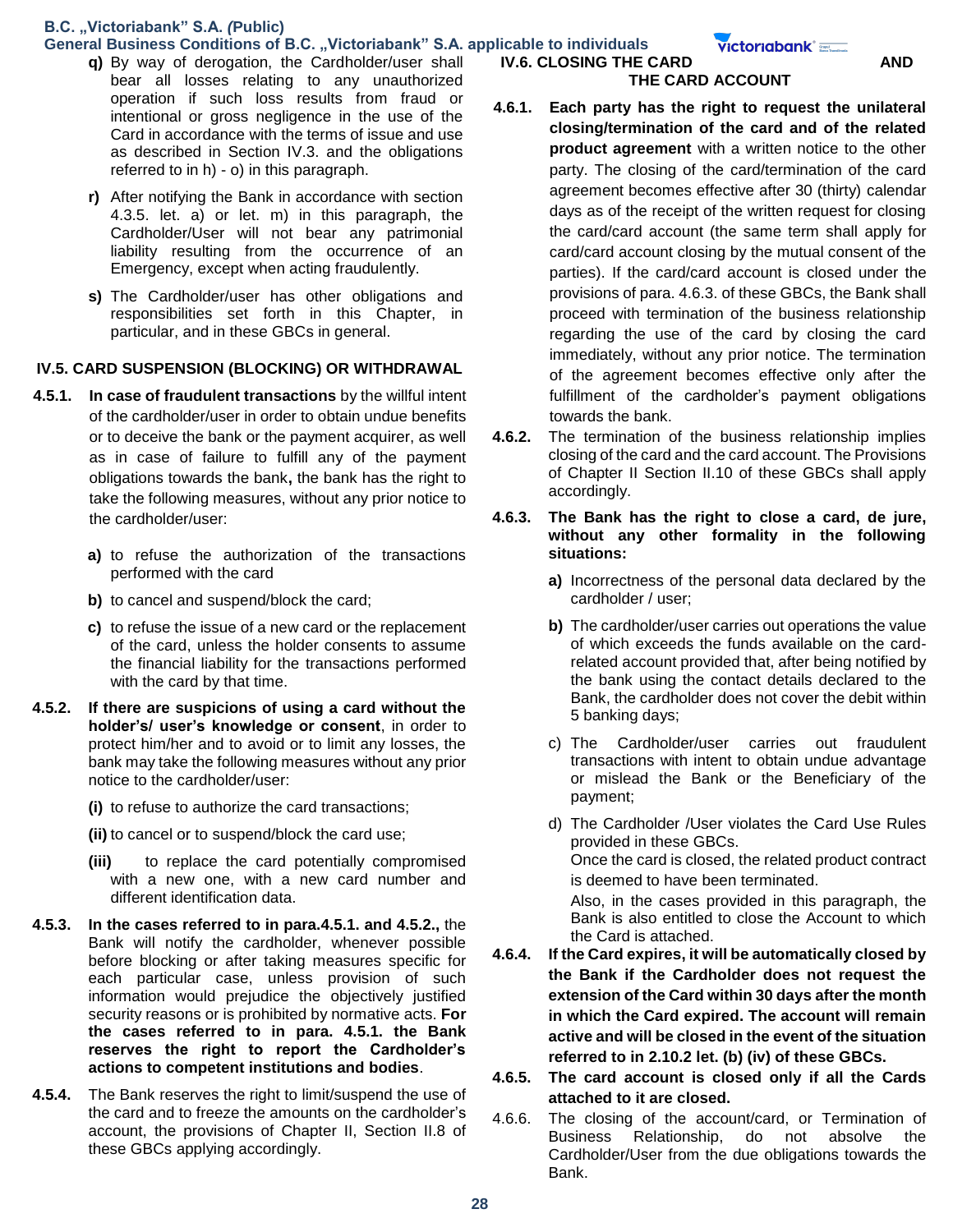- **q)** By way of derogation, the Cardholder/user shall bear all losses relating to any unauthorized operation if such loss results from fraud or intentional or gross negligence in the use of the Card in accordance with the terms of issue and use as described in Section IV.3. and the obligations referred to in h) - o) in this paragraph.
- **r)** After notifying the Bank in accordance with section 4.3.5. let. a) or let. m) in this paragraph, the Cardholder/User will not bear any patrimonial liability resulting from the occurrence of an Emergency, except when acting fraudulently.
- **s)** The Cardholder/user has other obligations and responsibilities set forth in this Chapter, in particular, and in these GBCs in general.

## IV.5. CARD SUSPENSION (BLOCKING) OR WITHDRAWAL

**4.5.1.** **In case of fraudulent transactions** by the willful intent of the cardholder/user in order to obtain undue benefits or to deceive the bank or the payment acquirer, as well as in case of failure to fulfill any of the payment obligations towards the bank**,** the bank has the right to take the following measures, without any prior notice to the cardholder/user:

- **a)** to refuse the authorization of the transactions performed with the card
- **b)** to cancel and suspend/block the card;
- **c)** to refuse the issue of a new card or the replacement of the card, unless the holder consents to assume the financial liability for the transactions performed with the card by that time.

**4.5.2.** **If there are suspicions of using a card without the holder's/ user's knowledge or consent**, in order to protect him/her and to avoid or to limit any losses, the bank may take the following measures without any prior notice to the cardholder/user:

- **(i)** to refuse to authorize the card transactions;
- **(ii)** to cancel or to suspend/block the card use;
- **(iii)** to replace the card potentially compromised with a new one, with a new card number and different identification data.

**4.5.3.** **In the cases referred to in para.4.5.1. and 4.5.2.,** the Bank will notify the cardholder, whenever possible before blocking or after taking measures specific for each particular case, unless provision of such information would prejudice the objectively justified security reasons or is prohibited by normative acts. **For the cases referred to in para. 4.5.1. the Bank reserves the right to report the Cardholder's actions to competent institutions and bodies**.

**4.5.4.** The Bank reserves the right to limit/suspend the use of the card and to freeze the amounts on the cardholder's account, the provisions of Chapter II, Section II.8 of these GBCs applying accordingly.

## IV.6. CLOSING THE CARD AND THE CARD ACCOUNT

**4.6.1.** **Each party has the right to request the unilateral closing/termination of the card and of the related product agreement** with a written notice to the other party. The closing of the card/termination of the card agreement becomes effective after 30 (thirty) calendar days as of the receipt of the written request for closing the card/card account (the same term shall apply for card/card account closing by the mutual consent of the parties). If the card/card account is closed under the provisions of para. 4.6.3. of these GBCs, the Bank shall proceed with termination of the business relationship regarding the use of the card by closing the card immediately, without any prior notice. The termination of the agreement becomes effective only after the fulfillment of the cardholder's payment obligations towards the bank.

**4.6.2.** The termination of the business relationship implies closing of the card and the card account. The Provisions of Chapter II Section II.10 of these GBCs shall apply accordingly.

**4.6.3.** **The Bank has the right to close a card, de jure, without any other formality in the following situations:**

- **a)** Incorrectness of the personal data declared by the cardholder / user;
- **b)** The cardholder/user carries out operations the value of which exceeds the funds available on the card-related account provided that, after being notified by the bank using the contact details declared to the Bank, the cardholder does not cover the debit within 5 banking days;
- c) The Cardholder/user carries out fraudulent transactions with intent to obtain undue advantage or mislead the Bank or the Beneficiary of the payment;
- d) The Cardholder /User violates the Card Use Rules provided in these GBCs.

  Once the card is closed, the related product contract is deemed to have been terminated.

  Also, in the cases provided in this paragraph, the Bank is also entitled to close the Account to which the Card is attached.

**4.6.4.** **If the Card expires, it will be automatically closed by the Bank if the Cardholder does not request the extension of the Card within 30 days after the month in which the Card expired. The account will remain active and will be closed in the event of the situation referred to in 2.10.2 let. (b) (iv) of these GBCs.**

**4.6.5.** **The card account is closed only if all the Cards attached to it are closed.**

4.6.6. The closing of the account/card, or Termination of Business Relationship, do not absolve the Cardholder/User from the due obligations towards the Bank.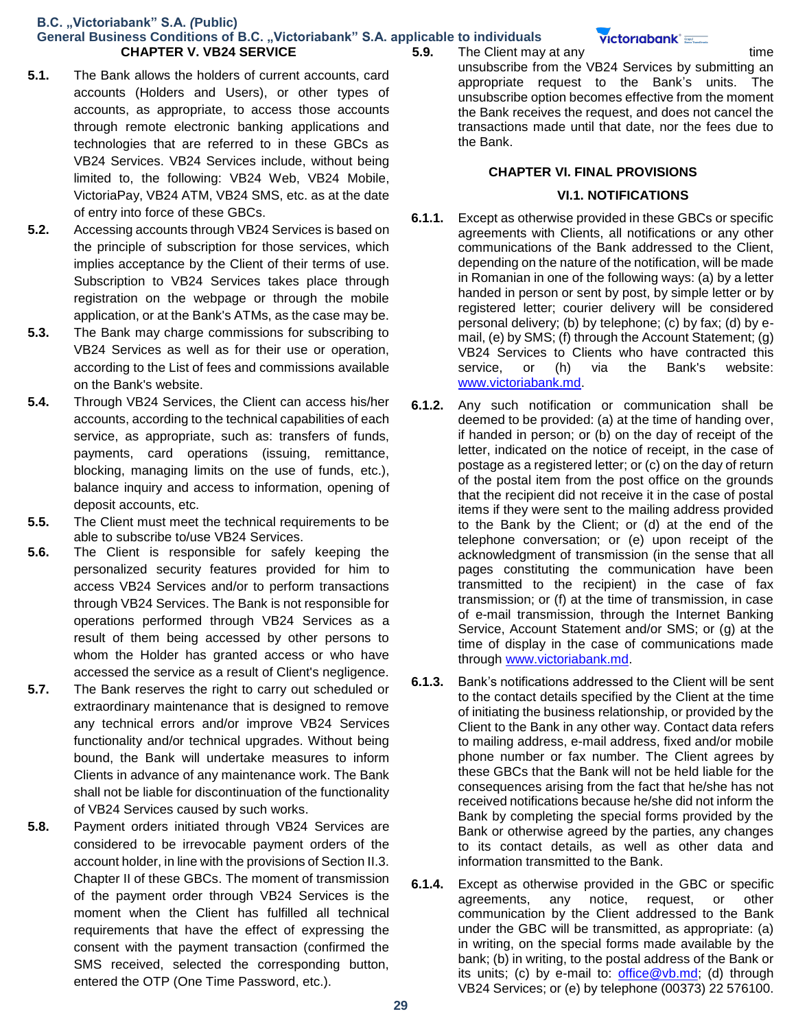## CHAPTER V. VB24 SERVICE

**5.1.** The Bank allows the holders of current accounts, card accounts (Holders and Users), or other types of accounts, as appropriate, to access those accounts through remote electronic banking applications and technologies that are referred to in these GBCs as VB24 Services. VB24 Services include, without being limited to, the following: VB24 Web, VB24 Mobile, VictoriaPay, VB24 ATM, VB24 SMS, etc. as at the date of entry into force of these GBCs.

**5.2.** Accessing accounts through VB24 Services is based on the principle of subscription for those services, which implies acceptance by the Client of their terms of use. Subscription to VB24 Services takes place through registration on the webpage or through the mobile application, or at the Bank's ATMs, as the case may be.

**5.3.** The Bank may charge commissions for subscribing to VB24 Services as well as for their use or operation, according to the List of fees and commissions available on the Bank's website.

**5.4.** Through VB24 Services, the Client can access his/her accounts, according to the technical capabilities of each service, as appropriate, such as: transfers of funds, payments, card operations (issuing, remittance, blocking, managing limits on the use of funds, etc.), balance inquiry and access to information, opening of deposit accounts, etc.

**5.5.** The Client must meet the technical requirements to be able to subscribe to/use VB24 Services.

**5.6.** The Client is responsible for safely keeping the personalized security features provided for him to access VB24 Services and/or to perform transactions through VB24 Services. The Bank is not responsible for operations performed through VB24 Services as a result of them being accessed by other persons to whom the Holder has granted access or who have accessed the service as a result of Client's negligence.

**5.7.** The Bank reserves the right to carry out scheduled or extraordinary maintenance that is designed to remove any technical errors and/or improve VB24 Services functionality and/or technical upgrades. Without being bound, the Bank will undertake measures to inform Clients in advance of any maintenance work. The Bank shall not be liable for discontinuation of the functionality of VB24 Services caused by such works.

**5.8.** Payment orders initiated through VB24 Services are considered to be irrevocable payment orders of the account holder, in line with the provisions of Section II.3. Chapter II of these GBCs. The moment of transmission of the payment order through VB24 Services is the moment when the Client has fulfilled all technical requirements that have the effect of expressing the consent with the payment transaction (confirmed the SMS received, selected the corresponding button, entered the OTP (One Time Password, etc.).

**5.9.** The Client may at any time unsubscribe from the VB24 Services by submitting an appropriate request to the Bank's units. The unsubscribe option becomes effective from the moment the Bank receives the request, and does not cancel the transactions made until that date, nor the fees due to the Bank.

## CHAPTER VI. FINAL PROVISIONS

### VI.1. NOTIFICATIONS

**6.1.1.** Except as otherwise provided in these GBCs or specific agreements with Clients, all notifications or any other communications of the Bank addressed to the Client, depending on the nature of the notification, will be made in Romanian in one of the following ways: (a) by a letter handed in person or sent by post, by simple letter or by registered letter; courier delivery will be considered personal delivery; (b) by telephone; (c) by fax; (d) by e-mail, (e) by SMS; (f) through the Account Statement; (g) VB24 Services to Clients who have contracted this service, or (h) via the Bank's website: www.victoriabank.md.

**6.1.2.** Any such notification or communication shall be deemed to be provided: (a) at the time of handing over, if handed in person; or (b) on the day of receipt of the letter, indicated on the notice of receipt, in the case of postage as a registered letter; or (c) on the day of return of the postal item from the post office on the grounds that the recipient did not receive it in the case of postal items if they were sent to the mailing address provided to the Bank by the Client; or (d) at the end of the telephone conversation; or (e) upon receipt of the acknowledgment of transmission (in the sense that all pages constituting the communication have been transmitted to the recipient) in the case of fax transmission; or (f) at the time of transmission, in case of e-mail transmission, through the Internet Banking Service, Account Statement and/or SMS; or (g) at the time of display in the case of communications made through www.victoriabank.md.

**6.1.3.** Bank's notifications addressed to the Client will be sent to the contact details specified by the Client at the time of initiating the business relationship, or provided by the Client to the Bank in any other way. Contact data refers to mailing address, e-mail address, fixed and/or mobile phone number or fax number. The Client agrees by these GBCs that the Bank will not be held liable for the consequences arising from the fact that he/she has not received notifications because he/she did not inform the Bank by completing the special forms provided by the Bank or otherwise agreed by the parties, any changes to its contact details, as well as other data and information transmitted to the Bank.

**6.1.4.** Except as otherwise provided in the GBC or specific agreements, any notice, request, or other communication by the Client addressed to the Bank under the GBC will be transmitted, as appropriate: (a) in writing, on the special forms made available by the bank; (b) in writing, to the postal address of the Bank or its units; (c) by e-mail to: office@vb.md; (d) through VB24 Services; or (e) by telephone (00373) 22 576100.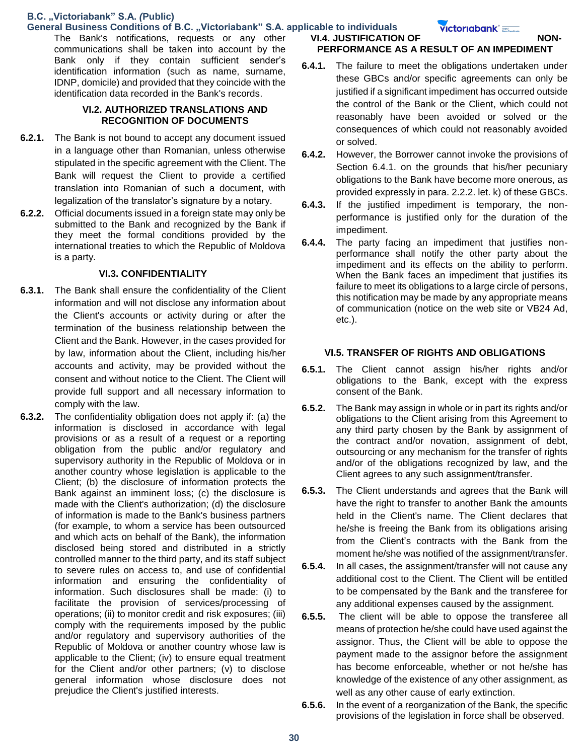The Bank's notifications, requests or any other communications shall be taken into account by the Bank only if they contain sufficient sender's identification information (such as name, surname, IDNP, domicile) and provided that they coincide with the identification data recorded in the Bank's records.

### VI.2. AUTHORIZED TRANSLATIONS AND RECOGNITION OF DOCUMENTS

**6.2.1.** The Bank is not bound to accept any document issued in a language other than Romanian, unless otherwise stipulated in the specific agreement with the Client. The Bank will request the Client to provide a certified translation into Romanian of such a document, with legalization of the translator's signature by a notary.

**6.2.2.** Official documents issued in a foreign state may only be submitted to the Bank and recognized by the Bank if they meet the formal conditions provided by the international treaties to which the Republic of Moldova is a party.

### VI.3. CONFIDENTIALITY

**6.3.1.** The Bank shall ensure the confidentiality of the Client information and will not disclose any information about the Client's accounts or activity during or after the termination of the business relationship between the Client and the Bank. However, in the cases provided for by law, information about the Client, including his/her accounts and activity, may be provided without the consent and without notice to the Client. The Client will provide full support and all necessary information to comply with the law.

**6.3.2.** The confidentiality obligation does not apply if: (a) the information is disclosed in accordance with legal provisions or as a result of a request or a reporting obligation from the public and/or regulatory and supervisory authority in the Republic of Moldova or in another country whose legislation is applicable to the Client; (b) the disclosure of information protects the Bank against an imminent loss; (c) the disclosure is made with the Client's authorization; (d) the disclosure of information is made to the Bank's business partners (for example, to whom a service has been outsourced and which acts on behalf of the Bank), the information disclosed being stored and distributed in a strictly controlled manner to the third party, and its staff subject to severe rules on access to, and use of confidential information and ensuring the confidentiality of information. Such disclosures shall be made: (i) to facilitate the provision of services/processing of operations; (ii) to monitor credit and risk exposures; (iii) comply with the requirements imposed by the public and/or regulatory and supervisory authorities of the Republic of Moldova or another country whose law is applicable to the Client; (iv) to ensure equal treatment for the Client and/or other partners; (v) to disclose general information whose disclosure does not prejudice the Client's justified interests.

### VI.4. JUSTIFICATION OF NON-PERFORMANCE AS A RESULT OF AN IMPEDIMENT

**6.4.1.** The failure to meet the obligations undertaken under these GBCs and/or specific agreements can only be justified if a significant impediment has occurred outside the control of the Bank or the Client, which could not reasonably have been avoided or solved or the consequences of which could not reasonably avoided or solved.

**6.4.2.** However, the Borrower cannot invoke the provisions of Section 6.4.1. on the grounds that his/her pecuniary obligations to the Bank have become more onerous, as provided expressly in para. 2.2.2. let. k) of these GBCs.

**6.4.3.** If the justified impediment is temporary, the non-performance is justified only for the duration of the impediment.

**6.4.4.** The party facing an impediment that justifies non-performance shall notify the other party about the impediment and its effects on the ability to perform. When the Bank faces an impediment that justifies its failure to meet its obligations to a large circle of persons, this notification may be made by any appropriate means of communication (notice on the web site or VB24 Ad, etc.).

### VI.5. TRANSFER OF RIGHTS AND OBLIGATIONS

**6.5.1.** The Client cannot assign his/her rights and/or obligations to the Bank, except with the express consent of the Bank.

**6.5.2.** The Bank may assign in whole or in part its rights and/or obligations to the Client arising from this Agreement to any third party chosen by the Bank by assignment of the contract and/or novation, assignment of debt, outsourcing or any mechanism for the transfer of rights and/or of the obligations recognized by law, and the Client agrees to any such assignment/transfer.

**6.5.3.** The Client understands and agrees that the Bank will have the right to transfer to another Bank the amounts held in the Client's name. The Client declares that he/she is freeing the Bank from its obligations arising from the Client's contracts with the Bank from the moment he/she was notified of the assignment/transfer.

**6.5.4.** In all cases, the assignment/transfer will not cause any additional cost to the Client. The Client will be entitled to be compensated by the Bank and the transferee for any additional expenses caused by the assignment.

**6.5.5.** The client will be able to oppose the transferee all means of protection he/she could have used against the assignor. Thus, the Client will be able to oppose the payment made to the assignor before the assignment has become enforceable, whether or not he/she has knowledge of the existence of any other assignment, as well as any other cause of early extinction.

**6.5.6.** In the event of a reorganization of the Bank, the specific provisions of the legislation in force shall be observed.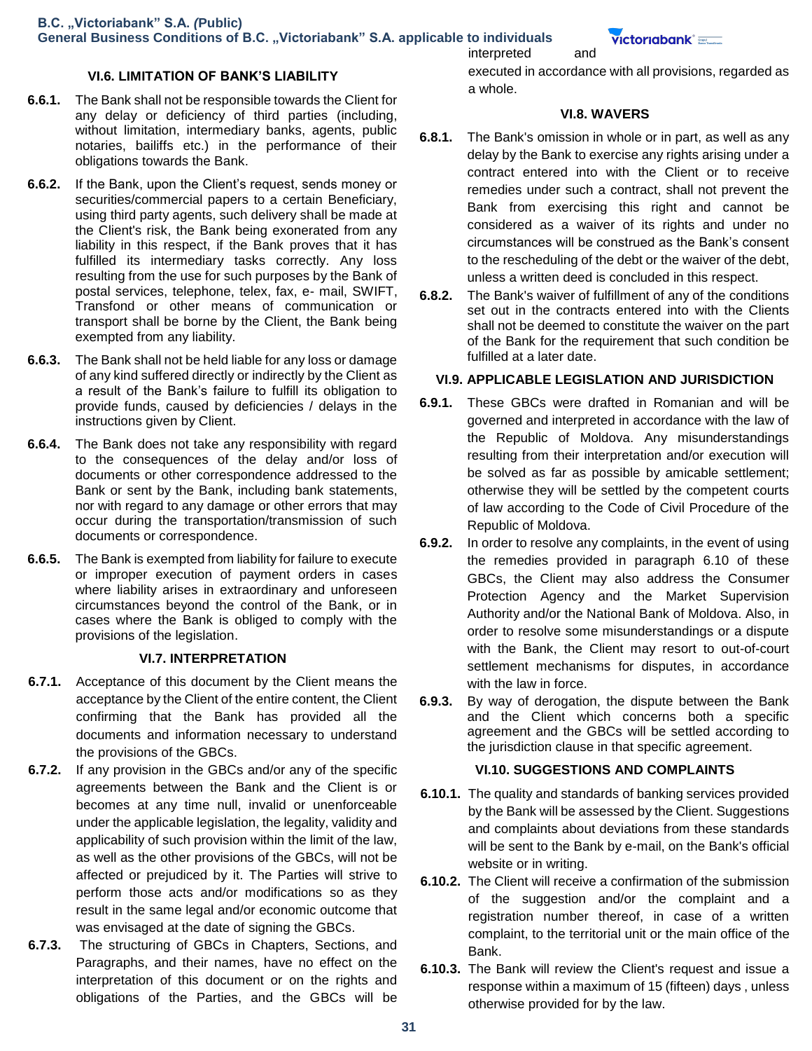### VI.6. LIMITATION OF BANK'S LIABILITY

**6.6.1.** The Bank shall not be responsible towards the Client for any delay or deficiency of third parties (including, without limitation, intermediary banks, agents, public notaries, bailiffs etc.) in the performance of their obligations towards the Bank.

**6.6.2.** If the Bank, upon the Client's request, sends money or securities/commercial papers to a certain Beneficiary, using third party agents, such delivery shall be made at the Client's risk, the Bank being exonerated from any liability in this respect, if the Bank proves that it has fulfilled its intermediary tasks correctly. Any loss resulting from the use for such purposes by the Bank of postal services, telephone, telex, fax, e- mail, SWIFT, Transfond or other means of communication or transport shall be borne by the Client, the Bank being exempted from any liability.

**6.6.3.** The Bank shall not be held liable for any loss or damage of any kind suffered directly or indirectly by the Client as a result of the Bank's failure to fulfill its obligation to provide funds, caused by deficiencies / delays in the instructions given by Client.

**6.6.4.** The Bank does not take any responsibility with regard to the consequences of the delay and/or loss of documents or other correspondence addressed to the Bank or sent by the Bank, including bank statements, nor with regard to any damage or other errors that may occur during the transportation/transmission of such documents or correspondence.

**6.6.5.** The Bank is exempted from liability for failure to execute or improper execution of payment orders in cases where liability arises in extraordinary and unforeseen circumstances beyond the control of the Bank, or in cases where the Bank is obliged to comply with the provisions of the legislation.

### VI.7. INTERPRETATION

**6.7.1.** Acceptance of this document by the Client means the acceptance by the Client of the entire content, the Client confirming that the Bank has provided all the documents and information necessary to understand the provisions of the GBCs.

**6.7.2.** If any provision in the GBCs and/or any of the specific agreements between the Bank and the Client is or becomes at any time null, invalid or unenforceable under the applicable legislation, the legality, validity and applicability of such provision within the limit of the law, as well as the other provisions of the GBCs, will not be affected or prejudiced by it. The Parties will strive to perform those acts and/or modifications so as they result in the same legal and/or economic outcome that was envisaged at the date of signing the GBCs.

**6.7.3.** The structuring of GBCs in Chapters, Sections, and Paragraphs, and their names, have no effect on the interpretation of this document or on the rights and obligations of the Parties, and the GBCs will be interpreted and executed in accordance with all provisions, regarded as a whole.

### VI.8. WAVERS

**6.8.1.** The Bank's omission in whole or in part, as well as any delay by the Bank to exercise any rights arising under a contract entered into with the Client or to receive remedies under such a contract, shall not prevent the Bank from exercising this right and cannot be considered as a waiver of its rights and under no circumstances will be construed as the Bank's consent to the rescheduling of the debt or the waiver of the debt, unless a written deed is concluded in this respect.

**6.8.2.** The Bank's waiver of fulfillment of any of the conditions set out in the contracts entered into with the Clients shall not be deemed to constitute the waiver on the part of the Bank for the requirement that such condition be fulfilled at a later date.

### VI.9. APPLICABLE LEGISLATION AND JURISDICTION

**6.9.1.** These GBCs were drafted in Romanian and will be governed and interpreted in accordance with the law of the Republic of Moldova. Any misunderstandings resulting from their interpretation and/or execution will be solved as far as possible by amicable settlement; otherwise they will be settled by the competent courts of law according to the Code of Civil Procedure of the Republic of Moldova.

**6.9.2.** In order to resolve any complaints, in the event of using the remedies provided in paragraph 6.10 of these GBCs, the Client may also address the Consumer Protection Agency and the Market Supervision Authority and/or the National Bank of Moldova. Also, in order to resolve some misunderstandings or a dispute with the Bank, the Client may resort to out-of-court settlement mechanisms for disputes, in accordance with the law in force.

**6.9.3.** By way of derogation, the dispute between the Bank and the Client which concerns both a specific agreement and the GBCs will be settled according to the jurisdiction clause in that specific agreement.

### VI.10. SUGGESTIONS AND COMPLAINTS

**6.10.1.** The quality and standards of banking services provided by the Bank will be assessed by the Client. Suggestions and complaints about deviations from these standards will be sent to the Bank by e-mail, on the Bank's official website or in writing.

**6.10.2.** The Client will receive a confirmation of the submission of the suggestion and/or the complaint and a registration number thereof, in case of a written complaint, to the territorial unit or the main office of the Bank.

**6.10.3.** The Bank will review the Client's request and issue a response within a maximum of 15 (fifteen) days , unless otherwise provided for by the law.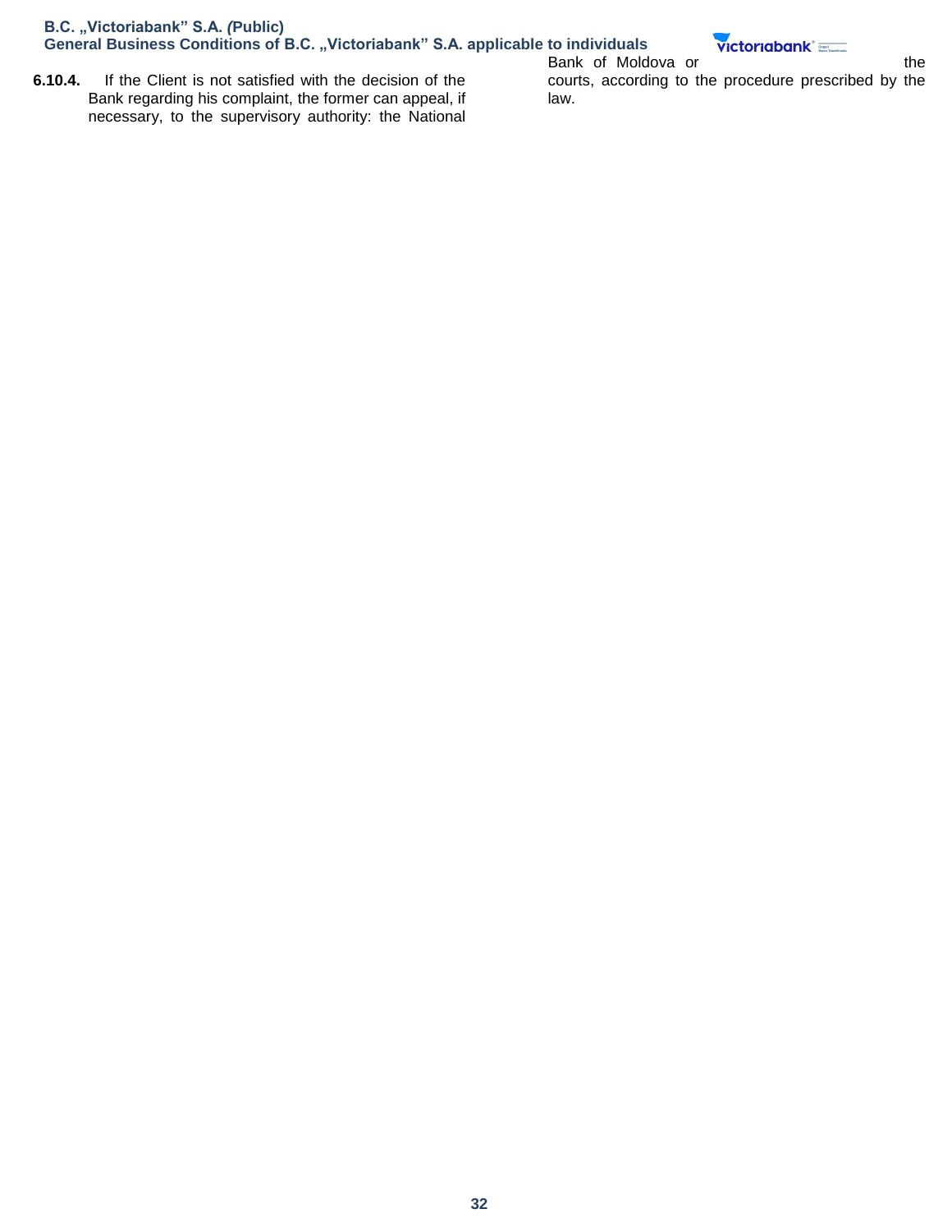**6.10.4.** If the Client is not satisfied with the decision of the Bank regarding his complaint, the former can appeal, if necessary, to the supervisory authority: the National Bank of Moldova or the courts, according to the procedure prescribed by the law.